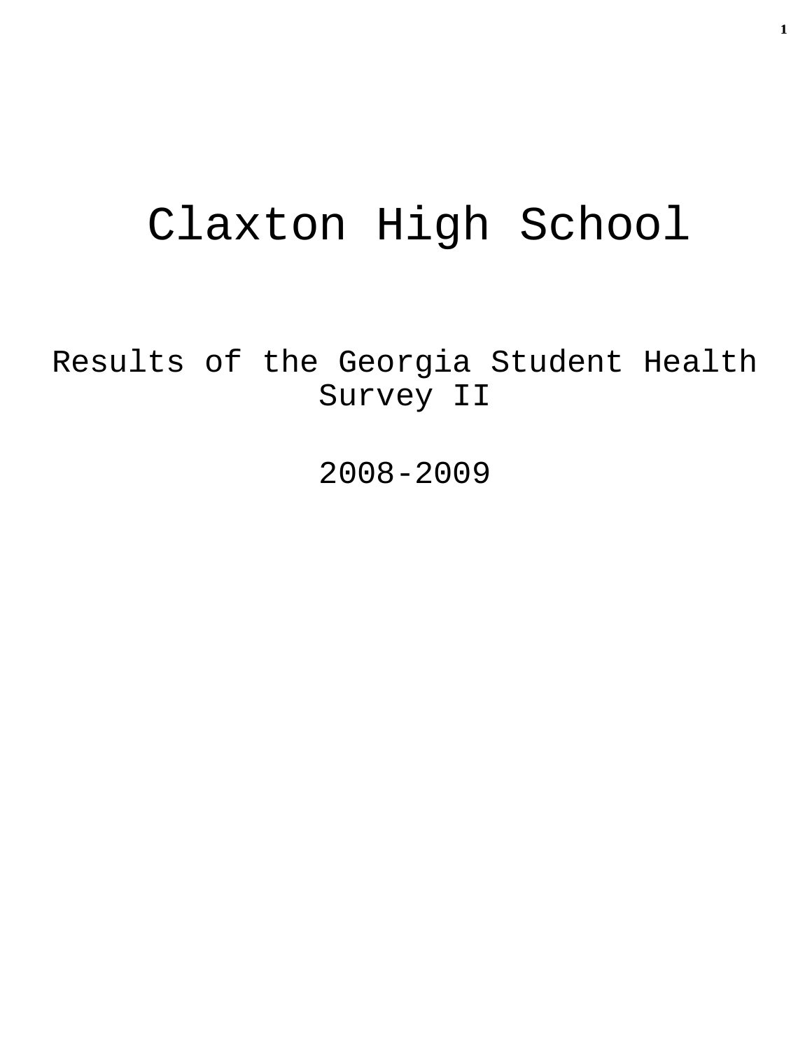# Claxton High School

## Results of the Georgia Student Health Survey II

## 2008-2009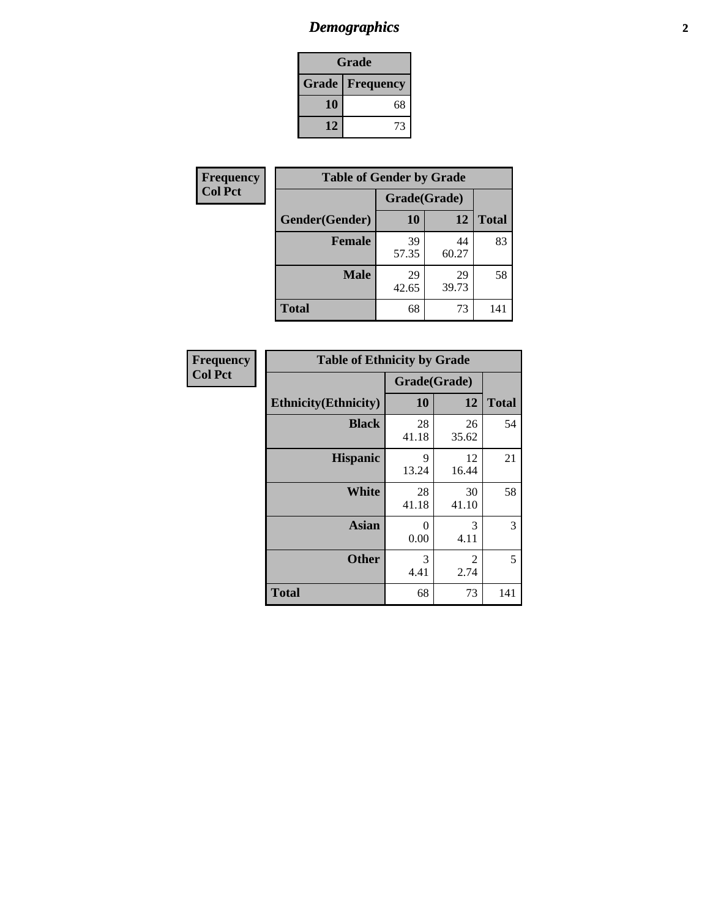# Demographics

| Grade | |
|---|---|
| **Grade** | **Frequency** |
| 10 | 68 |
| 12 | 73 |

**Frequency**
**Col Pct**

| Table of Gender by Grade | | | |
|---|---|---|---|
| | Grade(Grade) | | |
| Gender(Gender) | 10 | 12 | Total |
| Female | 39<br>57.35 | 44<br>60.27 | 83 |
| Male | 29<br>42.65 | 29<br>39.73 | 58 |
| Total | 68 | 73 | 141 |

**Frequency**
**Col Pct**

| Table of Ethnicity by Grade | | | |
|---|---|---|---|
| | Grade(Grade) | | |
| Ethnicity(Ethnicity) | 10 | 12 | Total |
| Black | 28<br>41.18 | 26<br>35.62 | 54 |
| Hispanic | 9<br>13.24 | 12<br>16.44 | 21 |
| White | 28<br>41.18 | 30<br>41.10 | 58 |
| Asian | 0<br>0.00 | 3<br>4.11 | 3 |
| Other | 3<br>4.41 | 2<br>2.74 | 5 |
| Total | 68 | 73 | 141 |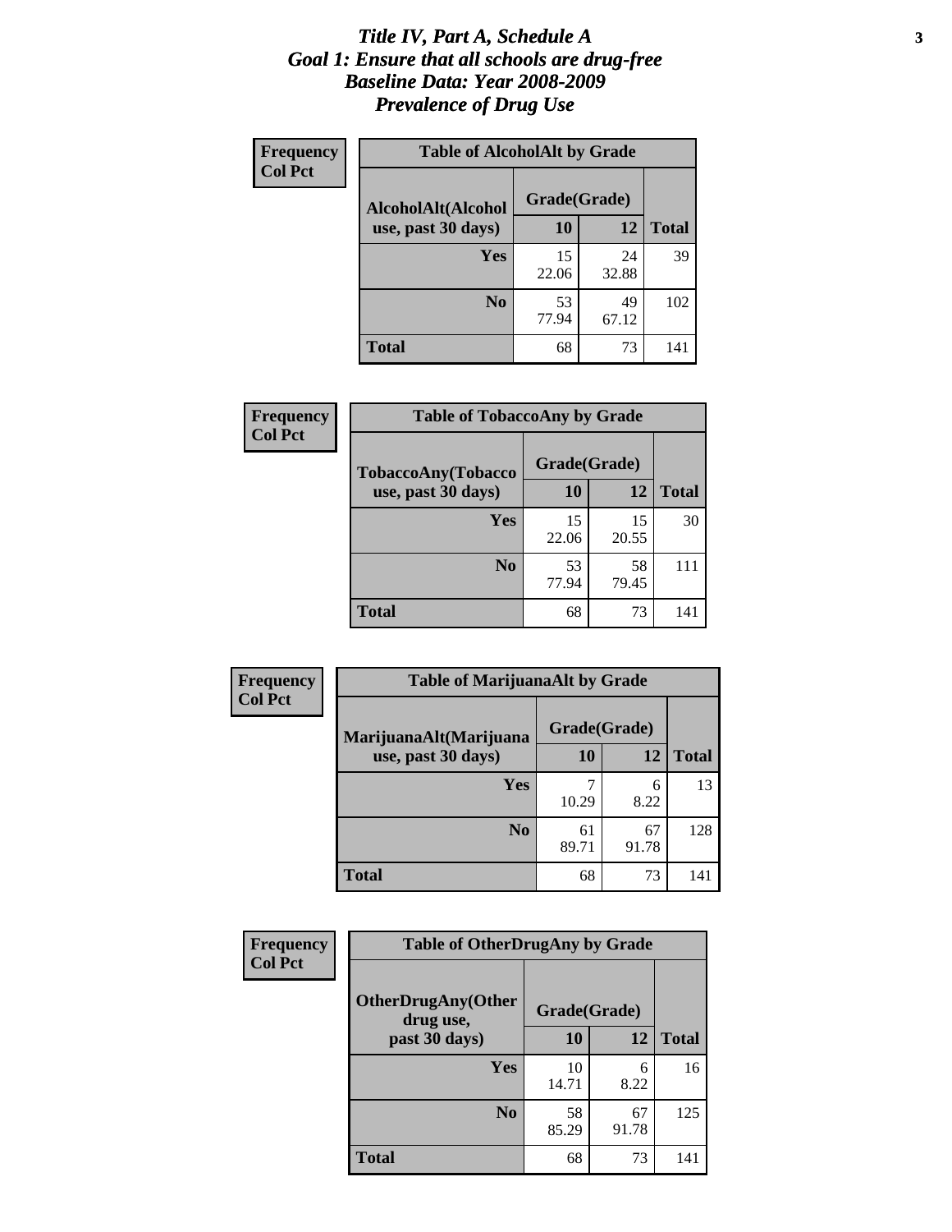# Title IV, Part A, Schedule A
## Goal 1: Ensure that all schools are drug-free
## Baseline Data: Year 2008-2009
## Prevalence of Drug Use

**Frequency**
**Col Pct**

**Table of AlcoholAlt by Grade**

| AlcoholAlt(Alcohol use, past 30 days) | Grade(Grade) 10 | 12 | Total |
|---|---|---|---|
| Yes | 15<br>22.06 | 24<br>32.88 | 39 |
| No | 53<br>77.94 | 49<br>67.12 | 102 |
| Total | 68 | 73 | 141 |

**Frequency**
**Col Pct**

**Table of TobaccoAny by Grade**

| TobaccoAny(Tobacco use, past 30 days) | Grade(Grade) 10 | 12 | Total |
|---|---|---|---|
| Yes | 15<br>22.06 | 15<br>20.55 | 30 |
| No | 53<br>77.94 | 58<br>79.45 | 111 |
| Total | 68 | 73 | 141 |

**Frequency**
**Col Pct**

**Table of MarijuanaAlt by Grade**

| MarijuanaAlt(Marijuana use, past 30 days) | Grade(Grade) 10 | 12 | Total |
|---|---|---|---|
| Yes | 7<br>10.29 | 6<br>8.22 | 13 |
| No | 61<br>89.71 | 67<br>91.78 | 128 |
| Total | 68 | 73 | 141 |

**Frequency**
**Col Pct**

**Table of OtherDrugAny by Grade**

| OtherDrugAny(Other drug use, past 30 days) | Grade(Grade) 10 | 12 | Total |
|---|---|---|---|
| Yes | 10<br>14.71 | 6<br>8.22 | 16 |
| No | 58<br>85.29 | 67<br>91.78 | 125 |
| Total | 68 | 73 | 141 |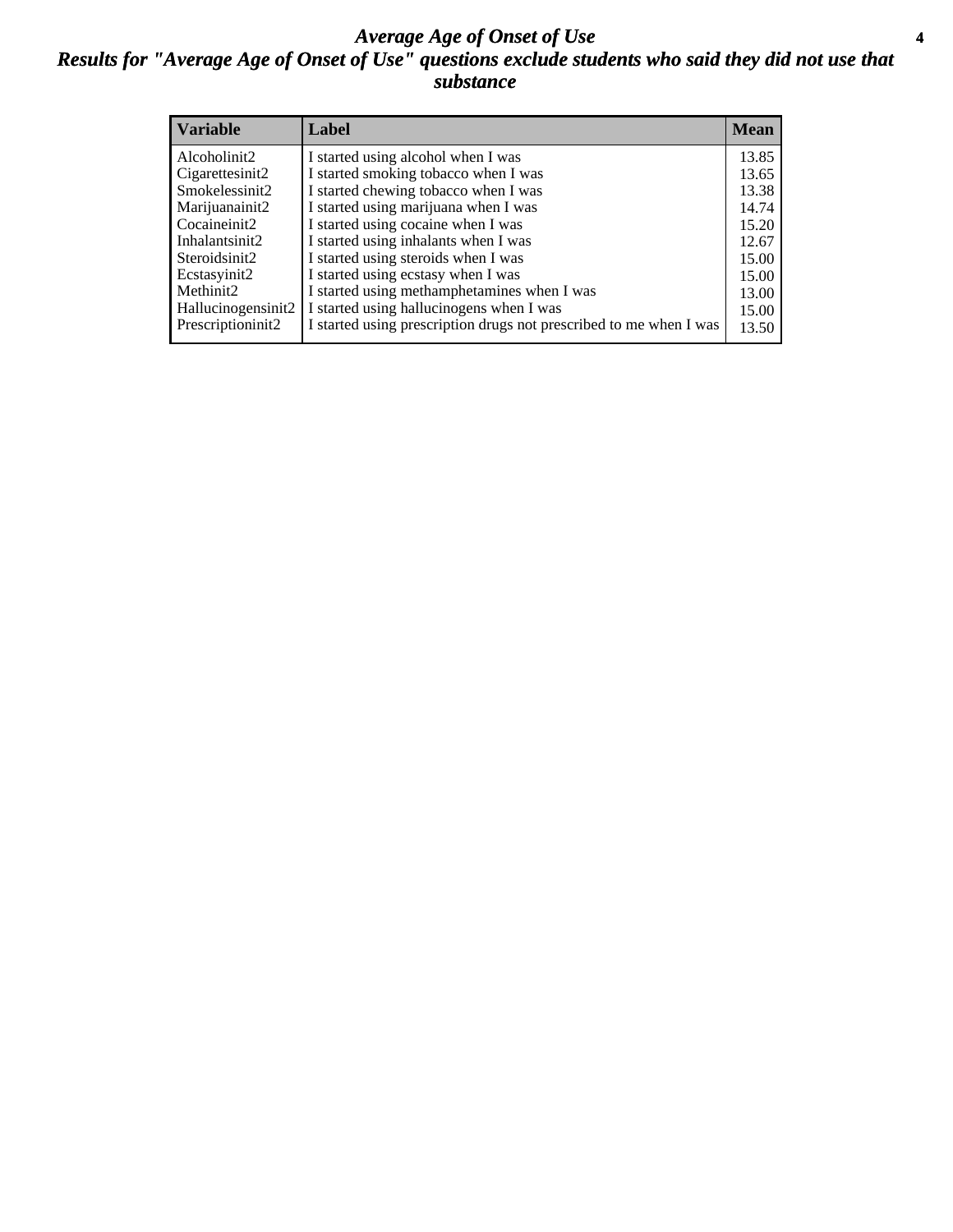# *Average Age of Onset of Use*

## *Results for "Average Age of Onset of Use" questions exclude students who said they did not use that substance*

| Variable | Label | Mean |
|---|---|---|
| Alcoholinit2 | I started using alcohol when I was | 13.85 |
| Cigarettesinit2 | I started smoking tobacco when I was | 13.65 |
| Smokelessinit2 | I started chewing tobacco when I was | 13.38 |
| Marijuanainit2 | I started using marijuana when I was | 14.74 |
| Cocaineinit2 | I started using cocaine when I was | 15.20 |
| Inhalantsinit2 | I started using inhalants when I was | 12.67 |
| Steroidsinit2 | I started using steroids when I was | 15.00 |
| Ecstasyinit2 | I started using ecstasy when I was | 15.00 |
| Methinit2 | I started using methamphetamines when I was | 13.00 |
| Hallucinogensinit2 | I started using hallucinogens when I was | 15.00 |
| Prescriptioninit2 | I started using prescription drugs not prescribed to me when I was | 13.50 |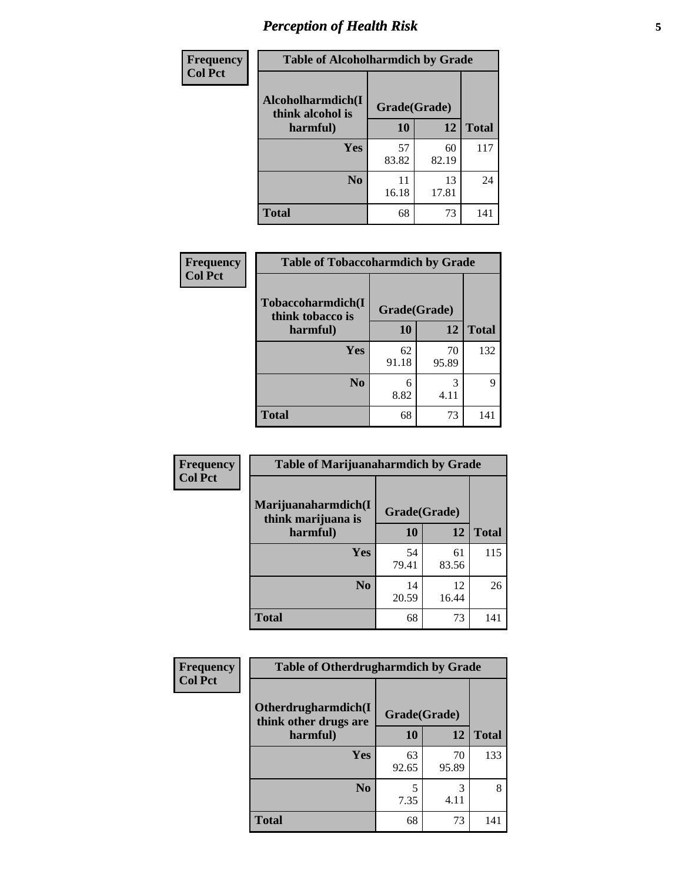## Perception of Health Risk

**Frequency**
**Col Pct**

**Table of Alcoholharmdich by Grade**

| Alcoholharmdich(I think alcohol is harmful) | Grade(Grade) 10 | 12 | Total |
|---|---|---|---|
| **Yes** | 57<br>83.82 | 60<br>82.19 | 117 |
| **No** | 11<br>16.18 | 13<br>17.81 | 24 |
| **Total** | 68 | 73 | 141 |

**Frequency**
**Col Pct**

**Table of Tobaccoharmdich by Grade**

| Tobaccoharmdich(I think tobacco is harmful) | Grade(Grade) 10 | 12 | Total |
|---|---|---|---|
| **Yes** | 62<br>91.18 | 70<br>95.89 | 132 |
| **No** | 6<br>8.82 | 3<br>4.11 | 9 |
| **Total** | 68 | 73 | 141 |

**Frequency**
**Col Pct**

**Table of Marijuanaharmdich by Grade**

| Marijuanaharmdich(I think marijuana is harmful) | Grade(Grade) 10 | 12 | Total |
|---|---|---|---|
| **Yes** | 54<br>79.41 | 61<br>83.56 | 115 |
| **No** | 14<br>20.59 | 12<br>16.44 | 26 |
| **Total** | 68 | 73 | 141 |

**Frequency**
**Col Pct**

**Table of Otherdrugharmdich by Grade**

| Otherdrugharmdich(I think other drugs are harmful) | Grade(Grade) 10 | 12 | Total |
|---|---|---|---|
| **Yes** | 63<br>92.65 | 70<br>95.89 | 133 |
| **No** | 5<br>7.35 | 3<br>4.11 | 8 |
| **Total** | 68 | 73 | 141 |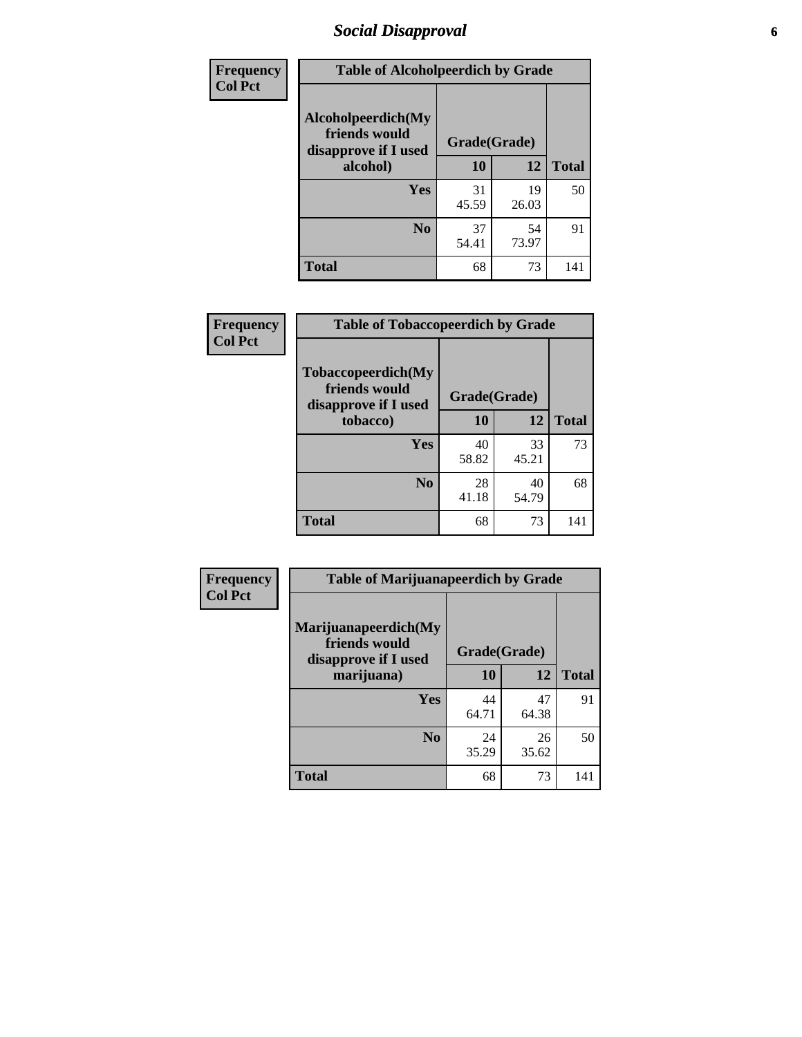## Social Disapproval

| Frequency<br>Col Pct | Table of Alcoholpeerdich by Grade | | |
|---|---|---|---|
| Alcoholpeerdich(My friends would disapprove if I used alcohol) | Grade(Grade) | | |
| | 10 | 12 | Total |
| Yes | 31<br>45.59 | 19<br>26.03 | 50 |
| No | 37<br>54.41 | 54<br>73.97 | 91 |
| Total | 68 | 73 | 141 |

| Frequency<br>Col Pct | Table of Tobaccopeerdich by Grade | | |
|---|---|---|---|
| Tobaccopeerdich(My friends would disapprove if I used tobacco) | Grade(Grade) | | |
| | 10 | 12 | Total |
| Yes | 40<br>58.82 | 33<br>45.21 | 73 |
| No | 28<br>41.18 | 40<br>54.79 | 68 |
| Total | 68 | 73 | 141 |

| Frequency<br>Col Pct | Table of Marijuanapeerdich by Grade | | |
|---|---|---|---|
| Marijuanapeerdich(My friends would disapprove if I used marijuana) | Grade(Grade) | | |
| | 10 | 12 | Total |
| Yes | 44<br>64.71 | 47<br>64.38 | 91 |
| No | 24<br>35.29 | 26<br>35.62 | 50 |
| Total | 68 | 73 | 141 |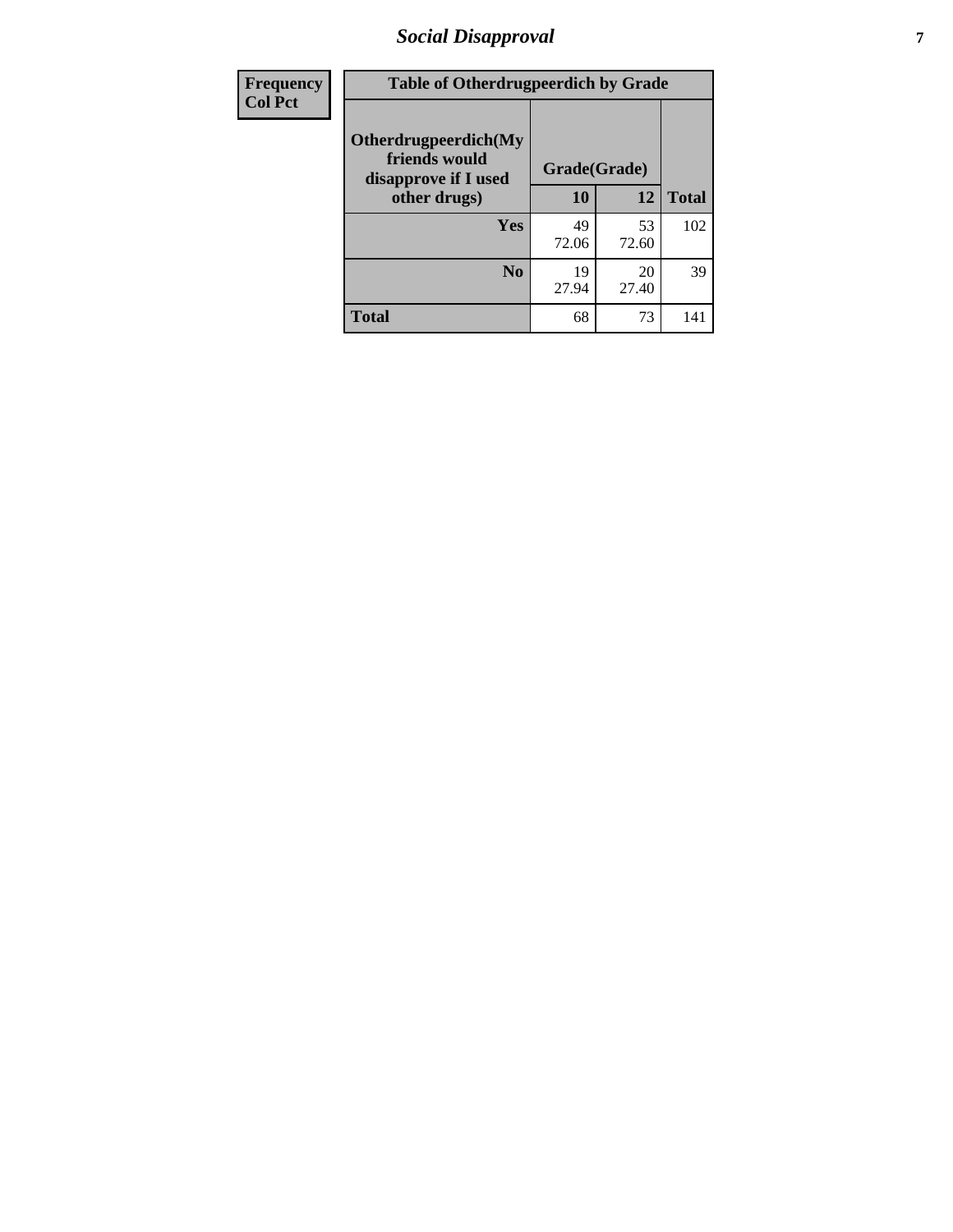# *Social Disapproval*

| Frequency<br>Col Pct |
|---|

| Table of Otherdrugpeerdich by Grade | | | |
|---|---|---|---|
| **Otherdrugpeerdich(My friends would disapprove if I used other drugs)** | **Grade(Grade)** | | |
| | **10** | **12** | **Total** |
| **Yes** | 49<br>72.06 | 53<br>72.60 | 102 |
| **No** | 19<br>27.94 | 20<br>27.40 | 39 |
| **Total** | 68 | 73 | 141 |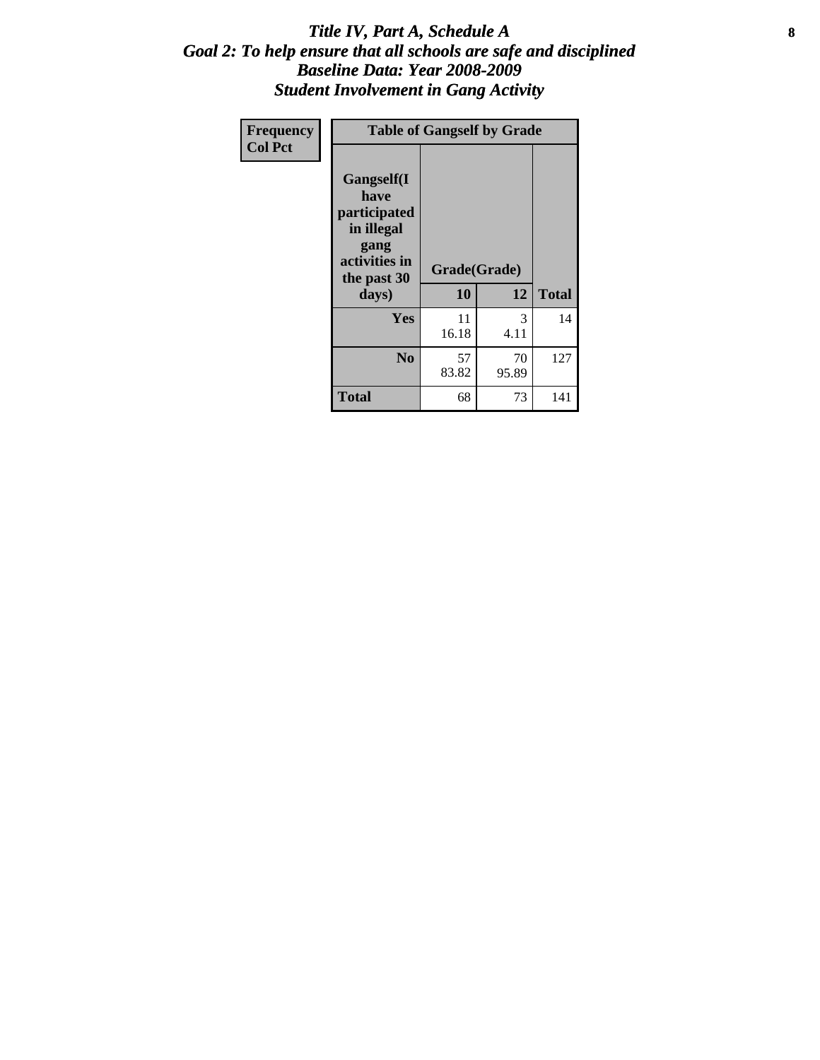# *Title IV, Part A, Schedule A*
## *Goal 2: To help ensure that all schools are safe and disciplined*
## *Baseline Data: Year 2008-2009*
## *Student Involvement in Gang Activity*

| Frequency<br>Col Pct | Table of Gangself by Grade | | | |
|---|---|---|---|---|
| | Gangself(I have participated in illegal gang activities in the past 30 days) | Grade(Grade) | | |
| | | 10 | 12 | Total |
| | Yes | 11<br>16.18 | 3<br>4.11 | 14 |
| | No | 57<br>83.82 | 70<br>95.89 | 127 |
| | Total | 68 | 73 | 141 |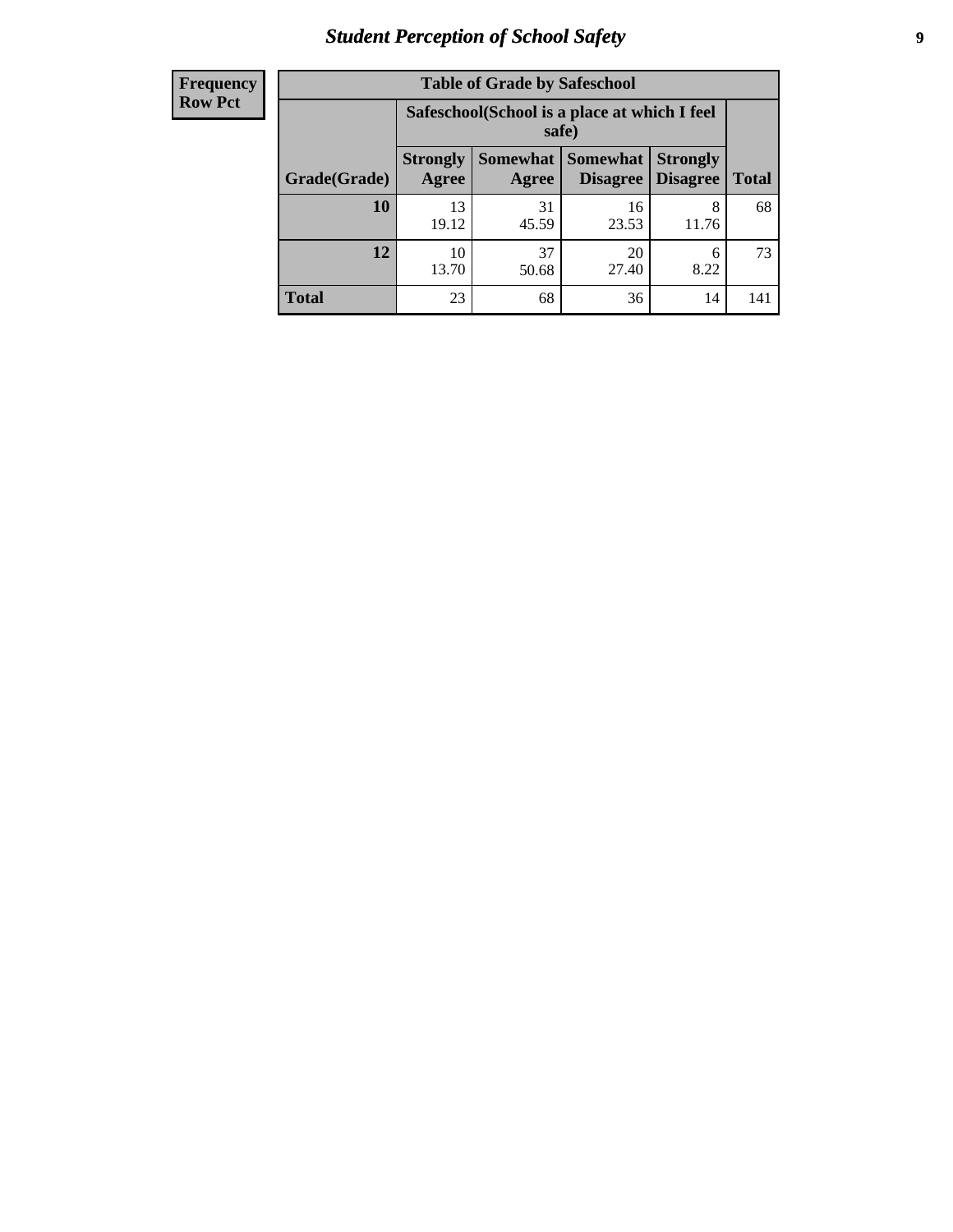| Frequency Row Pct | Table of Grade by Safeschool | | | | |
|---|---|---|---|---|---|
| | Safeschool(School is a place at which I feel safe) | | | | |
| Grade(Grade) | Strongly Agree | Somewhat Agree | Somewhat Disagree | Strongly Disagree | Total |
| 10 | 13<br>19.12 | 31<br>45.59 | 16<br>23.53 | 8<br>11.76 | 68 |
| 12 | 10<br>13.70 | 37<br>50.68 | 20<br>27.40 | 6<br>8.22 | 73 |
| Total | 23 | 68 | 36 | 14 | 141 |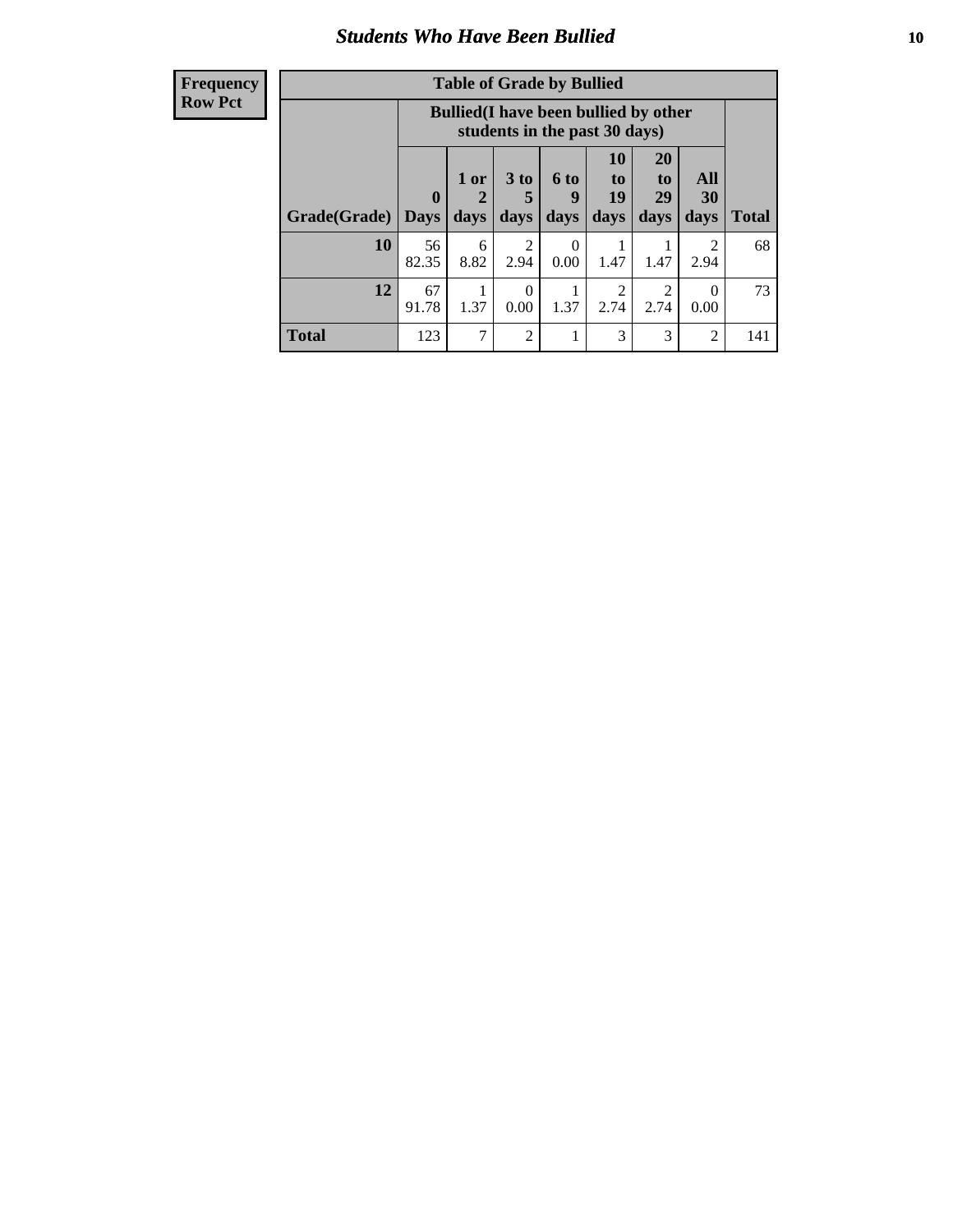## Students Who Have Been Bullied

| Frequency<br>Row Pct |
|---|

**Table of Grade by Bullied**

| Grade(Grade) | Bullied(I have been bullied by other students in the past 30 days) | | | | | | | Total |
|---|---|---|---|---|---|---|---|---|
| | 0 Days | 1 or 2 days | 3 to 5 days | 6 to 9 days | 10 to 19 days | 20 to 29 days | All 30 days | |
| **10** | 56<br>82.35 | 6<br>8.82 | 2<br>2.94 | 0<br>0.00 | 1<br>1.47 | 1<br>1.47 | 2<br>2.94 | 68 |
| **12** | 67<br>91.78 | 1<br>1.37 | 0<br>0.00 | 1<br>1.37 | 2<br>2.74 | 2<br>2.74 | 0<br>0.00 | 73 |
| **Total** | 123 | 7 | 2 | 1 | 3 | 3 | 2 | 141 |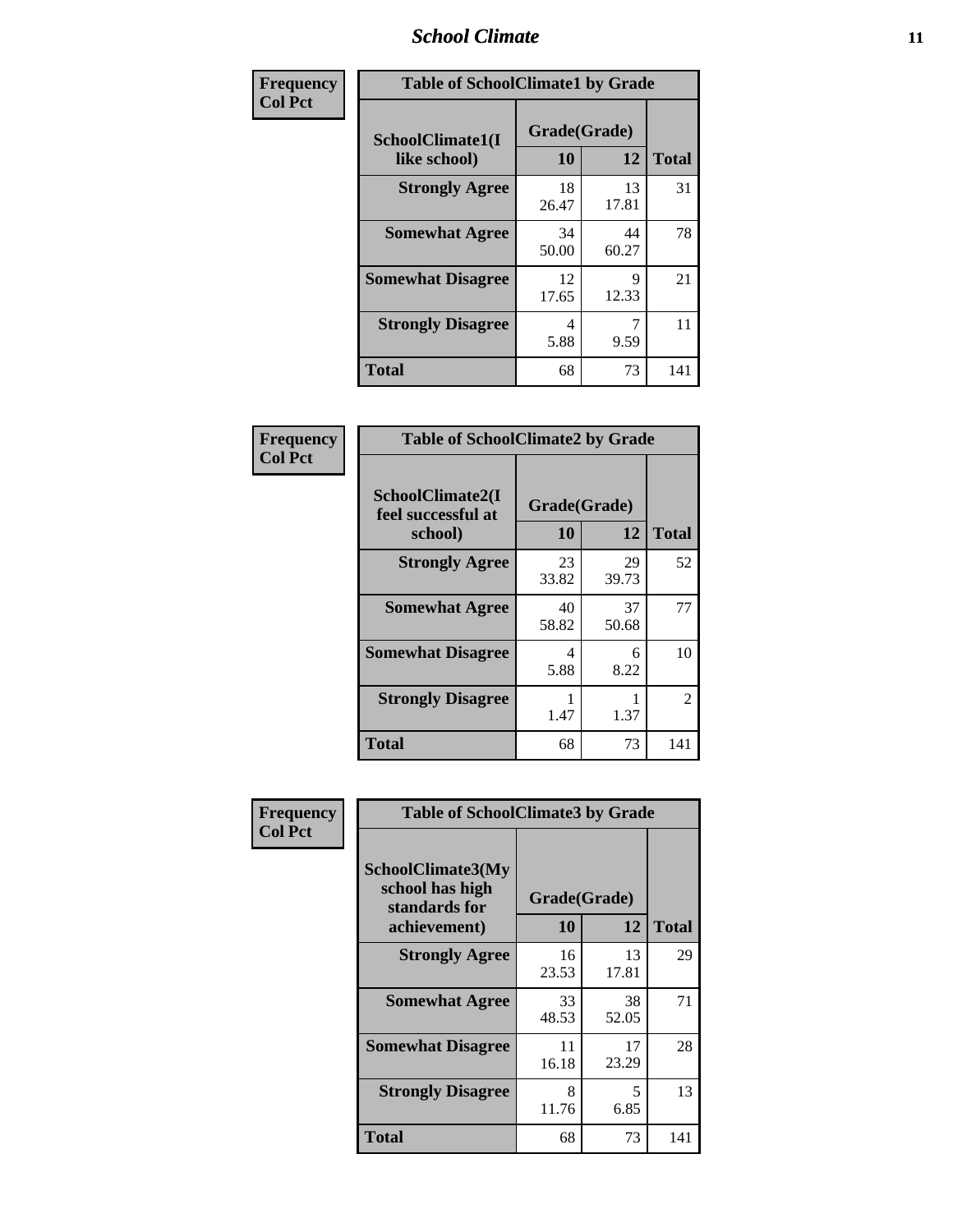| Frequency<br>Col Pct | Table of SchoolClimate1 by Grade | | |
|---|---|---|---|
| SchoolClimate1(I like school) | Grade(Grade) | | |
| | 10 | 12 | Total |
| Strongly Agree | 18<br>26.47 | 13<br>17.81 | 31 |
| Somewhat Agree | 34<br>50.00 | 44<br>60.27 | 78 |
| Somewhat Disagree | 12<br>17.65 | 9<br>12.33 | 21 |
| Strongly Disagree | 4<br>5.88 | 7<br>9.59 | 11 |
| Total | 68 | 73 | 141 |

| Frequency<br>Col Pct | Table of SchoolClimate2 by Grade | | |
|---|---|---|---|
| SchoolClimate2(I feel successful at school) | Grade(Grade) | | |
| | 10 | 12 | Total |
| Strongly Agree | 23<br>33.82 | 29<br>39.73 | 52 |
| Somewhat Agree | 40<br>58.82 | 37<br>50.68 | 77 |
| Somewhat Disagree | 4<br>5.88 | 6<br>8.22 | 10 |
| Strongly Disagree | 1<br>1.47 | 1<br>1.37 | 2 |
| Total | 68 | 73 | 141 |

| Frequency<br>Col Pct | Table of SchoolClimate3 by Grade | | |
|---|---|---|---|
| SchoolClimate3(My school has high standards for achievement) | Grade(Grade) | | |
| | 10 | 12 | Total |
| Strongly Agree | 16<br>23.53 | 13<br>17.81 | 29 |
| Somewhat Agree | 33<br>48.53 | 38<br>52.05 | 71 |
| Somewhat Disagree | 11<br>16.18 | 17<br>23.29 | 28 |
| Strongly Disagree | 8<br>11.76 | 5<br>6.85 | 13 |
| Total | 68 | 73 | 141 |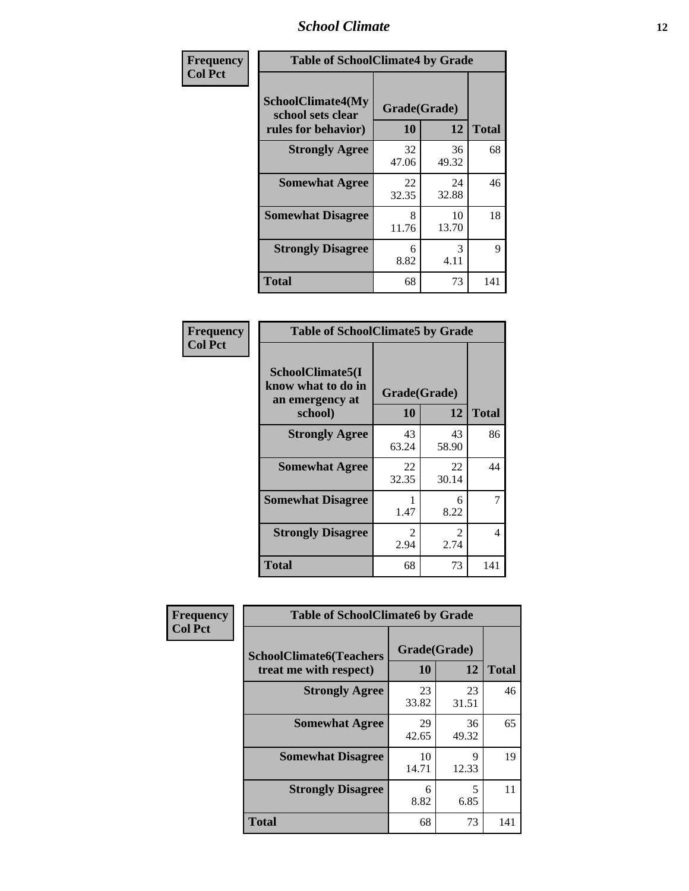| Frequency<br>Col Pct | Table of SchoolClimate4 by Grade | | |
|---|---|---|---|
| SchoolClimate4(My school sets clear rules for behavior) | Grade(Grade) | | |
| | 10 | 12 | Total |
| Strongly Agree | 32<br>47.06 | 36<br>49.32 | 68 |
| Somewhat Agree | 22<br>32.35 | 24<br>32.88 | 46 |
| Somewhat Disagree | 8<br>11.76 | 10<br>13.70 | 18 |
| Strongly Disagree | 6<br>8.82 | 3<br>4.11 | 9 |
| Total | 68 | 73 | 141 |

| Frequency<br>Col Pct | Table of SchoolClimate5 by Grade | | |
|---|---|---|---|
| SchoolClimate5(I know what to do in an emergency at school) | Grade(Grade) | | |
| | 10 | 12 | Total |
| Strongly Agree | 43<br>63.24 | 43<br>58.90 | 86 |
| Somewhat Agree | 22<br>32.35 | 22<br>30.14 | 44 |
| Somewhat Disagree | 1<br>1.47 | 6<br>8.22 | 7 |
| Strongly Disagree | 2<br>2.94 | 2<br>2.74 | 4 |
| Total | 68 | 73 | 141 |

| Frequency<br>Col Pct | Table of SchoolClimate6 by Grade | | |
|---|---|---|---|
| SchoolClimate6(Teachers treat me with respect) | Grade(Grade) | | |
| | 10 | 12 | Total |
| Strongly Agree | 23<br>33.82 | 23<br>31.51 | 46 |
| Somewhat Agree | 29<br>42.65 | 36<br>49.32 | 65 |
| Somewhat Disagree | 10<br>14.71 | 9<br>12.33 | 19 |
| Strongly Disagree | 6<br>8.82 | 5<br>6.85 | 11 |
| Total | 68 | 73 | 141 |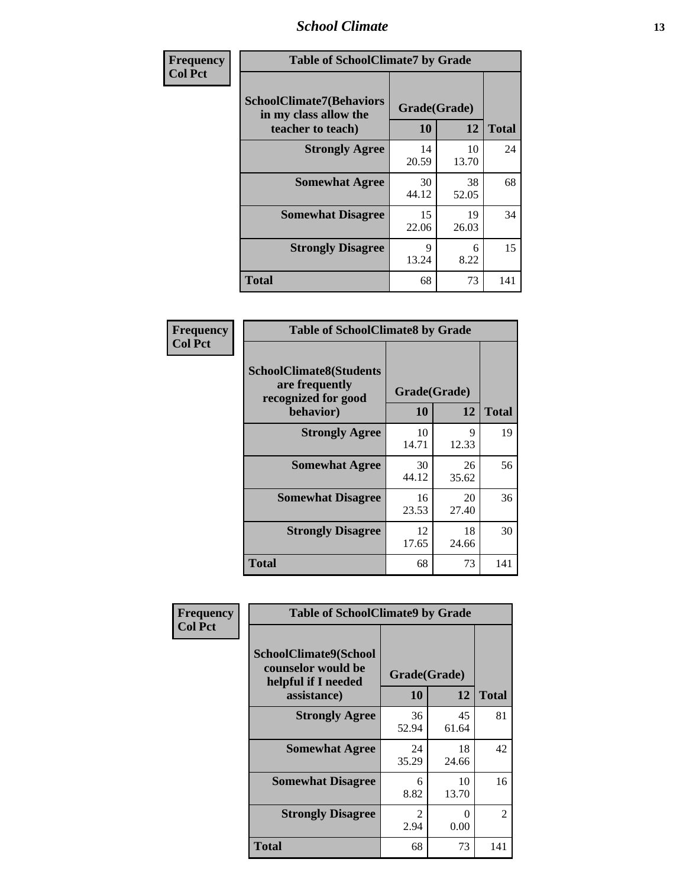| Frequency<br>Col Pct |
|---|

**Table of SchoolClimate7 by Grade**

| SchoolClimate7(Behaviors in my class allow the teacher to teach) | Grade(Grade) | | Total |
|---|---|---|---|
| | 10 | 12 | |
| Strongly Agree | 14<br>20.59 | 10<br>13.70 | 24 |
| Somewhat Agree | 30<br>44.12 | 38<br>52.05 | 68 |
| Somewhat Disagree | 15<br>22.06 | 19<br>26.03 | 34 |
| Strongly Disagree | 9<br>13.24 | 6<br>8.22 | 15 |
| Total | 68 | 73 | 141 |

| Frequency<br>Col Pct |
|---|

**Table of SchoolClimate8 by Grade**

| SchoolClimate8(Students are frequently recognized for good behavior) | Grade(Grade) | | Total |
|---|---|---|---|
| | 10 | 12 | |
| Strongly Agree | 10<br>14.71 | 9<br>12.33 | 19 |
| Somewhat Agree | 30<br>44.12 | 26<br>35.62 | 56 |
| Somewhat Disagree | 16<br>23.53 | 20<br>27.40 | 36 |
| Strongly Disagree | 12<br>17.65 | 18<br>24.66 | 30 |
| Total | 68 | 73 | 141 |

| Frequency<br>Col Pct |
|---|

**Table of SchoolClimate9 by Grade**

| SchoolClimate9(School counselor would be helpful if I needed assistance) | Grade(Grade) | | Total |
|---|---|---|---|
| | 10 | 12 | |
| Strongly Agree | 36<br>52.94 | 45<br>61.64 | 81 |
| Somewhat Agree | 24<br>35.29 | 18<br>24.66 | 42 |
| Somewhat Disagree | 6<br>8.82 | 10<br>13.70 | 16 |
| Strongly Disagree | 2<br>2.94 | 0<br>0.00 | 2 |
| Total | 68 | 73 | 141 |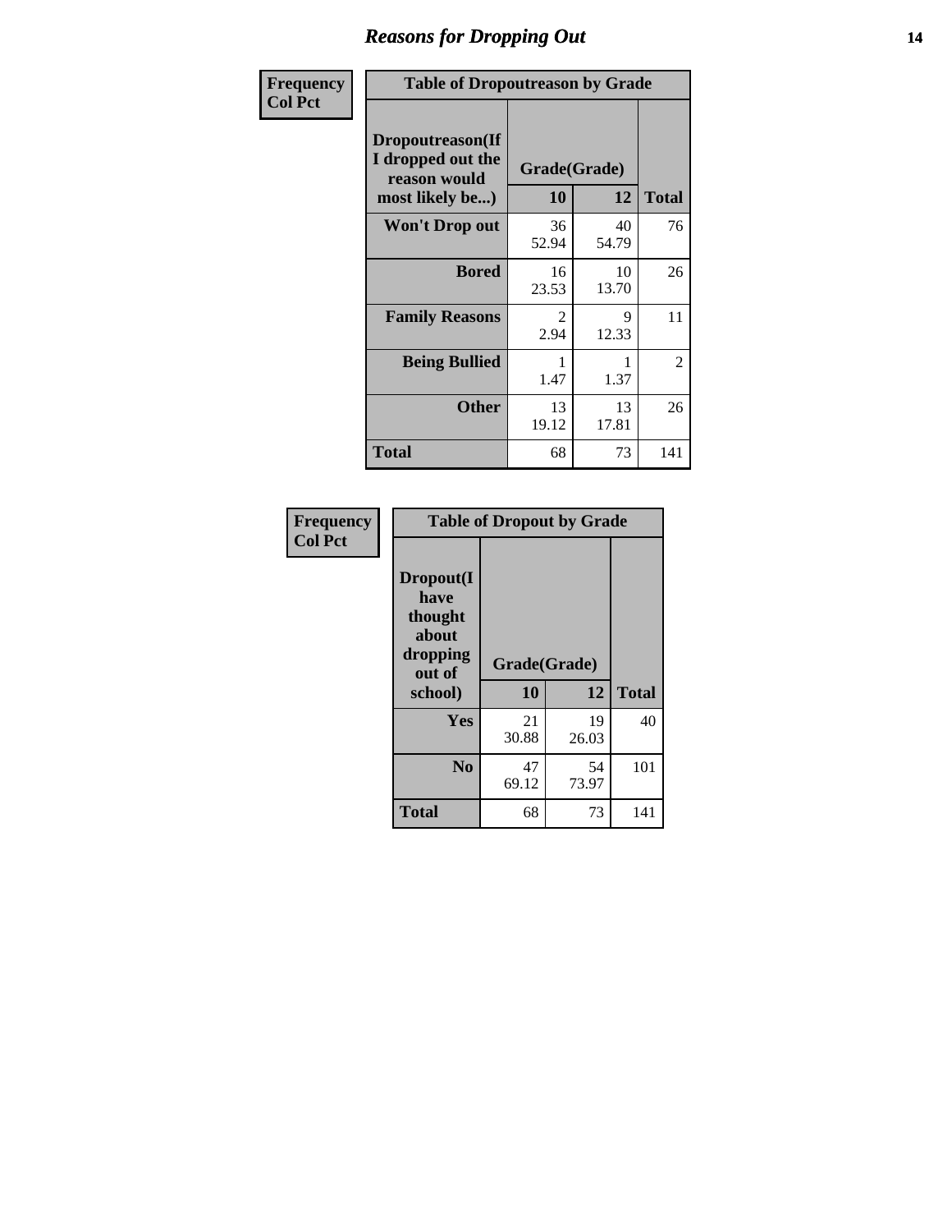## Reasons for Dropping Out

**Frequency**
**Col Pct**

**Table of Dropoutreason by Grade**

| Dropoutreason(If I dropped out the reason would most likely be...) | Grade(Grade) 10 | 12 | Total |
|---|---|---|---|
| **Won't Drop out** | 36<br>52.94 | 40<br>54.79 | 76 |
| **Bored** | 16<br>23.53 | 10<br>13.70 | 26 |
| **Family Reasons** | 2<br>2.94 | 9<br>12.33 | 11 |
| **Being Bullied** | 1<br>1.47 | 1<br>1.37 | 2 |
| **Other** | 13<br>19.12 | 13<br>17.81 | 26 |
| **Total** | 68 | 73 | 141 |

**Frequency**
**Col Pct**

**Table of Dropout by Grade**

| Dropout(I have thought about dropping out of school) | Grade(Grade) 10 | 12 | Total |
|---|---|---|---|
| **Yes** | 21<br>30.88 | 19<br>26.03 | 40 |
| **No** | 47<br>69.12 | 54<br>73.97 | 101 |
| **Total** | 68 | 73 | 141 |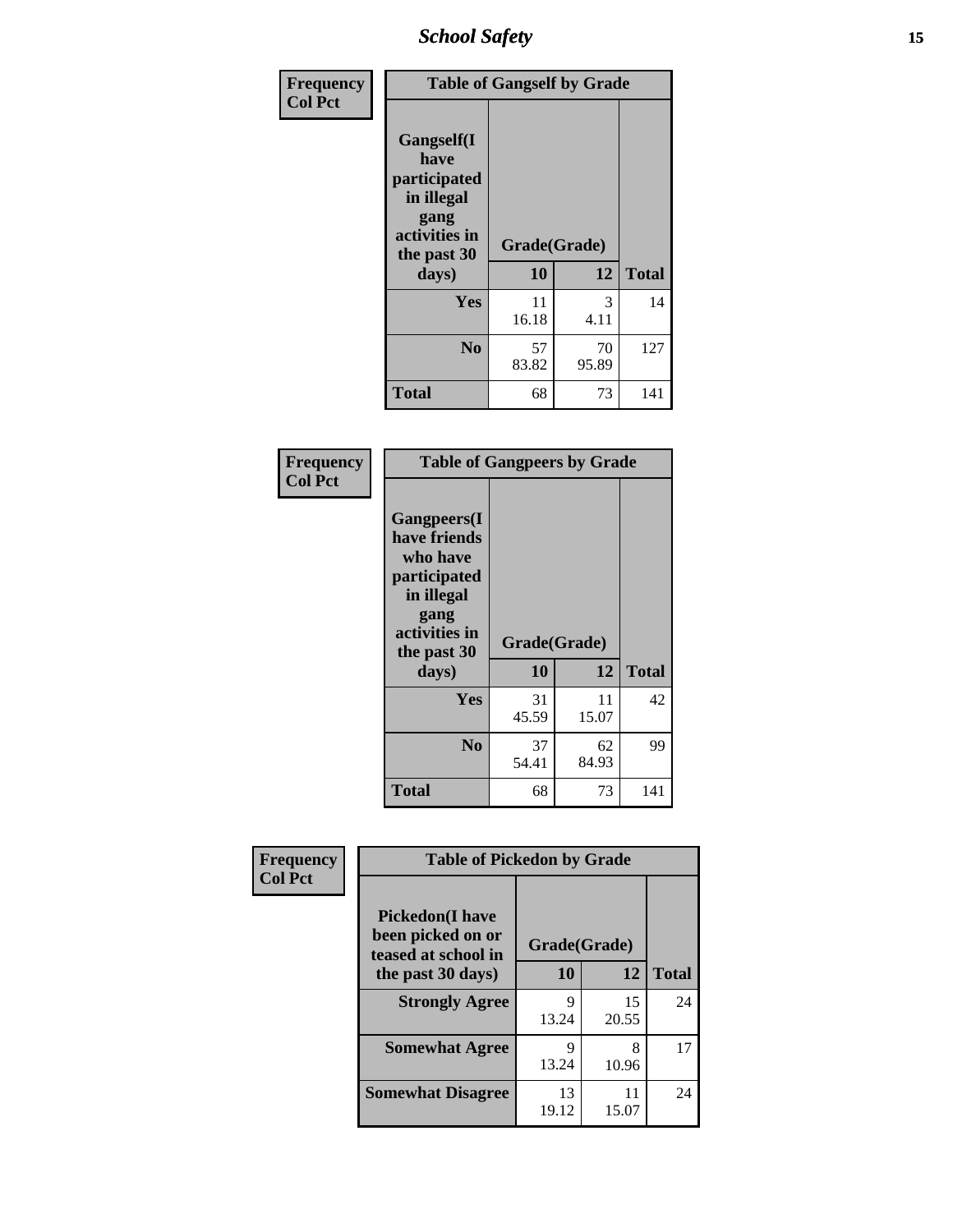| Frequency Col Pct | Table of Gangself by Grade | | |
|---|---|---|---|
| Gangself(I have participated in illegal gang activities in the past 30 days) | Grade(Grade) | | |
| | 10 | 12 | Total |
| Yes | 11<br>16.18 | 3<br>4.11 | 14 |
| No | 57<br>83.82 | 70<br>95.89 | 127 |
| Total | 68 | 73 | 141 |

| Frequency Col Pct | Table of Gangpeers by Grade | | |
|---|---|---|---|
| Gangpeers(I have friends who have participated in illegal gang activities in the past 30 days) | Grade(Grade) | | |
| | 10 | 12 | Total |
| Yes | 31<br>45.59 | 11<br>15.07 | 42 |
| No | 37<br>54.41 | 62<br>84.93 | 99 |
| Total | 68 | 73 | 141 |

| Frequency Col Pct | Table of Pickedon by Grade | | |
|---|---|---|---|
| Pickedon(I have been picked on or teased at school in the past 30 days) | Grade(Grade) | | |
| | 10 | 12 | Total |
| Strongly Agree | 9<br>13.24 | 15<br>20.55 | 24 |
| Somewhat Agree | 9<br>13.24 | 8<br>10.96 | 17 |
| Somewhat Disagree | 13<br>19.12 | 11<br>15.07 | 24 |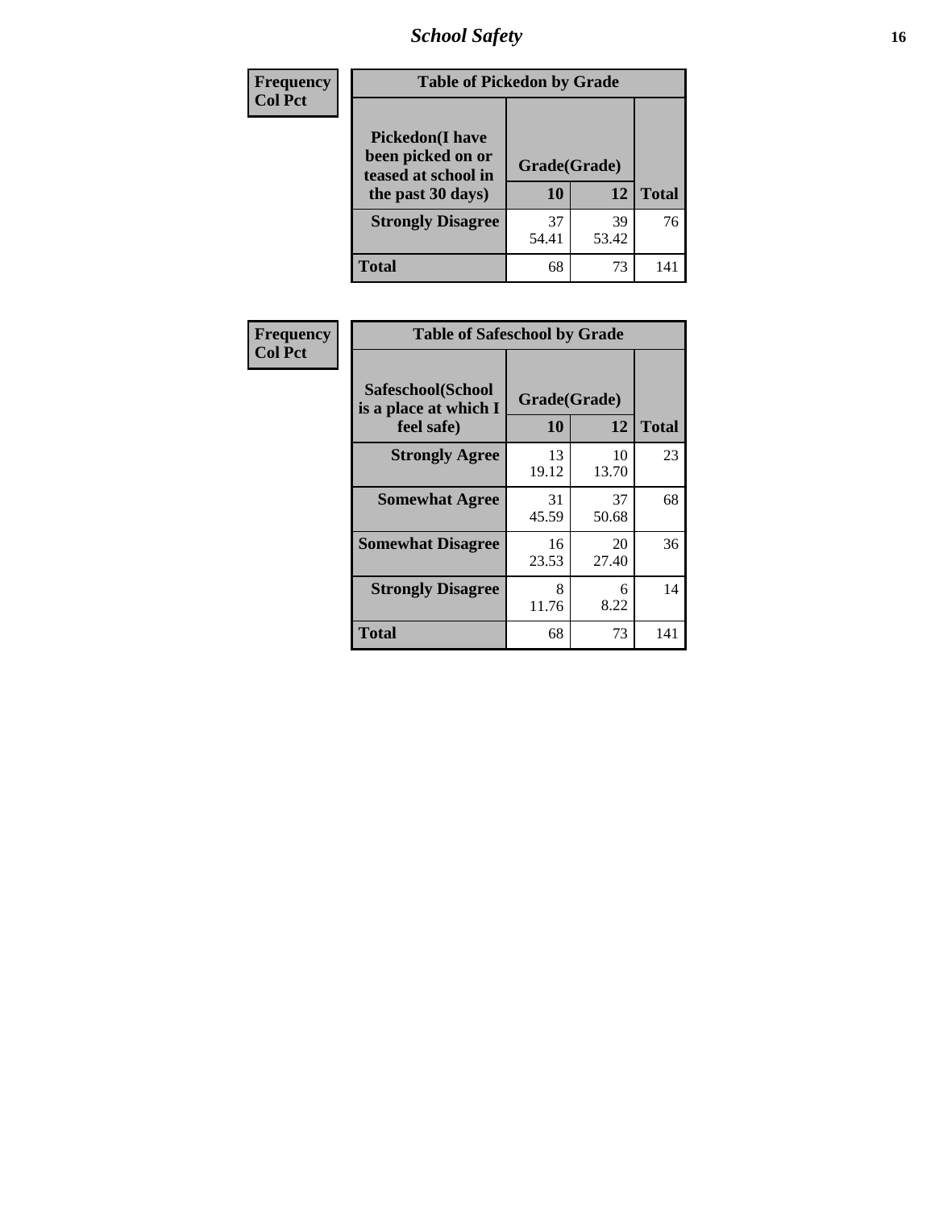| Frequency<br>Col Pct | Table of Pickedon by Grade | | |
|---|---|---|---|
| **Pickedon(I have been picked on or teased at school in the past 30 days)** | **Grade(Grade)** | | |
| | **10** | **12** | **Total** |
| **Strongly Disagree** | 37<br>54.41 | 39<br>53.42 | 76 |
| **Total** | 68 | 73 | 141 |

| Frequency<br>Col Pct | Table of Safeschool by Grade | | |
|---|---|---|---|
| **Safeschool(School is a place at which I feel safe)** | **Grade(Grade)** | | |
| | **10** | **12** | **Total** |
| **Strongly Agree** | 13<br>19.12 | 10<br>13.70 | 23 |
| **Somewhat Agree** | 31<br>45.59 | 37<br>50.68 | 68 |
| **Somewhat Disagree** | 16<br>23.53 | 20<br>27.40 | 36 |
| **Strongly Disagree** | 8<br>11.76 | 6<br>8.22 | 14 |
| **Total** | 68 | 73 | 141 |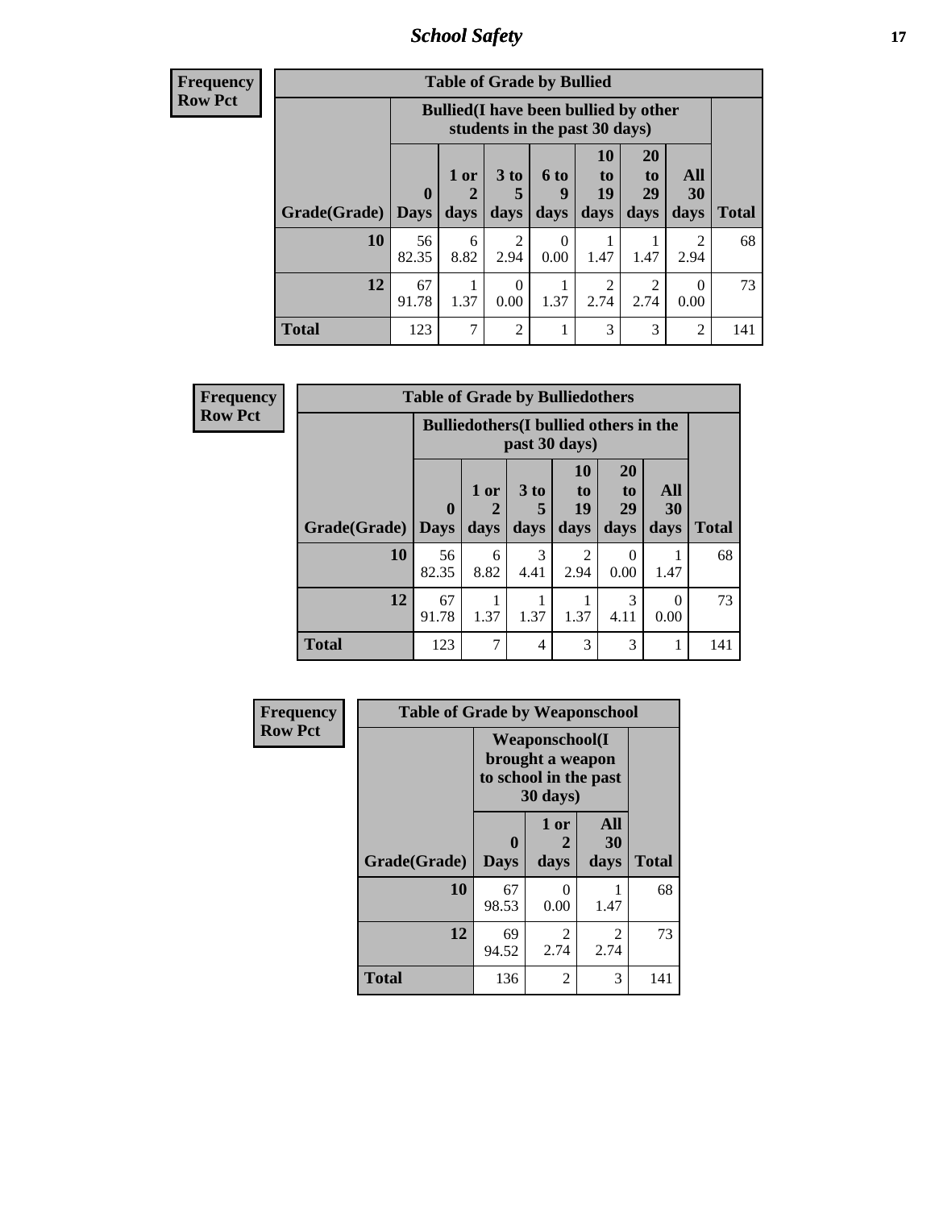## School Safety

**Frequency**
**Row Pct**

| Table of Grade by Bullied | | | | | | | | |
|---|---|---|---|---|---|---|---|---|
| | Bullied(I have been bullied by other students in the past 30 days) | | | | | | | |
| Grade(Grade) | 0 Days | 1 or 2 days | 3 to 5 days | 6 to 9 days | 10 to 19 days | 20 to 29 days | All 30 days | Total |
| 10 | 56<br>82.35 | 6<br>8.82 | 2<br>2.94 | 0<br>0.00 | 1<br>1.47 | 1<br>1.47 | 2<br>2.94 | 68 |
| 12 | 67<br>91.78 | 1<br>1.37 | 0<br>0.00 | 1<br>1.37 | 2<br>2.74 | 2<br>2.74 | 0<br>0.00 | 73 |
| Total | 123 | 7 | 2 | 1 | 3 | 3 | 2 | 141 |

**Frequency**
**Row Pct**

| Table of Grade by Bulliedothers | | | | | | | |
|---|---|---|---|---|---|---|---|
| | Bulliedothers(I bullied others in the past 30 days) | | | | | | |
| Grade(Grade) | 0 Days | 1 or 2 days | 3 to 5 days | 10 to 19 days | 20 to 29 days | All 30 days | Total |
| 10 | 56<br>82.35 | 6<br>8.82 | 3<br>4.41 | 2<br>2.94 | 0<br>0.00 | 1<br>1.47 | 68 |
| 12 | 67<br>91.78 | 1<br>1.37 | 1<br>1.37 | 1<br>1.37 | 3<br>4.11 | 0<br>0.00 | 73 |
| Total | 123 | 7 | 4 | 3 | 3 | 1 | 141 |

**Frequency**
**Row Pct**

| Table of Grade by Weaponschool | | | | |
|---|---|---|---|---|
| | Weaponschool(I brought a weapon to school in the past 30 days) | | | |
| Grade(Grade) | 0 Days | 1 or 2 days | All 30 days | Total |
| 10 | 67<br>98.53 | 0<br>0.00 | 1<br>1.47 | 68 |
| 12 | 69<br>94.52 | 2<br>2.74 | 2<br>2.74 | 73 |
| Total | 136 | 2 | 3 | 141 |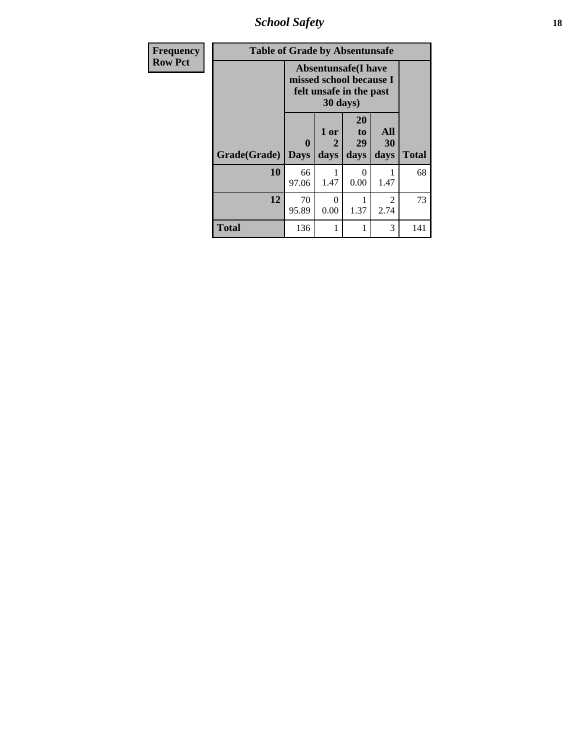| Frequency<br>Row Pct | Table of Grade by Absentunsafe | | | | |
|---|---|---|---|---|---|
| | Absentunsafe(I have missed school because I felt unsafe in the past 30 days) | | | | |
| Grade(Grade) | 0 Days | 1 or 2 days | 20 to 29 days | All 30 days | Total |
| 10 | 66<br>97.06 | 1<br>1.47 | 0<br>0.00 | 1<br>1.47 | 68 |
| 12 | 70<br>95.89 | 0<br>0.00 | 1<br>1.37 | 2<br>2.74 | 73 |
| Total | 136 | 1 | 1 | 3 | 141 |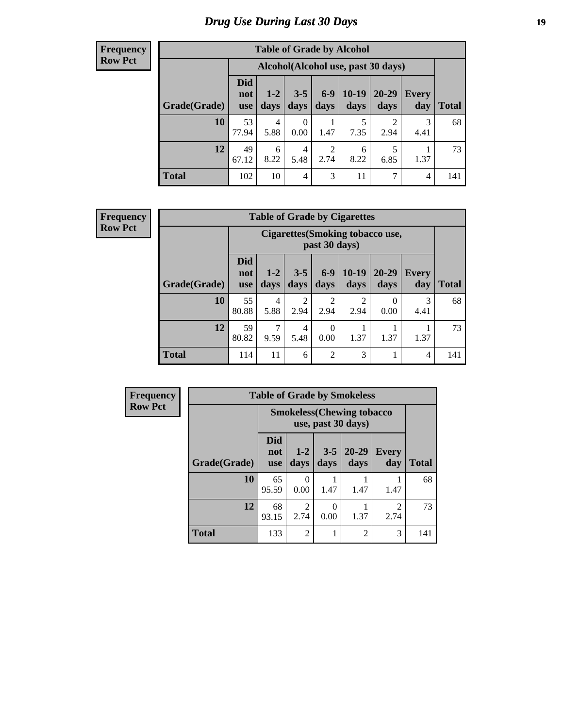# Drug Use During Last 30 Days

**Frequency**
**Row Pct**

| Table of Grade by Alcohol | | | | | | | | |
|---|---|---|---|---|---|---|---|---|
| | Alcohol(Alcohol use, past 30 days) | | | | | | | |
| Grade(Grade) | Did not use | 1-2 days | 3-5 days | 6-9 days | 10-19 days | 20-29 days | Every day | Total |
| **10** | 53<br>77.94 | 4<br>5.88 | 0<br>0.00 | 1<br>1.47 | 5<br>7.35 | 2<br>2.94 | 3<br>4.41 | 68 |
| **12** | 49<br>67.12 | 6<br>8.22 | 4<br>5.48 | 2<br>2.74 | 6<br>8.22 | 5<br>6.85 | 1<br>1.37 | 73 |
| **Total** | 102 | 10 | 4 | 3 | 11 | 7 | 4 | 141 |

**Frequency**
**Row Pct**

| Table of Grade by Cigarettes | | | | | | | | |
|---|---|---|---|---|---|---|---|---|
| | Cigarettes(Smoking tobacco use, past 30 days) | | | | | | | |
| Grade(Grade) | Did not use | 1-2 days | 3-5 days | 6-9 days | 10-19 days | 20-29 days | Every day | Total |
| **10** | 55<br>80.88 | 4<br>5.88 | 2<br>2.94 | 2<br>2.94 | 2<br>2.94 | 0<br>0.00 | 3<br>4.41 | 68 |
| **12** | 59<br>80.82 | 7<br>9.59 | 4<br>5.48 | 0<br>0.00 | 1<br>1.37 | 1<br>1.37 | 1<br>1.37 | 73 |
| **Total** | 114 | 11 | 6 | 2 | 3 | 1 | 4 | 141 |

**Frequency**
**Row Pct**

| Table of Grade by Smokeless | | | | | | |
|---|---|---|---|---|---|---|
| | Smokeless(Chewing tobacco use, past 30 days) | | | | | |
| Grade(Grade) | Did not use | 1-2 days | 3-5 days | 20-29 days | Every day | Total |
| **10** | 65<br>95.59 | 0<br>0.00 | 1<br>1.47 | 1<br>1.47 | 1<br>1.47 | 68 |
| **12** | 68<br>93.15 | 2<br>2.74 | 0<br>0.00 | 1<br>1.37 | 2<br>2.74 | 73 |
| **Total** | 133 | 2 | 1 | 2 | 3 | 141 |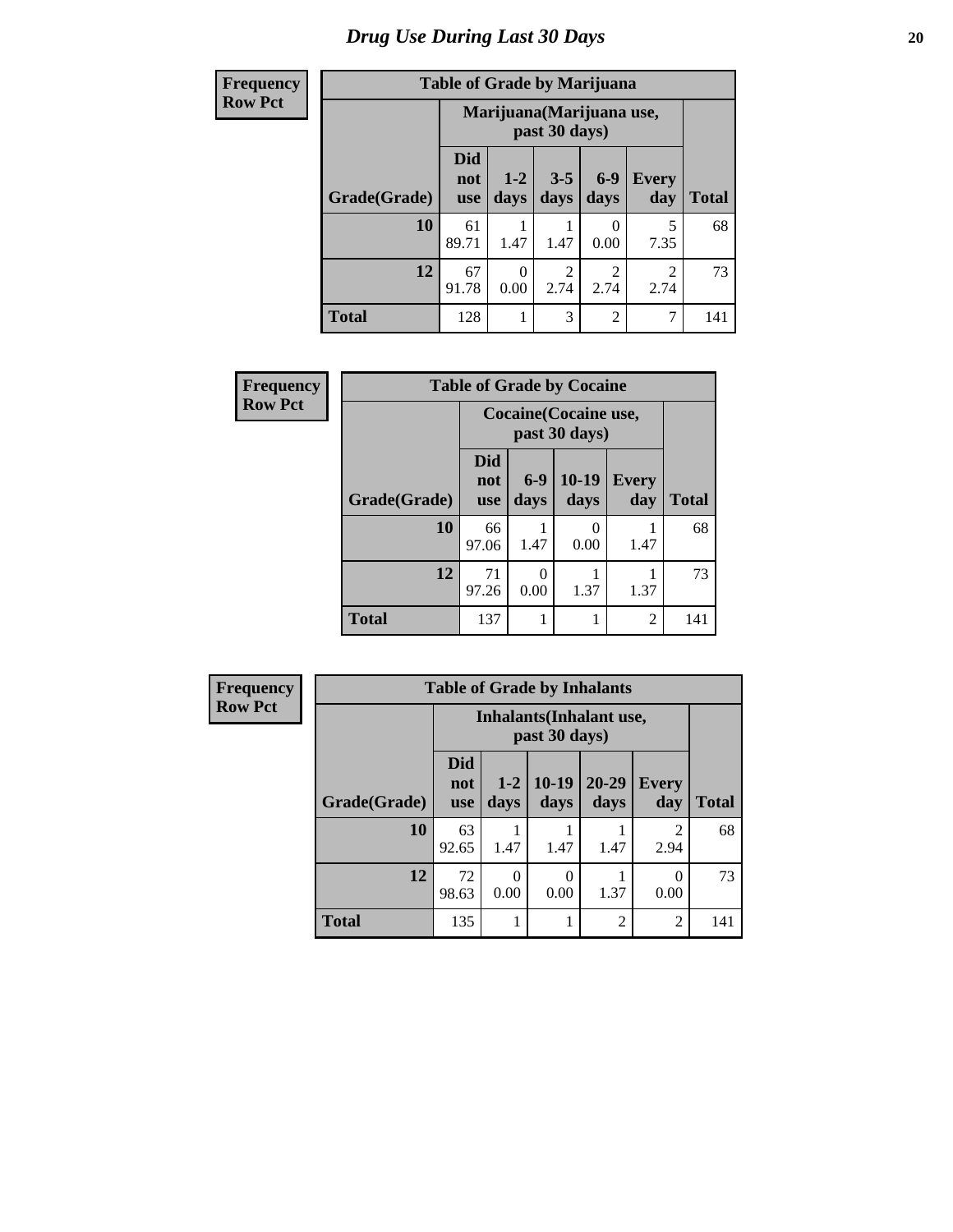# Drug Use During Last 30 Days

| Frequency<br>Row Pct |
|---|

**Table of Grade by Marijuana**

| Grade(Grade) | Marijuana(Marijuana use, past 30 days) | | | | | Total |
|---|---|---|---|---|---|---|
| | Did not use | 1-2 days | 3-5 days | 6-9 days | Every day | |
| 10 | 61<br>89.71 | 1<br>1.47 | 1<br>1.47 | 0<br>0.00 | 5<br>7.35 | 68 |
| 12 | 67<br>91.78 | 0<br>0.00 | 2<br>2.74 | 2<br>2.74 | 2<br>2.74 | 73 |
| Total | 128 | 1 | 3 | 2 | 7 | 141 |

| Frequency<br>Row Pct |
|---|

**Table of Grade by Cocaine**

| Grade(Grade) | Cocaine(Cocaine use, past 30 days) | | | | Total |
|---|---|---|---|---|---|
| | Did not use | 6-9 days | 10-19 days | Every day | |
| 10 | 66<br>97.06 | 1<br>1.47 | 0<br>0.00 | 1<br>1.47 | 68 |
| 12 | 71<br>97.26 | 0<br>0.00 | 1<br>1.37 | 1<br>1.37 | 73 |
| Total | 137 | 1 | 1 | 2 | 141 |

| Frequency<br>Row Pct |
|---|

**Table of Grade by Inhalants**

| Grade(Grade) | Inhalants(Inhalant use, past 30 days) | | | | | Total |
|---|---|---|---|---|---|---|
| | Did not use | 1-2 days | 10-19 days | 20-29 days | Every day | |
| 10 | 63<br>92.65 | 1<br>1.47 | 1<br>1.47 | 1<br>1.47 | 2<br>2.94 | 68 |
| 12 | 72<br>98.63 | 0<br>0.00 | 0<br>0.00 | 1<br>1.37 | 0<br>0.00 | 73 |
| Total | 135 | 1 | 1 | 2 | 2 | 141 |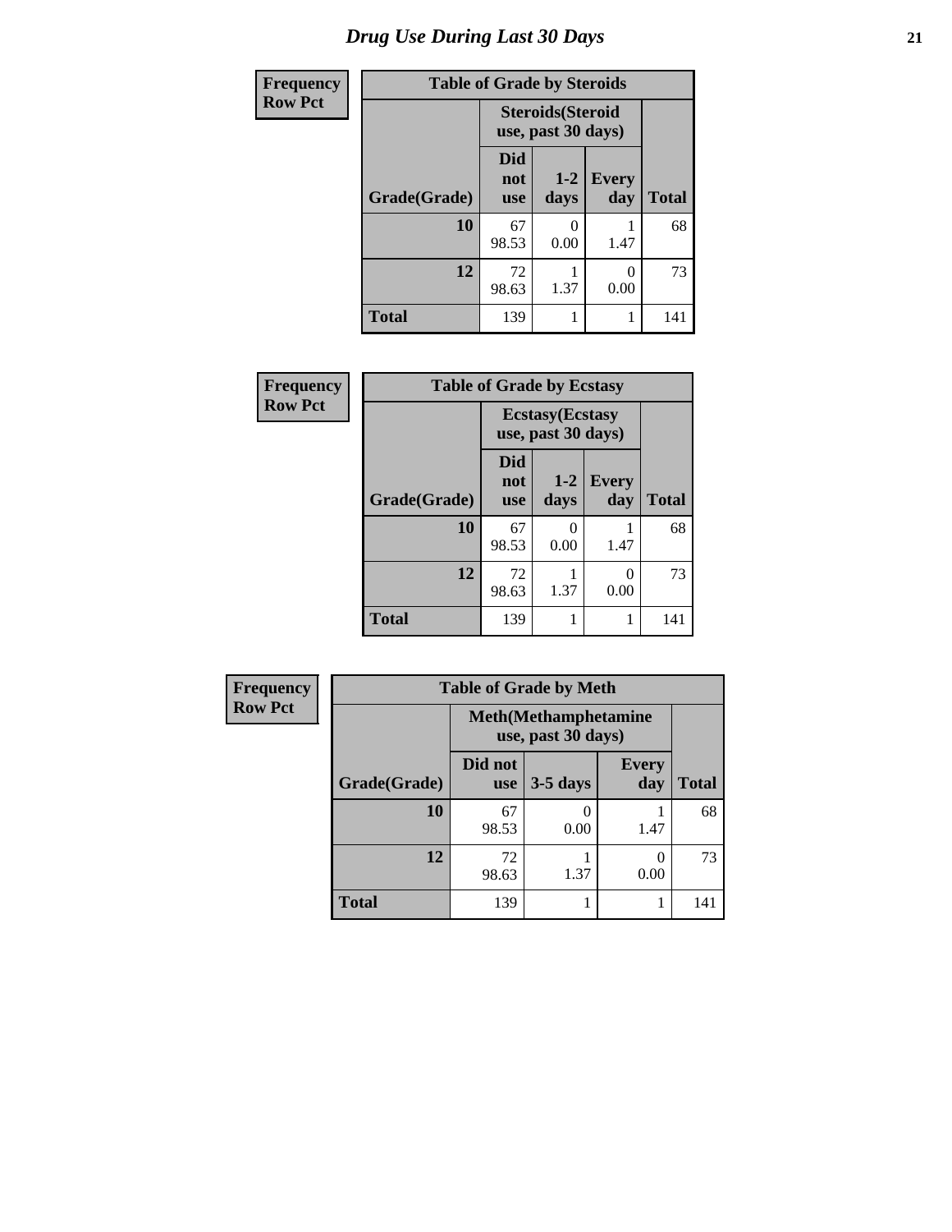# *Drug Use During Last 30 Days*

| Frequency<br>Row Pct | | | | |
|---|---|---|---|---|
| **Table of Grade by Steroids** | | | | |
| | **Steroids(Steroid use, past 30 days)** | | | |
| **Grade(Grade)** | **Did not use** | **1-2 days** | **Every day** | **Total** |
| **10** | 67<br>98.53 | 0<br>0.00 | 1<br>1.47 | 68 |
| **12** | 72<br>98.63 | 1<br>1.37 | 0<br>0.00 | 73 |
| **Total** | 139 | 1 | 1 | 141 |

| Frequency<br>Row Pct | | | | |
|---|---|---|---|---|
| **Table of Grade by Ecstasy** | | | | |
| | **Ecstasy(Ecstasy use, past 30 days)** | | | |
| **Grade(Grade)** | **Did not use** | **1-2 days** | **Every day** | **Total** |
| **10** | 67<br>98.53 | 0<br>0.00 | 1<br>1.47 | 68 |
| **12** | 72<br>98.63 | 1<br>1.37 | 0<br>0.00 | 73 |
| **Total** | 139 | 1 | 1 | 141 |

| Frequency<br>Row Pct | | | | |
|---|---|---|---|---|
| **Table of Grade by Meth** | | | | |
| | **Meth(Methamphetamine use, past 30 days)** | | | |
| **Grade(Grade)** | **Did not use** | **3-5 days** | **Every day** | **Total** |
| **10** | 67<br>98.53 | 0<br>0.00 | 1<br>1.47 | 68 |
| **12** | 72<br>98.63 | 1<br>1.37 | 0<br>0.00 | 73 |
| **Total** | 139 | 1 | 1 | 141 |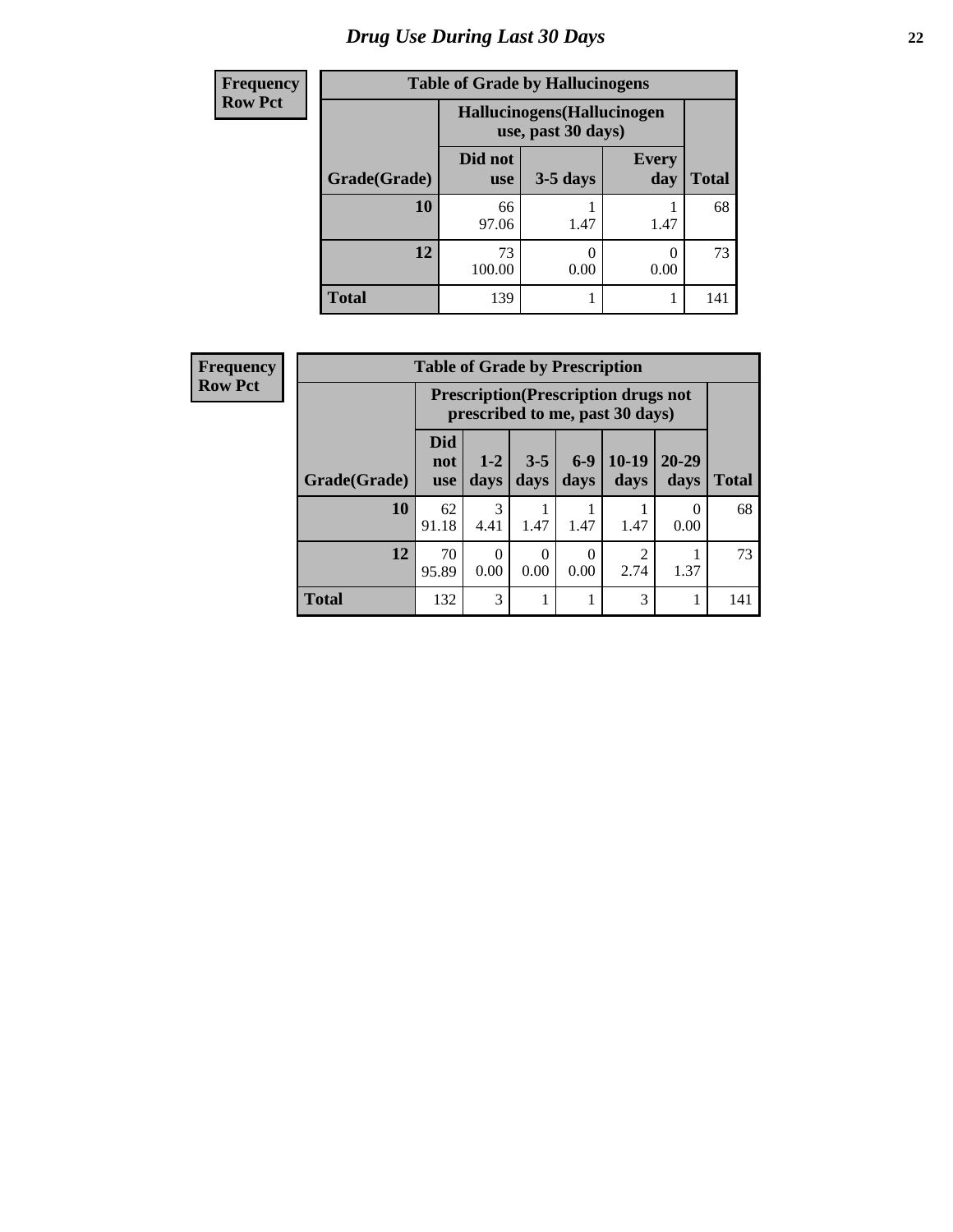# Drug Use During Last 30 Days

**Frequency**
**Row Pct**

| Table of Grade by Hallucinogens | | | | |
|---|---|---|---|---|
| | Hallucinogens(Hallucinogen use, past 30 days) | | | |
| Grade(Grade) | Did not use | 3-5 days | Every day | Total |
| **10** | 66<br>97.06 | 1<br>1.47 | 1<br>1.47 | 68 |
| **12** | 73<br>100.00 | 0<br>0.00 | 0<br>0.00 | 73 |
| **Total** | 139 | 1 | 1 | 141 |

**Frequency**
**Row Pct**

| Table of Grade by Prescription | | | | | | | |
|---|---|---|---|---|---|---|---|
| | Prescription(Prescription drugs not prescribed to me, past 30 days) | | | | | | |
| Grade(Grade) | Did not use | 1-2 days | 3-5 days | 6-9 days | 10-19 days | 20-29 days | Total |
| **10** | 62<br>91.18 | 3<br>4.41 | 1<br>1.47 | 1<br>1.47 | 1<br>1.47 | 0<br>0.00 | 68 |
| **12** | 70<br>95.89 | 0<br>0.00 | 0<br>0.00 | 0<br>0.00 | 2<br>2.74 | 1<br>1.37 | 73 |
| **Total** | 132 | 3 | 1 | 1 | 3 | 1 | 141 |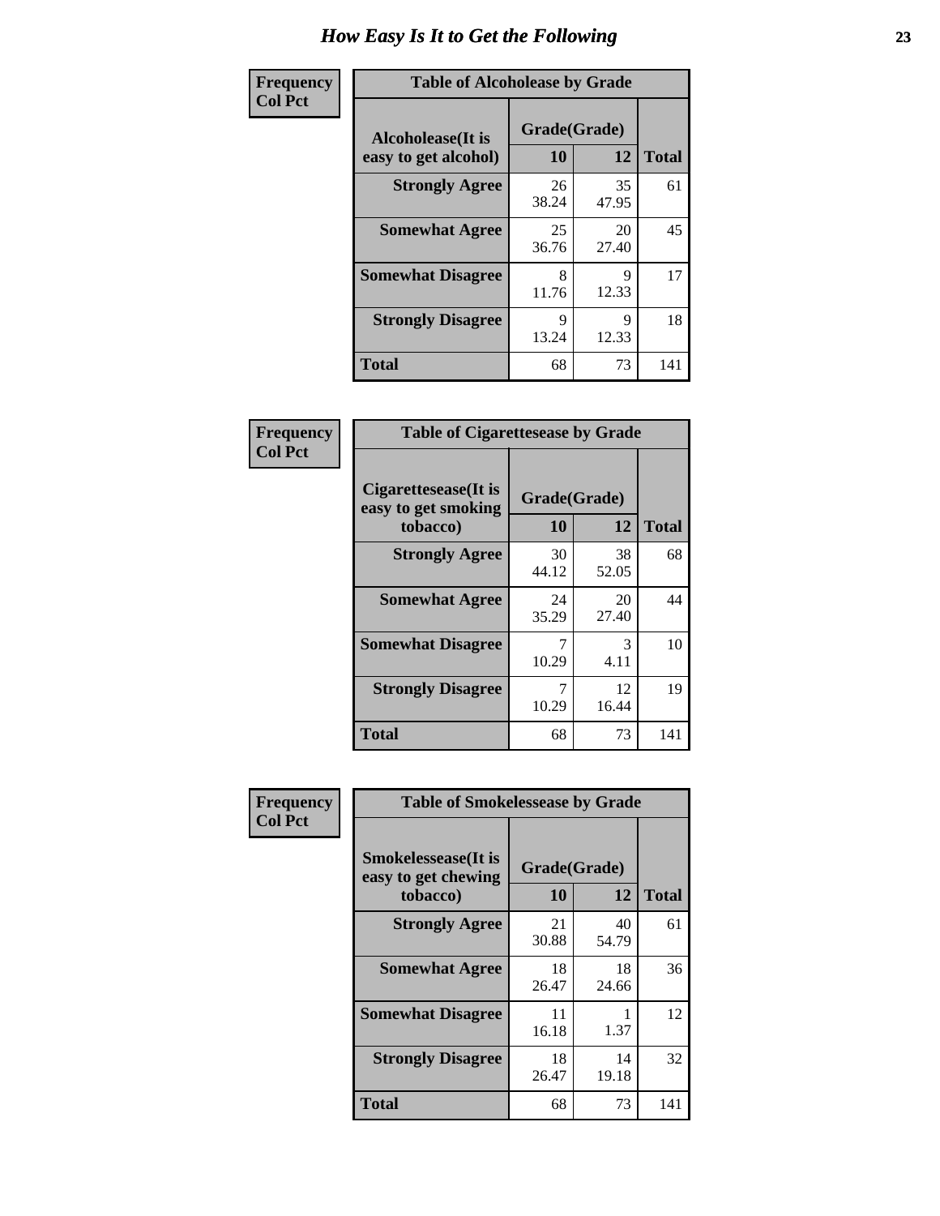# How Easy Is It to Get the Following

**Frequency**
**Col Pct**

**Table of Alcoholease by Grade**

| Alcoholease(It is easy to get alcohol) | Grade(Grade) | | Total |
|---|---|---|---|
| | 10 | 12 | |
| Strongly Agree | 26<br>38.24 | 35<br>47.95 | 61 |
| Somewhat Agree | 25<br>36.76 | 20<br>27.40 | 45 |
| Somewhat Disagree | 8<br>11.76 | 9<br>12.33 | 17 |
| Strongly Disagree | 9<br>13.24 | 9<br>12.33 | 18 |
| Total | 68 | 73 | 141 |

**Frequency**
**Col Pct**

**Table of Cigarettesease by Grade**

| Cigarettesease(It is easy to get smoking tobacco) | Grade(Grade) | | Total |
|---|---|---|---|
| | 10 | 12 | |
| Strongly Agree | 30<br>44.12 | 38<br>52.05 | 68 |
| Somewhat Agree | 24<br>35.29 | 20<br>27.40 | 44 |
| Somewhat Disagree | 7<br>10.29 | 3<br>4.11 | 10 |
| Strongly Disagree | 7<br>10.29 | 12<br>16.44 | 19 |
| Total | 68 | 73 | 141 |

**Frequency**
**Col Pct**

**Table of Smokelessease by Grade**

| Smokelessease(It is easy to get chewing tobacco) | Grade(Grade) | | Total |
|---|---|---|---|
| | 10 | 12 | |
| Strongly Agree | 21<br>30.88 | 40<br>54.79 | 61 |
| Somewhat Agree | 18<br>26.47 | 18<br>24.66 | 36 |
| Somewhat Disagree | 11<br>16.18 | 1<br>1.37 | 12 |
| Strongly Disagree | 18<br>26.47 | 14<br>19.18 | 32 |
| Total | 68 | 73 | 141 |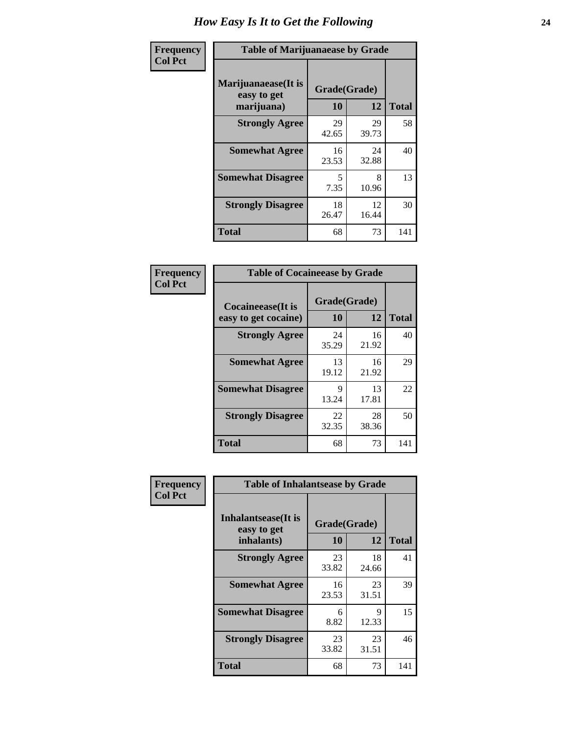# How Easy Is It to Get the Following

**Frequency / Col Pct**

| Table of Marijuanaease by Grade | | | |
|---|---|---|---|
| Marijuanaease(It is easy to get marijuana) | Grade(Grade) | | |
| | 10 | 12 | Total |
| **Strongly Agree** | 29<br>42.65 | 29<br>39.73 | 58 |
| **Somewhat Agree** | 16<br>23.53 | 24<br>32.88 | 40 |
| **Somewhat Disagree** | 5<br>7.35 | 8<br>10.96 | 13 |
| **Strongly Disagree** | 18<br>26.47 | 12<br>16.44 | 30 |
| **Total** | 68 | 73 | 141 |

**Frequency / Col Pct**

| Table of Cocaineease by Grade | | | |
|---|---|---|---|
| Cocaineease(It is easy to get cocaine) | Grade(Grade) | | |
| | 10 | 12 | Total |
| **Strongly Agree** | 24<br>35.29 | 16<br>21.92 | 40 |
| **Somewhat Agree** | 13<br>19.12 | 16<br>21.92 | 29 |
| **Somewhat Disagree** | 9<br>13.24 | 13<br>17.81 | 22 |
| **Strongly Disagree** | 22<br>32.35 | 28<br>38.36 | 50 |
| **Total** | 68 | 73 | 141 |

**Frequency / Col Pct**

| Table of Inhalantsease by Grade | | | |
|---|---|---|---|
| Inhalantsease(It is easy to get inhalants) | Grade(Grade) | | |
| | 10 | 12 | Total |
| **Strongly Agree** | 23<br>33.82 | 18<br>24.66 | 41 |
| **Somewhat Agree** | 16<br>23.53 | 23<br>31.51 | 39 |
| **Somewhat Disagree** | 6<br>8.82 | 9<br>12.33 | 15 |
| **Strongly Disagree** | 23<br>33.82 | 23<br>31.51 | 46 |
| **Total** | 68 | 73 | 141 |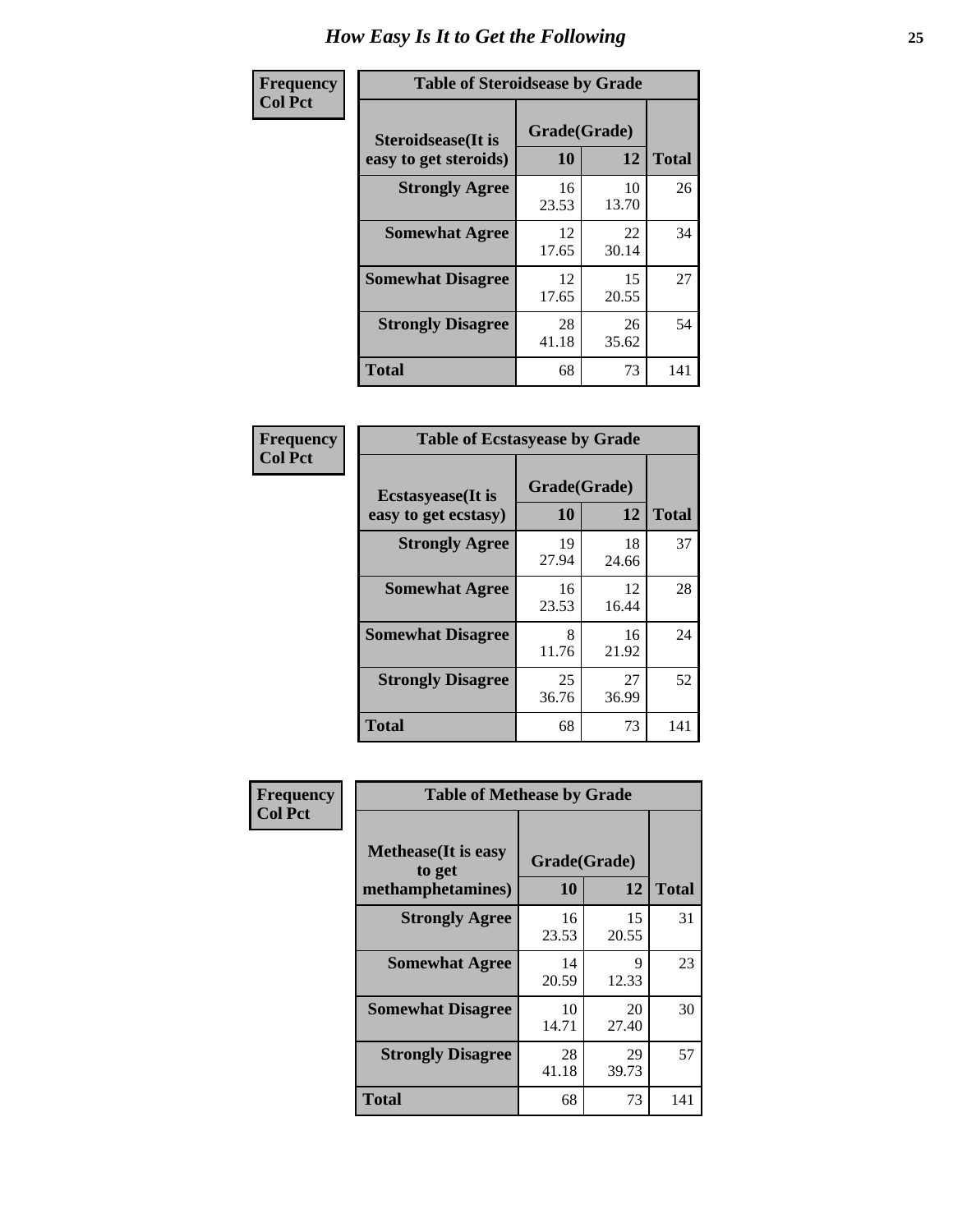# How Easy Is It to Get the Following

**Frequency**
**Col Pct**

| Table of Steroidsease by Grade | | | |
|---|---|---|---|
| **Steroidsease(It is easy to get steroids)** | **Grade(Grade)** | | **Total** |
| | **10** | **12** | |
| **Strongly Agree** | 16<br>23.53 | 10<br>13.70 | 26 |
| **Somewhat Agree** | 12<br>17.65 | 22<br>30.14 | 34 |
| **Somewhat Disagree** | 12<br>17.65 | 15<br>20.55 | 27 |
| **Strongly Disagree** | 28<br>41.18 | 26<br>35.62 | 54 |
| **Total** | 68 | 73 | 141 |

**Frequency**
**Col Pct**

| Table of Ecstasyease by Grade | | | |
|---|---|---|---|
| **Ecstasyease(It is easy to get ecstasy)** | **Grade(Grade)** | | **Total** |
| | **10** | **12** | |
| **Strongly Agree** | 19<br>27.94 | 18<br>24.66 | 37 |
| **Somewhat Agree** | 16<br>23.53 | 12<br>16.44 | 28 |
| **Somewhat Disagree** | 8<br>11.76 | 16<br>21.92 | 24 |
| **Strongly Disagree** | 25<br>36.76 | 27<br>36.99 | 52 |
| **Total** | 68 | 73 | 141 |

**Frequency**
**Col Pct**

| Table of Methease by Grade | | | |
|---|---|---|---|
| **Methease(It is easy to get methamphetamines)** | **Grade(Grade)** | | **Total** |
| | **10** | **12** | |
| **Strongly Agree** | 16<br>23.53 | 15<br>20.55 | 31 |
| **Somewhat Agree** | 14<br>20.59 | 9<br>12.33 | 23 |
| **Somewhat Disagree** | 10<br>14.71 | 20<br>27.40 | 30 |
| **Strongly Disagree** | 28<br>41.18 | 29<br>39.73 | 57 |
| **Total** | 68 | 73 | 141 |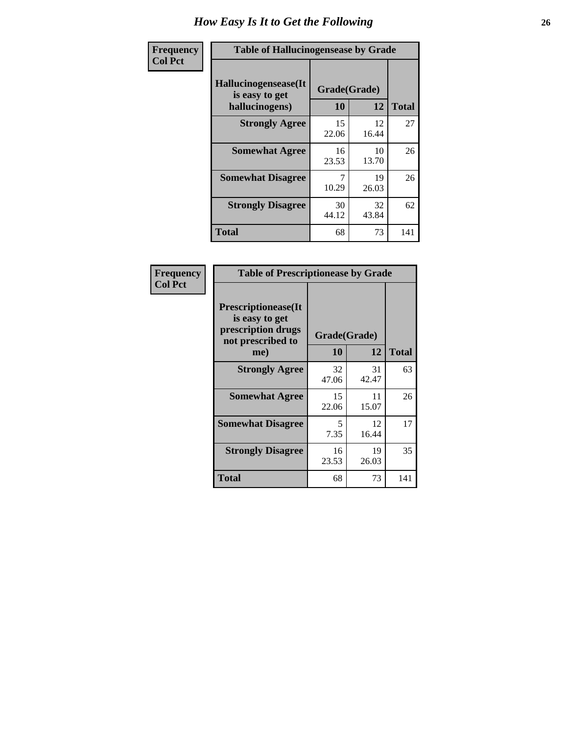# How Easy Is It to Get the Following

**Frequency**
**Col Pct**

**Table of Hallucinogensease by Grade**

| Hallucinogensease(It is easy to get hallucinogens) | Grade(Grade) 10 | 12 | Total |
|---|---|---|---|
| **Strongly Agree** | 15<br>22.06 | 12<br>16.44 | 27 |
| **Somewhat Agree** | 16<br>23.53 | 10<br>13.70 | 26 |
| **Somewhat Disagree** | 7<br>10.29 | 19<br>26.03 | 26 |
| **Strongly Disagree** | 30<br>44.12 | 32<br>43.84 | 62 |
| **Total** | 68 | 73 | 141 |

**Frequency**
**Col Pct**

**Table of Prescriptionease by Grade**

| Prescriptionease(It is easy to get prescription drugs not prescribed to me) | Grade(Grade) 10 | 12 | Total |
|---|---|---|---|
| **Strongly Agree** | 32<br>47.06 | 31<br>42.47 | 63 |
| **Somewhat Agree** | 15<br>22.06 | 11<br>15.07 | 26 |
| **Somewhat Disagree** | 5<br>7.35 | 12<br>16.44 | 17 |
| **Strongly Disagree** | 16<br>23.53 | 19<br>26.03 | 35 |
| **Total** | 68 | 73 | 141 |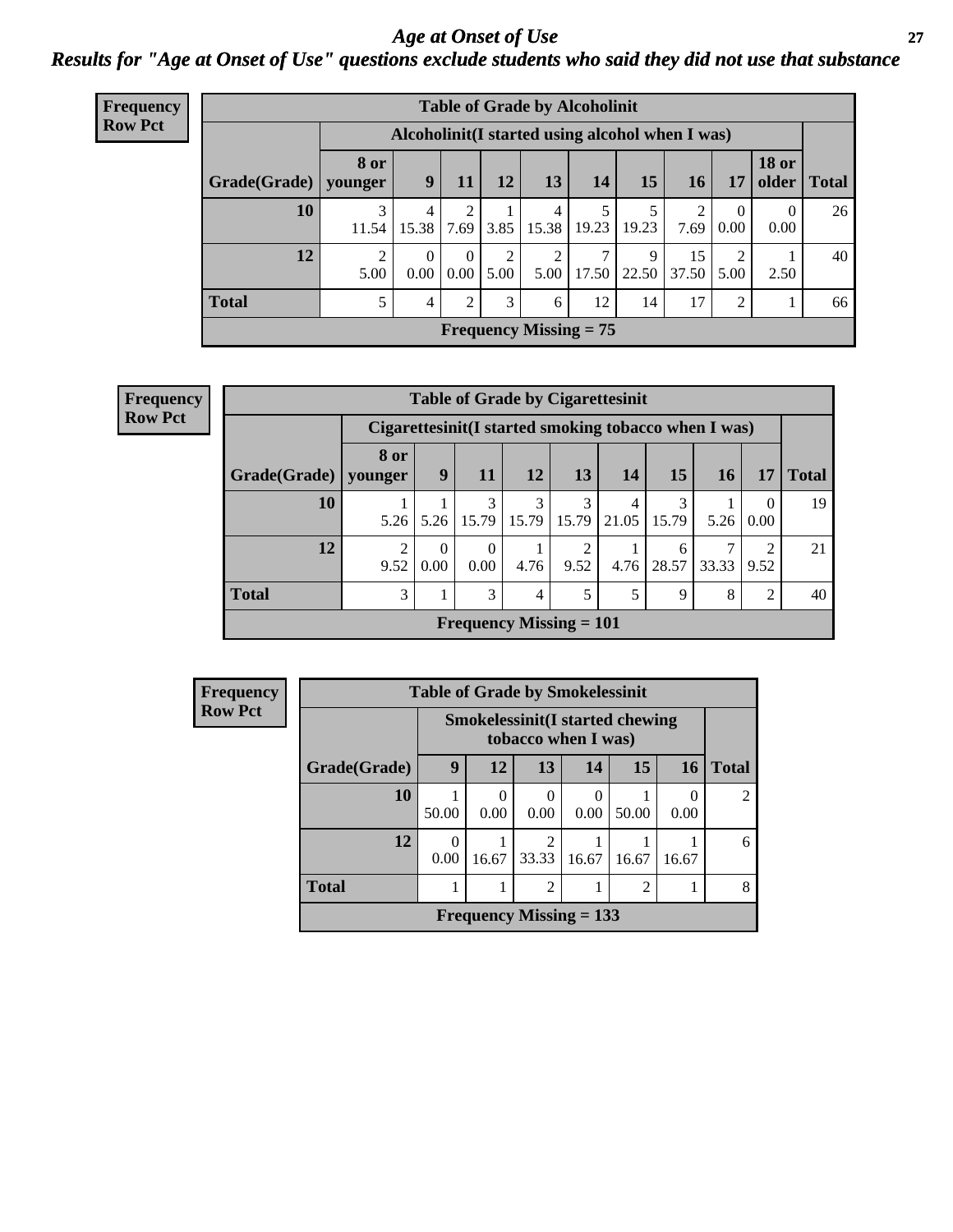# Age at Onset of Use

## Results for "Age at Onset of Use" questions exclude students who said they did not use that substance

**Frequency**
**Row Pct**

**Table of Grade by Alcoholinit**

| Grade(Grade) | Alcoholinit(I started using alcohol when I was) | | | | | | | | | | Total |
|---|---|---|---|---|---|---|---|---|---|---|---|
| | 8 or younger | 9 | 11 | 12 | 13 | 14 | 15 | 16 | 17 | 18 or older | |
| 10 | 3<br>11.54 | 4<br>15.38 | 2<br>7.69 | 1<br>3.85 | 4<br>15.38 | 5<br>19.23 | 5<br>19.23 | 2<br>7.69 | 0<br>0.00 | 0<br>0.00 | 26 |
| 12 | 2<br>5.00 | 0<br>0.00 | 0<br>0.00 | 2<br>5.00 | 2<br>5.00 | 7<br>17.50 | 9<br>22.50 | 15<br>37.50 | 2<br>5.00 | 1<br>2.50 | 40 |
| Total | 5 | 4 | 2 | 3 | 6 | 12 | 14 | 17 | 2 | 1 | 66 |

Frequency Missing = 75

**Frequency**
**Row Pct**

**Table of Grade by Cigarettesinit**

| Grade(Grade) | Cigarettesinit(I started smoking tobacco when I was) | | | | | | | | | Total |
|---|---|---|---|---|---|---|---|---|---|---|
| | 8 or younger | 9 | 11 | 12 | 13 | 14 | 15 | 16 | 17 | |
| 10 | 1<br>5.26 | 1<br>5.26 | 3<br>15.79 | 3<br>15.79 | 3<br>15.79 | 4<br>21.05 | 3<br>15.79 | 1<br>5.26 | 0<br>0.00 | 19 |
| 12 | 2<br>9.52 | 0<br>0.00 | 0<br>0.00 | 1<br>4.76 | 2<br>9.52 | 1<br>4.76 | 6<br>28.57 | 7<br>33.33 | 2<br>9.52 | 21 |
| Total | 3 | 1 | 3 | 4 | 5 | 5 | 9 | 8 | 2 | 40 |

Frequency Missing = 101

**Frequency**
**Row Pct**

**Table of Grade by Smokelessinit**

| Grade(Grade) | Smokelessinit(I started chewing tobacco when I was) | | | | | | Total |
|---|---|---|---|---|---|---|---|
| | 9 | 12 | 13 | 14 | 15 | 16 | |
| 10 | 1<br>50.00 | 0<br>0.00 | 0<br>0.00 | 0<br>0.00 | 1<br>50.00 | 0<br>0.00 | 2 |
| 12 | 0<br>0.00 | 1<br>16.67 | 2<br>33.33 | 1<br>16.67 | 1<br>16.67 | 1<br>16.67 | 6 |
| Total | 1 | 1 | 2 | 1 | 2 | 1 | 8 |

Frequency Missing = 133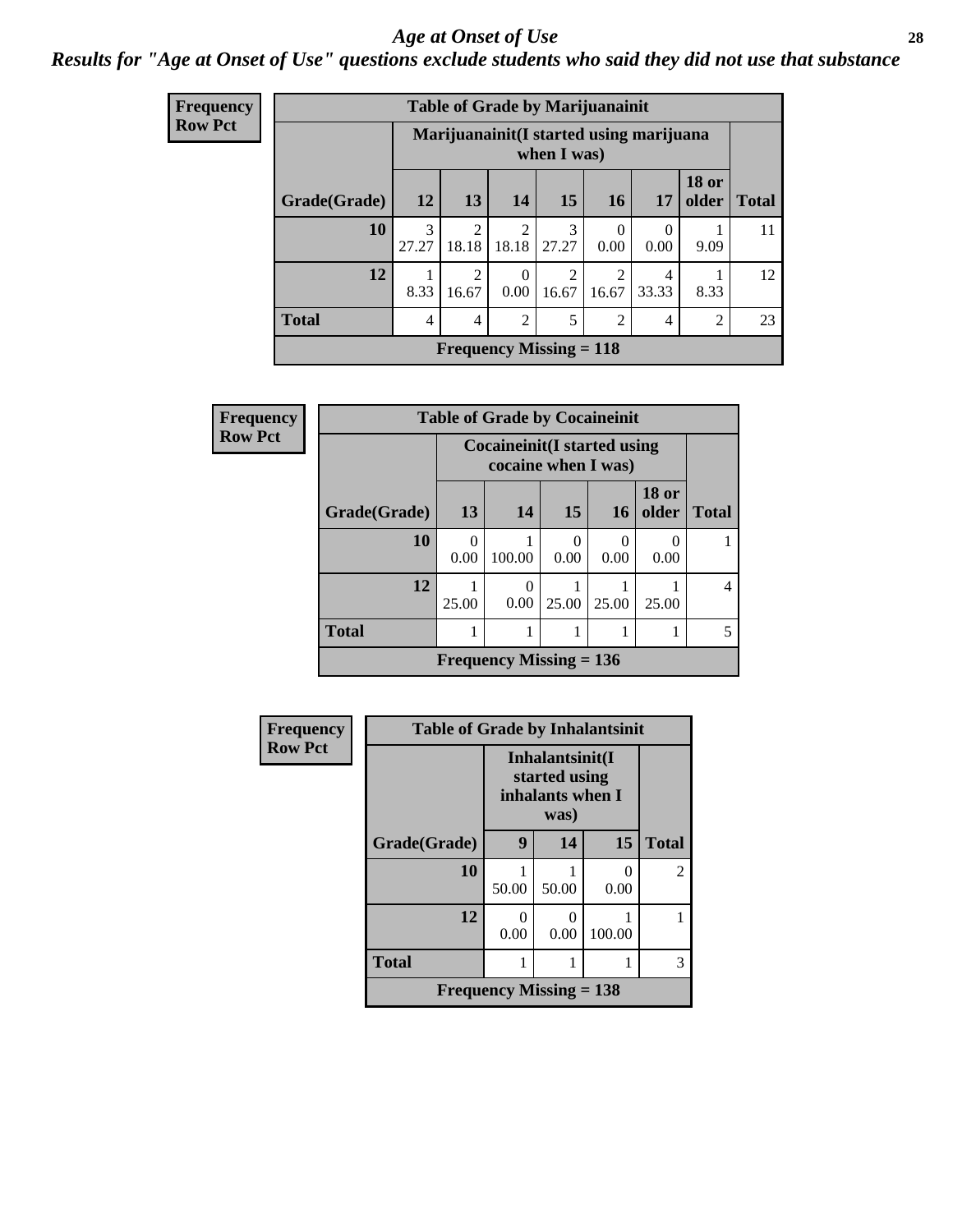# *Age at Onset of Use*

## *Results for "Age at Onset of Use" questions exclude students who said they did not use that substance*

| Frequency<br>Row Pct |
|---|

**Table of Grade by Marijuanainit**

| | Marijuanainit(I started using marijuana when I was) | | | | | | | |
|---|---|---|---|---|---|---|---|---|
| **Grade(Grade)** | **12** | **13** | **14** | **15** | **16** | **17** | **18 or older** | **Total** |
| **10** | 3<br>27.27 | 2<br>18.18 | 2<br>18.18 | 3<br>27.27 | 0<br>0.00 | 0<br>0.00 | 1<br>9.09 | 11 |
| **12** | 1<br>8.33 | 2<br>16.67 | 0<br>0.00 | 2<br>16.67 | 2<br>16.67 | 4<br>33.33 | 1<br>8.33 | 12 |
| **Total** | 4 | 4 | 2 | 5 | 2 | 4 | 2 | 23 |

**Frequency Missing = 118**

| Frequency<br>Row Pct |
|---|

**Table of Grade by Cocaineinit**

| | Cocaineinit(I started using cocaine when I was) | | | | | |
|---|---|---|---|---|---|---|
| **Grade(Grade)** | **13** | **14** | **15** | **16** | **18 or older** | **Total** |
| **10** | 0<br>0.00 | 1<br>100.00 | 0<br>0.00 | 0<br>0.00 | 0<br>0.00 | 1 |
| **12** | 1<br>25.00 | 0<br>0.00 | 1<br>25.00 | 1<br>25.00 | 1<br>25.00 | 4 |
| **Total** | 1 | 1 | 1 | 1 | 1 | 5 |

**Frequency Missing = 136**

| Frequency<br>Row Pct |
|---|

**Table of Grade by Inhalantsinit**

| | Inhalantsinit(I started using inhalants when I was) | | | |
|---|---|---|---|---|
| **Grade(Grade)** | **9** | **14** | **15** | **Total** |
| **10** | 1<br>50.00 | 1<br>50.00 | 0<br>0.00 | 2 |
| **12** | 0<br>0.00 | 0<br>0.00 | 1<br>100.00 | 1 |
| **Total** | 1 | 1 | 1 | 3 |

**Frequency Missing = 138**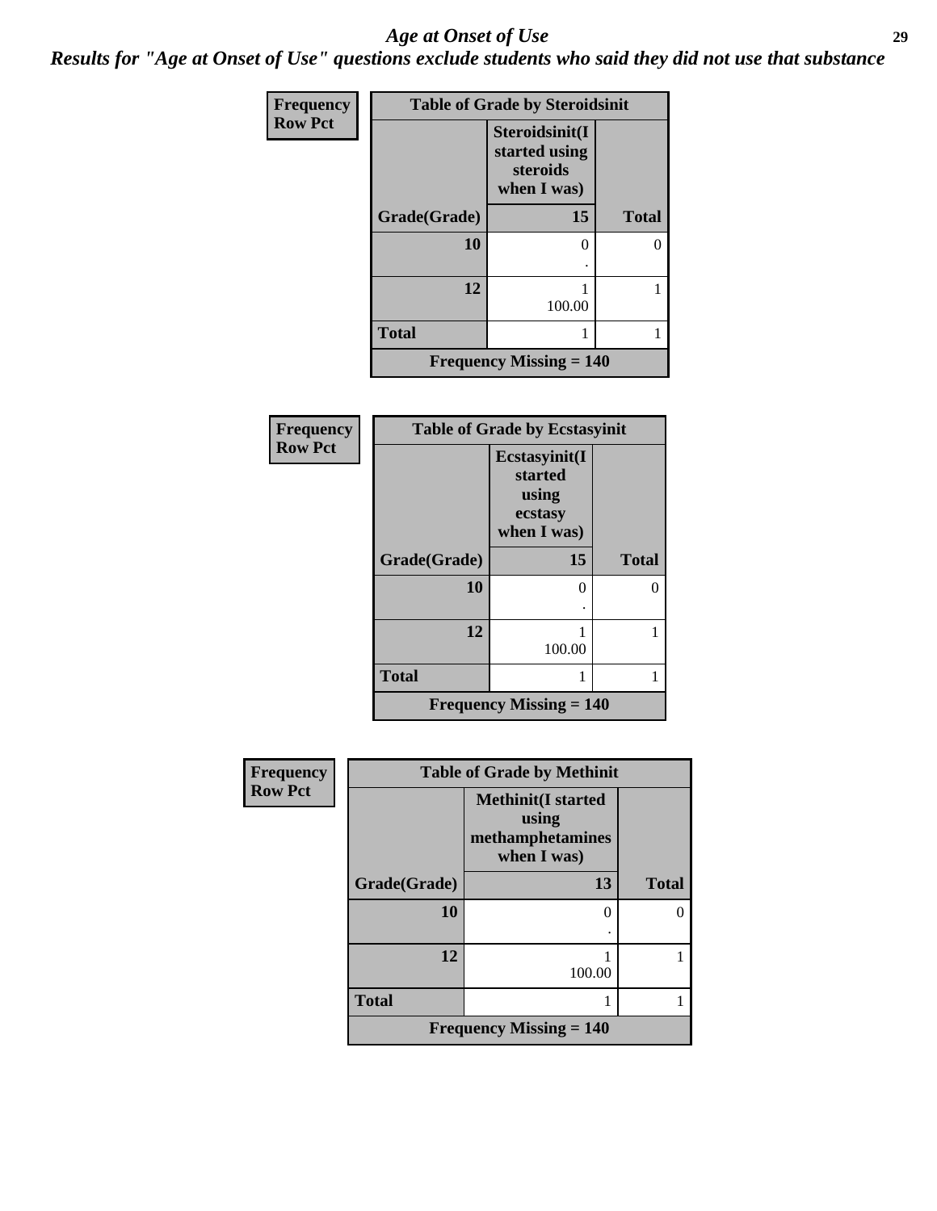# *Age at Onset of Use*

***Results for "Age at Onset of Use" questions exclude students who said they did not use that substance***

**Frequency**
**Row Pct**

| Table of Grade by Steroidsinit | | |
|---|---|---|
| | **Steroidsinit(I started using steroids when I was)** | |
| **Grade(Grade)** | **15** | **Total** |
| **10** | 0<br>. | 0 |
| **12** | 1<br>100.00 | 1 |
| **Total** | 1 | 1 |
| **Frequency Missing = 140** | | |

**Frequency**
**Row Pct**

| Table of Grade by Ecstasyinit | | |
|---|---|---|
| | **Ecstasyinit(I started using ecstasy when I was)** | |
| **Grade(Grade)** | **15** | **Total** |
| **10** | 0<br>. | 0 |
| **12** | 1<br>100.00 | 1 |
| **Total** | 1 | 1 |
| **Frequency Missing = 140** | | |

**Frequency**
**Row Pct**

| Table of Grade by Methinit | | |
|---|---|---|
| | **Methinit(I started using methamphetamines when I was)** | |
| **Grade(Grade)** | **13** | **Total** |
| **10** | 0<br>. | 0 |
| **12** | 1<br>100.00 | 1 |
| **Total** | 1 | 1 |
| **Frequency Missing = 140** | | |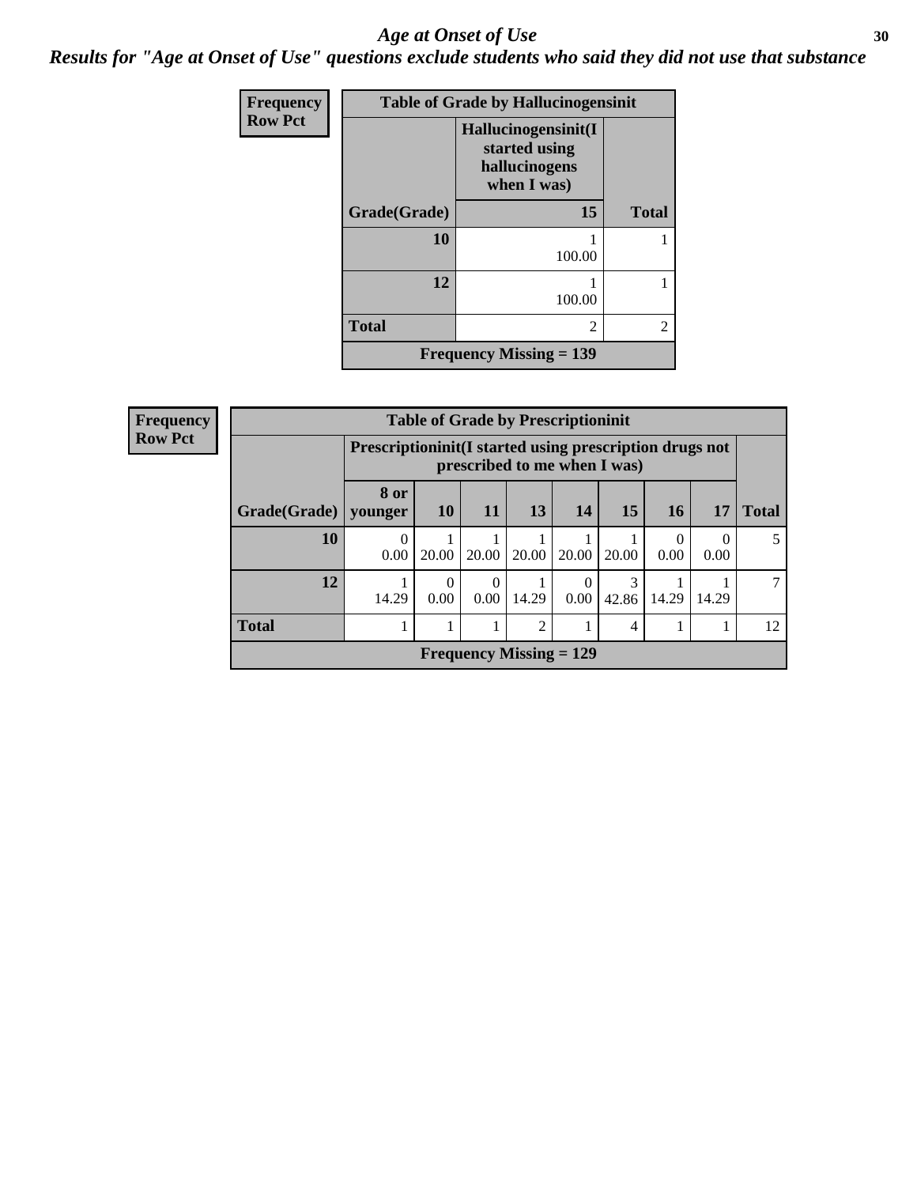# Age at Onset of Use

## Results for "Age at Onset of Use" questions exclude students who said they did not use that substance

**Frequency**
**Row Pct**

| Table of Grade by Hallucinogensinit | | |
|---|---|---|
| | **Hallucinogensinit(I started using hallucinogens when I was)** | |
| **Grade(Grade)** | **15** | **Total** |
| **10** | 1<br>100.00 | 1 |
| **12** | 1<br>100.00 | 1 |
| **Total** | 2 | 2 |
| **Frequency Missing = 139** | | |

**Frequency**
**Row Pct**

| Table of Grade by Prescriptioninit | | | | | | | | | |
|---|---|---|---|---|---|---|---|---|---|
| | **Prescriptioninit(I started using prescription drugs not prescribed to me when I was)** | | | | | | | | |
| **Grade(Grade)** | **8 or younger** | **10** | **11** | **13** | **14** | **15** | **16** | **17** | **Total** |
| **10** | 0<br>0.00 | 1<br>20.00 | 1<br>20.00 | 1<br>20.00 | 1<br>20.00 | 1<br>20.00 | 0<br>0.00 | 0<br>0.00 | 5 |
| **12** | 1<br>14.29 | 0<br>0.00 | 0<br>0.00 | 1<br>14.29 | 0<br>0.00 | 3<br>42.86 | 1<br>14.29 | 1<br>14.29 | 7 |
| **Total** | 1 | 1 | 1 | 2 | 1 | 4 | 1 | 1 | 12 |
| **Frequency Missing = 129** | | | | | | | | | |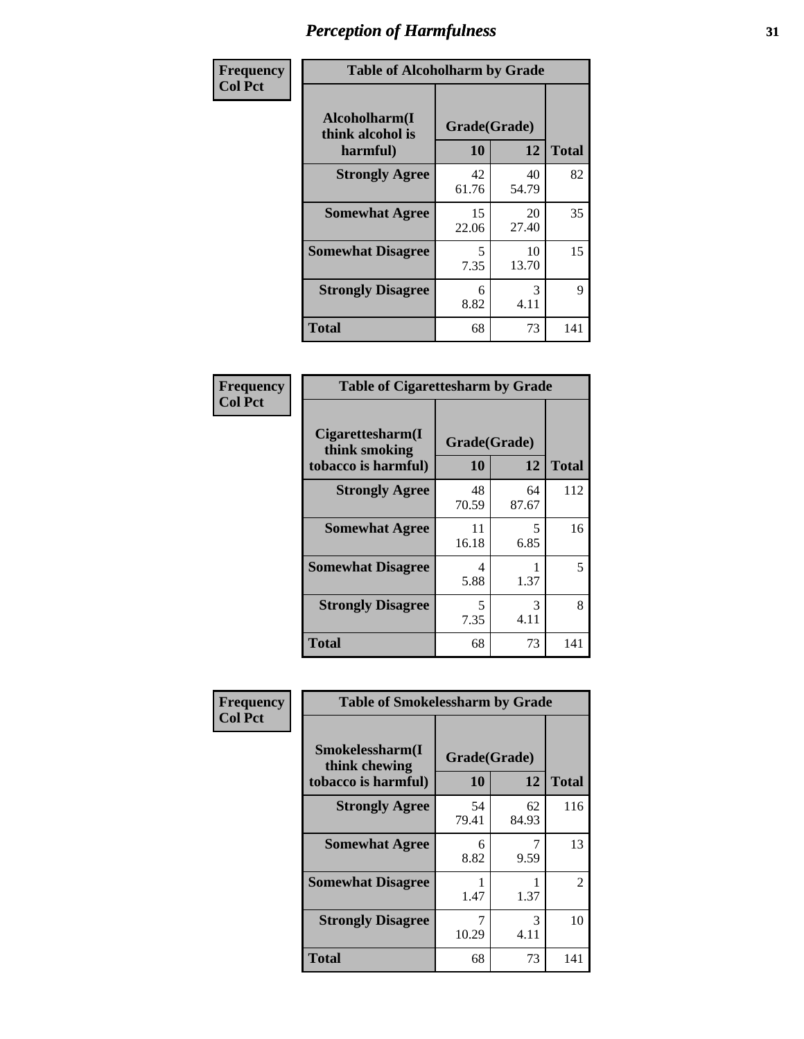# Perception of Harmfulness

**Frequency**
**Col Pct**

**Table of Alcoholharm by Grade**

| Alcoholharm(I think alcohol is harmful) | Grade(Grade) | | Total |
|---|---|---|---|
| | 10 | 12 | |
| **Strongly Agree** | 42<br>61.76 | 40<br>54.79 | 82 |
| **Somewhat Agree** | 15<br>22.06 | 20<br>27.40 | 35 |
| **Somewhat Disagree** | 5<br>7.35 | 10<br>13.70 | 15 |
| **Strongly Disagree** | 6<br>8.82 | 3<br>4.11 | 9 |
| **Total** | 68 | 73 | 141 |

**Frequency**
**Col Pct**

**Table of Cigarettesharm by Grade**

| Cigarettesharm(I think smoking tobacco is harmful) | Grade(Grade) | | Total |
|---|---|---|---|
| | 10 | 12 | |
| **Strongly Agree** | 48<br>70.59 | 64<br>87.67 | 112 |
| **Somewhat Agree** | 11<br>16.18 | 5<br>6.85 | 16 |
| **Somewhat Disagree** | 4<br>5.88 | 1<br>1.37 | 5 |
| **Strongly Disagree** | 5<br>7.35 | 3<br>4.11 | 8 |
| **Total** | 68 | 73 | 141 |

**Frequency**
**Col Pct**

**Table of Smokelessharm by Grade**

| Smokelessharm(I think chewing tobacco is harmful) | Grade(Grade) | | Total |
|---|---|---|---|
| | 10 | 12 | |
| **Strongly Agree** | 54<br>79.41 | 62<br>84.93 | 116 |
| **Somewhat Agree** | 6<br>8.82 | 7<br>9.59 | 13 |
| **Somewhat Disagree** | 1<br>1.47 | 1<br>1.37 | 2 |
| **Strongly Disagree** | 7<br>10.29 | 3<br>4.11 | 10 |
| **Total** | 68 | 73 | 141 |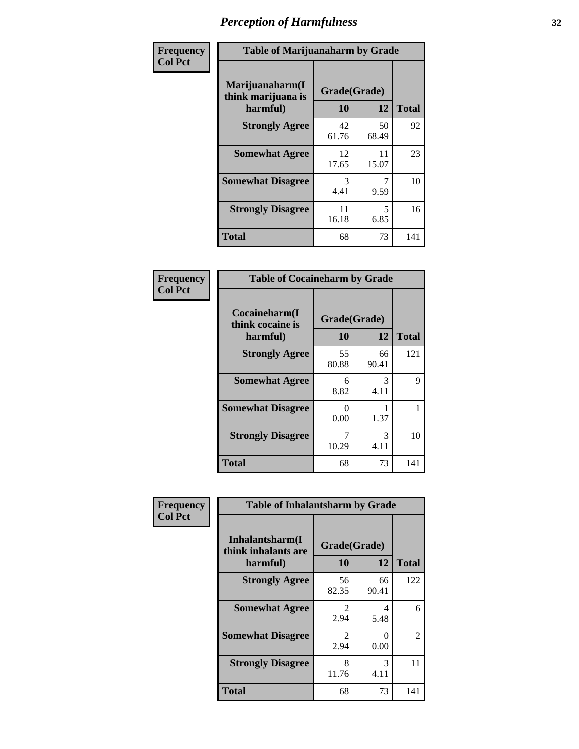# Perception of Harmfulness

**Frequency**
**Col Pct**

**Table of Marijuanaharm by Grade**

| Marijuanaharm(I think marijuana is harmful) | Grade(Grade) | | Total |
|---|---|---|---|
| | 10 | 12 | |
| **Strongly Agree** | 42<br>61.76 | 50<br>68.49 | 92 |
| **Somewhat Agree** | 12<br>17.65 | 11<br>15.07 | 23 |
| **Somewhat Disagree** | 3<br>4.41 | 7<br>9.59 | 10 |
| **Strongly Disagree** | 11<br>16.18 | 5<br>6.85 | 16 |
| **Total** | 68 | 73 | 141 |

**Frequency**
**Col Pct**

**Table of Cocaineharm by Grade**

| Cocaineharm(I think cocaine is harmful) | Grade(Grade) | | Total |
|---|---|---|---|
| | 10 | 12 | |
| **Strongly Agree** | 55<br>80.88 | 66<br>90.41 | 121 |
| **Somewhat Agree** | 6<br>8.82 | 3<br>4.11 | 9 |
| **Somewhat Disagree** | 0<br>0.00 | 1<br>1.37 | 1 |
| **Strongly Disagree** | 7<br>10.29 | 3<br>4.11 | 10 |
| **Total** | 68 | 73 | 141 |

**Frequency**
**Col Pct**

**Table of Inhalantsharm by Grade**

| Inhalantsharm(I think inhalants are harmful) | Grade(Grade) | | Total |
|---|---|---|---|
| | 10 | 12 | |
| **Strongly Agree** | 56<br>82.35 | 66<br>90.41 | 122 |
| **Somewhat Agree** | 2<br>2.94 | 4<br>5.48 | 6 |
| **Somewhat Disagree** | 2<br>2.94 | 0<br>0.00 | 2 |
| **Strongly Disagree** | 8<br>11.76 | 3<br>4.11 | 11 |
| **Total** | 68 | 73 | 141 |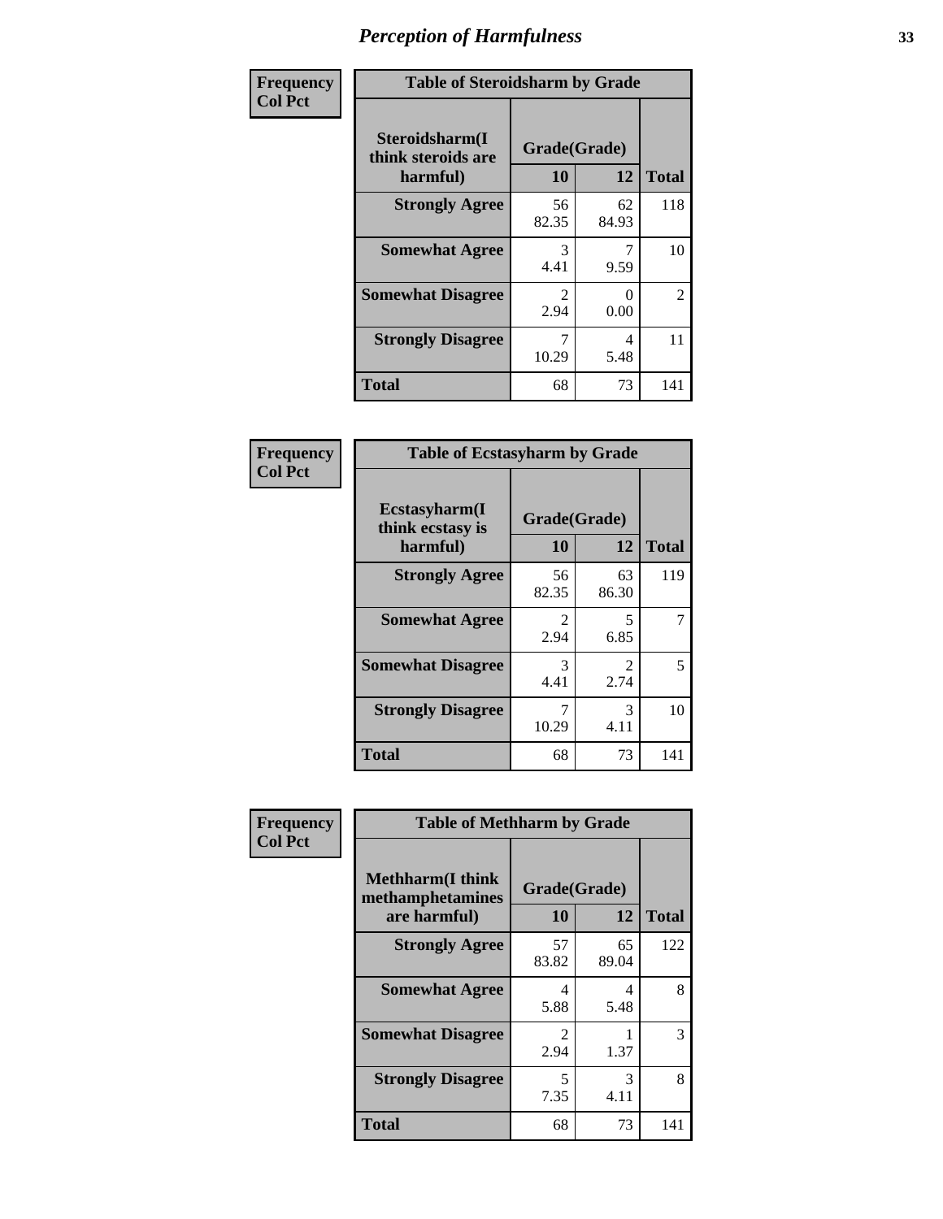# Perception of Harmfulness

**Frequency**
**Col Pct**

| Table of Steroidsharm by Grade | | | |
|---|---|---|---|
| Steroidsharm(I think steroids are harmful) | Grade(Grade) | | |
| | 10 | 12 | Total |
| **Strongly Agree** | 56<br>82.35 | 62<br>84.93 | 118 |
| **Somewhat Agree** | 3<br>4.41 | 7<br>9.59 | 10 |
| **Somewhat Disagree** | 2<br>2.94 | 0<br>0.00 | 2 |
| **Strongly Disagree** | 7<br>10.29 | 4<br>5.48 | 11 |
| **Total** | 68 | 73 | 141 |

**Frequency**
**Col Pct**

| Table of Ecstasyharm by Grade | | | |
|---|---|---|---|
| Ecstasyharm(I think ecstasy is harmful) | Grade(Grade) | | |
| | 10 | 12 | Total |
| **Strongly Agree** | 56<br>82.35 | 63<br>86.30 | 119 |
| **Somewhat Agree** | 2<br>2.94 | 5<br>6.85 | 7 |
| **Somewhat Disagree** | 3<br>4.41 | 2<br>2.74 | 5 |
| **Strongly Disagree** | 7<br>10.29 | 3<br>4.11 | 10 |
| **Total** | 68 | 73 | 141 |

**Frequency**
**Col Pct**

| Table of Methharm by Grade | | | |
|---|---|---|---|
| Methharm(I think methamphetamines are harmful) | Grade(Grade) | | |
| | 10 | 12 | Total |
| **Strongly Agree** | 57<br>83.82 | 65<br>89.04 | 122 |
| **Somewhat Agree** | 4<br>5.88 | 4<br>5.48 | 8 |
| **Somewhat Disagree** | 2<br>2.94 | 1<br>1.37 | 3 |
| **Strongly Disagree** | 5<br>7.35 | 3<br>4.11 | 8 |
| **Total** | 68 | 73 | 141 |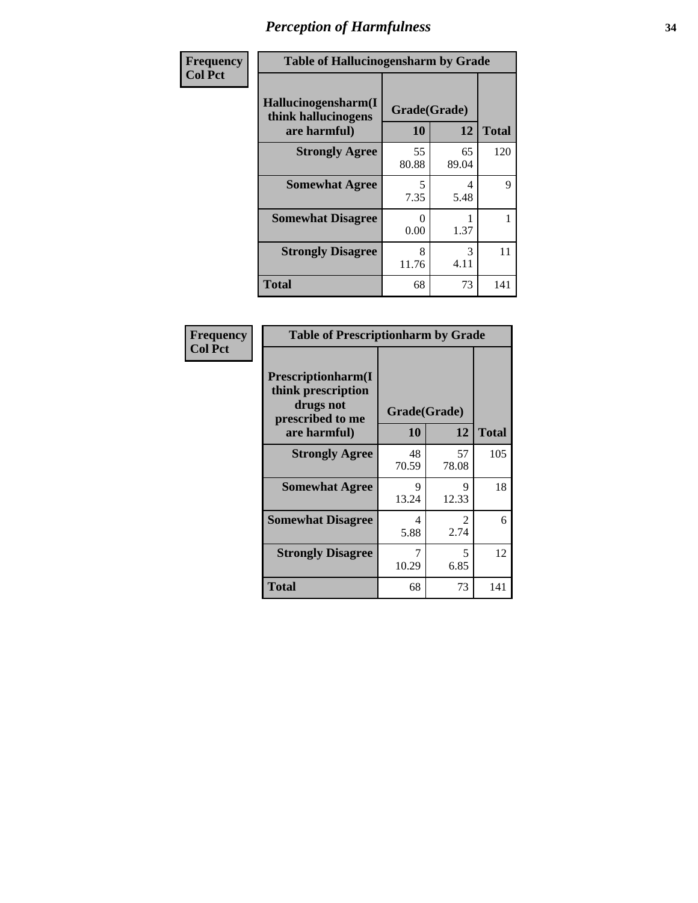# Perception of Harmfulness

**Frequency**
**Col Pct**

**Table of Hallucinogensharm by Grade**

| Hallucinogensharm(I think hallucinogens are harmful) | Grade(Grade) 10 | 12 | Total |
|---|---|---|---|
| **Strongly Agree** | 55<br>80.88 | 65<br>89.04 | 120 |
| **Somewhat Agree** | 5<br>7.35 | 4<br>5.48 | 9 |
| **Somewhat Disagree** | 0<br>0.00 | 1<br>1.37 | 1 |
| **Strongly Disagree** | 8<br>11.76 | 3<br>4.11 | 11 |
| **Total** | 68 | 73 | 141 |

**Frequency**
**Col Pct**

**Table of Prescriptionharm by Grade**

| Prescriptionharm(I think prescription drugs not prescribed to me are harmful) | Grade(Grade) 10 | 12 | Total |
|---|---|---|---|
| **Strongly Agree** | 48<br>70.59 | 57<br>78.08 | 105 |
| **Somewhat Agree** | 9<br>13.24 | 9<br>12.33 | 18 |
| **Somewhat Disagree** | 4<br>5.88 | 2<br>2.74 | 6 |
| **Strongly Disagree** | 7<br>10.29 | 5<br>6.85 | 12 |
| **Total** | 68 | 73 | 141 |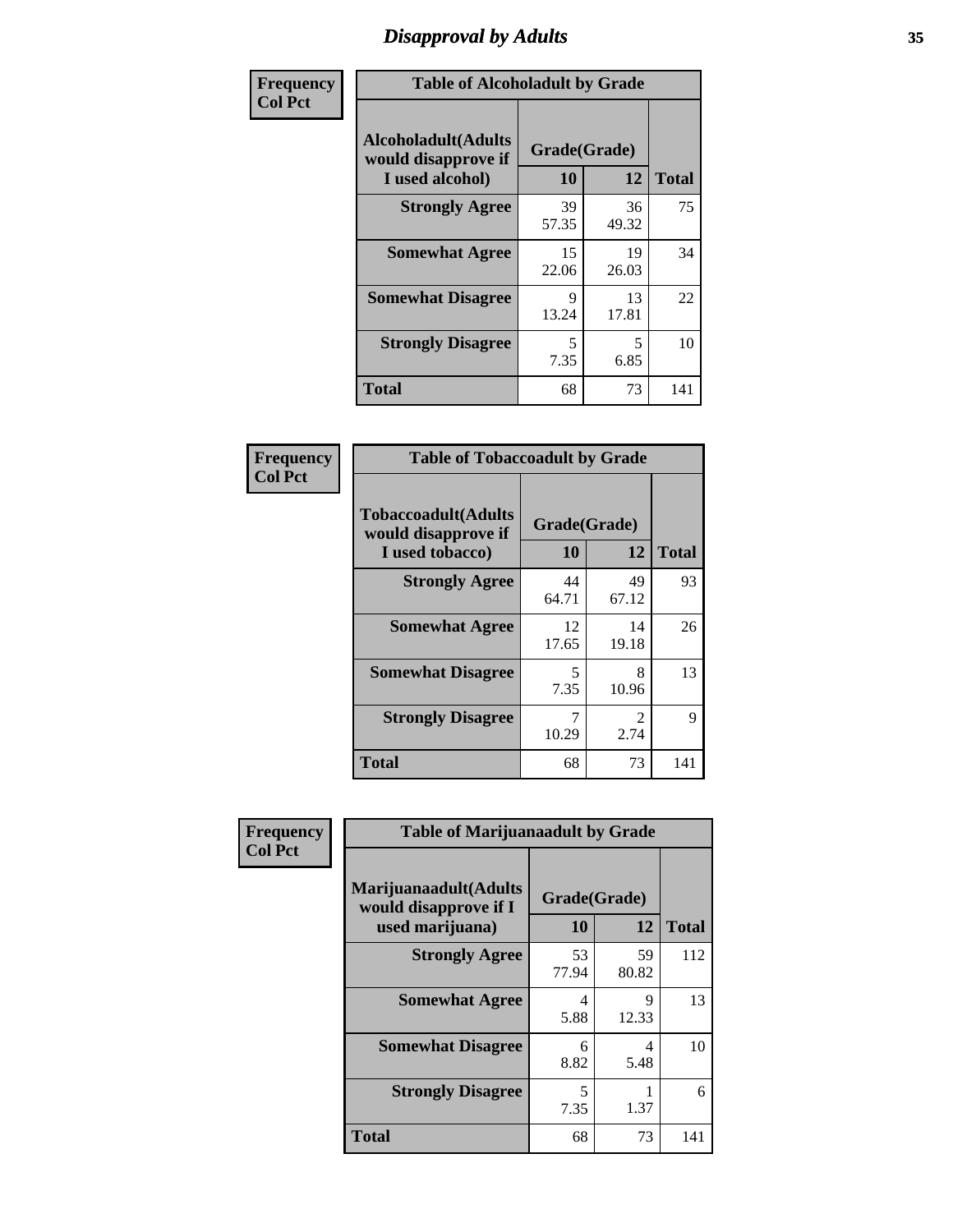# Disapproval by Adults

**Frequency**
**Col Pct**

| Table of Alcoholadult by Grade | | | |
|---|---|---|---|
| **Alcoholadult(Adults would disapprove if I used alcohol)** | **Grade(Grade)** | | **Total** |
| | **10** | **12** | |
| **Strongly Agree** | 39<br>57.35 | 36<br>49.32 | 75 |
| **Somewhat Agree** | 15<br>22.06 | 19<br>26.03 | 34 |
| **Somewhat Disagree** | 9<br>13.24 | 13<br>17.81 | 22 |
| **Strongly Disagree** | 5<br>7.35 | 5<br>6.85 | 10 |
| **Total** | 68 | 73 | 141 |

**Frequency**
**Col Pct**

| Table of Tobaccoadult by Grade | | | |
|---|---|---|---|
| **Tobaccoadult(Adults would disapprove if I used tobacco)** | **Grade(Grade)** | | **Total** |
| | **10** | **12** | |
| **Strongly Agree** | 44<br>64.71 | 49<br>67.12 | 93 |
| **Somewhat Agree** | 12<br>17.65 | 14<br>19.18 | 26 |
| **Somewhat Disagree** | 5<br>7.35 | 8<br>10.96 | 13 |
| **Strongly Disagree** | 7<br>10.29 | 2<br>2.74 | 9 |
| **Total** | 68 | 73 | 141 |

**Frequency**
**Col Pct**

| Table of Marijuanaadult by Grade | | | |
|---|---|---|---|
| **Marijuanaadult(Adults would disapprove if I used marijuana)** | **Grade(Grade)** | | **Total** |
| | **10** | **12** | |
| **Strongly Agree** | 53<br>77.94 | 59<br>80.82 | 112 |
| **Somewhat Agree** | 4<br>5.88 | 9<br>12.33 | 13 |
| **Somewhat Disagree** | 6<br>8.82 | 4<br>5.48 | 10 |
| **Strongly Disagree** | 5<br>7.35 | 1<br>1.37 | 6 |
| **Total** | 68 | 73 | 141 |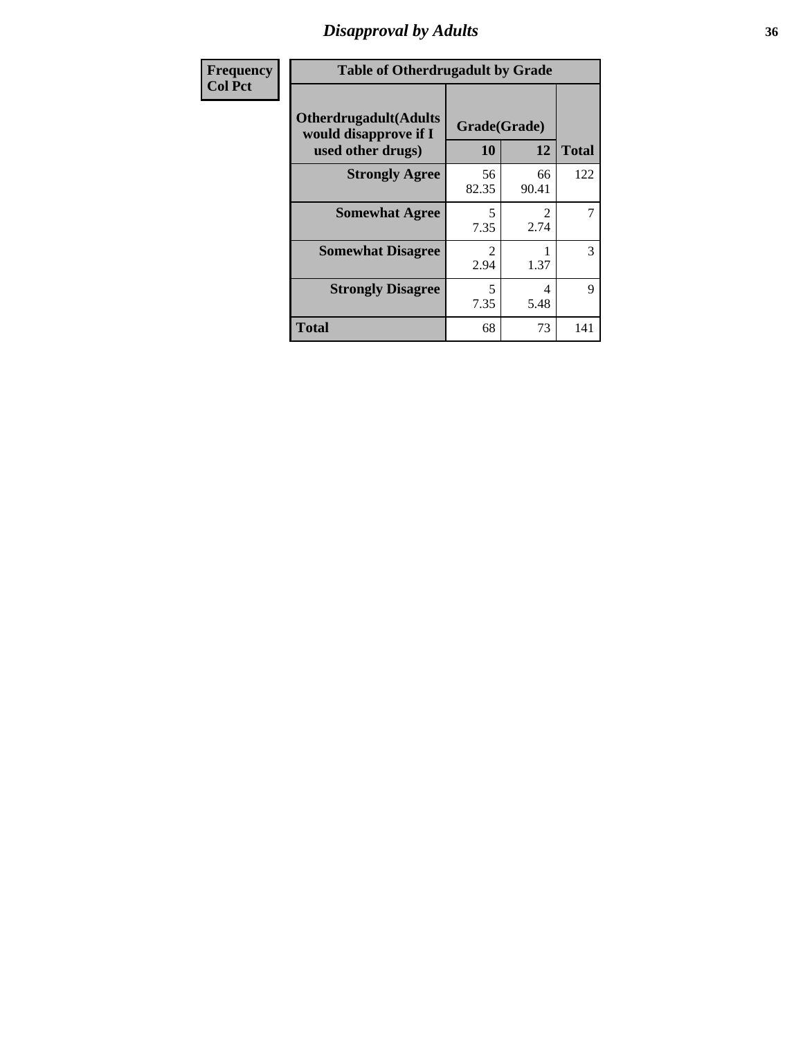## Disapproval by Adults

| Frequency<br>Col Pct |
|---|

**Table of Otherdrugadult by Grade**

| Otherdrugadult(Adults would disapprove if I used other drugs) | Grade(Grade) 10 | 12 | Total |
|---|---|---|---|
| **Strongly Agree** | 56<br>82.35 | 66<br>90.41 | 122 |
| **Somewhat Agree** | 5<br>7.35 | 2<br>2.74 | 7 |
| **Somewhat Disagree** | 2<br>2.94 | 1<br>1.37 | 3 |
| **Strongly Disagree** | 5<br>7.35 | 4<br>5.48 | 9 |
| **Total** | 68 | 73 | 141 |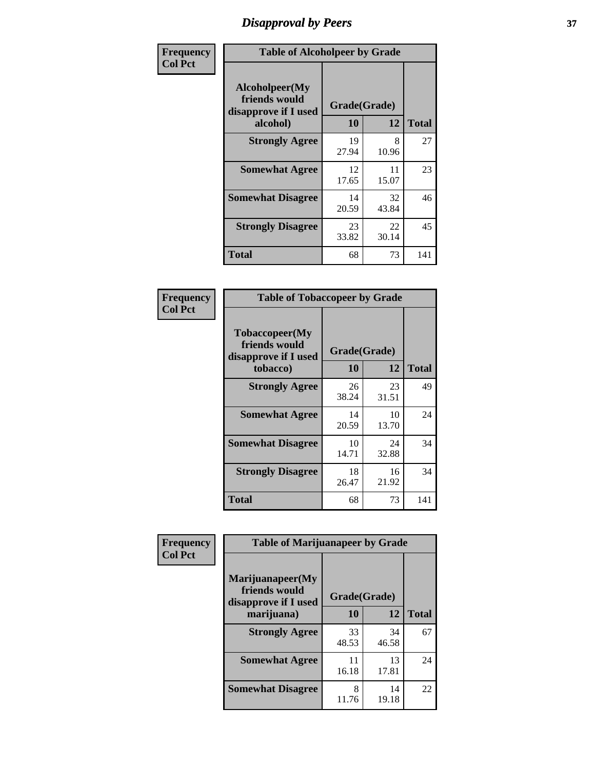# Disapproval by Peers

| Frequency<br>Col Pct | Table of Alcoholpeer by Grade | | |
|---|---|---|---|
| Alcoholpeer(My friends would disapprove if I used alcohol) | Grade(Grade) | | |
| | 10 | 12 | Total |
| Strongly Agree | 19<br>27.94 | 8<br>10.96 | 27 |
| Somewhat Agree | 12<br>17.65 | 11<br>15.07 | 23 |
| Somewhat Disagree | 14<br>20.59 | 32<br>43.84 | 46 |
| Strongly Disagree | 23<br>33.82 | 22<br>30.14 | 45 |
| Total | 68 | 73 | 141 |

| Frequency<br>Col Pct | Table of Tobaccopeer by Grade | | |
|---|---|---|---|
| Tobaccopeer(My friends would disapprove if I used tobacco) | Grade(Grade) | | |
| | 10 | 12 | Total |
| Strongly Agree | 26<br>38.24 | 23<br>31.51 | 49 |
| Somewhat Agree | 14<br>20.59 | 10<br>13.70 | 24 |
| Somewhat Disagree | 10<br>14.71 | 24<br>32.88 | 34 |
| Strongly Disagree | 18<br>26.47 | 16<br>21.92 | 34 |
| Total | 68 | 73 | 141 |

| Frequency<br>Col Pct | Table of Marijuanapeer by Grade | | |
|---|---|---|---|
| Marijuanapeer(My friends would disapprove if I used marijuana) | Grade(Grade) | | |
| | 10 | 12 | Total |
| Strongly Agree | 33<br>48.53 | 34<br>46.58 | 67 |
| Somewhat Agree | 11<br>16.18 | 13<br>17.81 | 24 |
| Somewhat Disagree | 8<br>11.76 | 14<br>19.18 | 22 |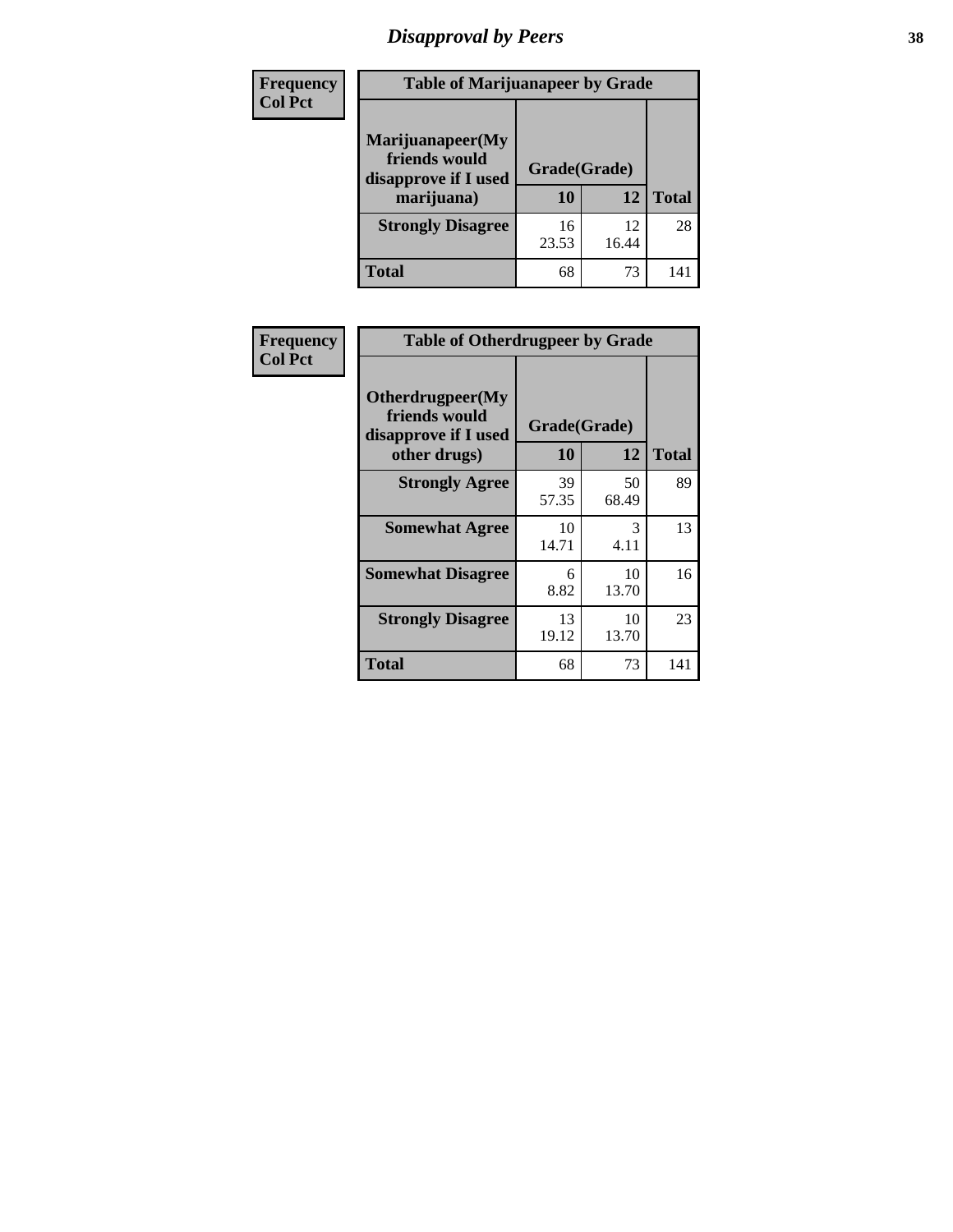# Disapproval by Peers

| Frequency<br>Col Pct | Table of Marijuanapeer by Grade | | |
|---|---|---|---|
| Marijuanapeer(My friends would disapprove if I used marijuana) | Grade(Grade) | | |
| | 10 | 12 | Total |
| Strongly Disagree | 16<br>23.53 | 12<br>16.44 | 28 |
| Total | 68 | 73 | 141 |

| Frequency<br>Col Pct | Table of Otherdrugpeer by Grade | | |
|---|---|---|---|
| Otherdrugpeer(My friends would disapprove if I used other drugs) | Grade(Grade) | | |
| | 10 | 12 | Total |
| Strongly Agree | 39<br>57.35 | 50<br>68.49 | 89 |
| Somewhat Agree | 10<br>14.71 | 3<br>4.11 | 13 |
| Somewhat Disagree | 6<br>8.82 | 10<br>13.70 | 16 |
| Strongly Disagree | 13<br>19.12 | 10<br>13.70 | 23 |
| Total | 68 | 73 | 141 |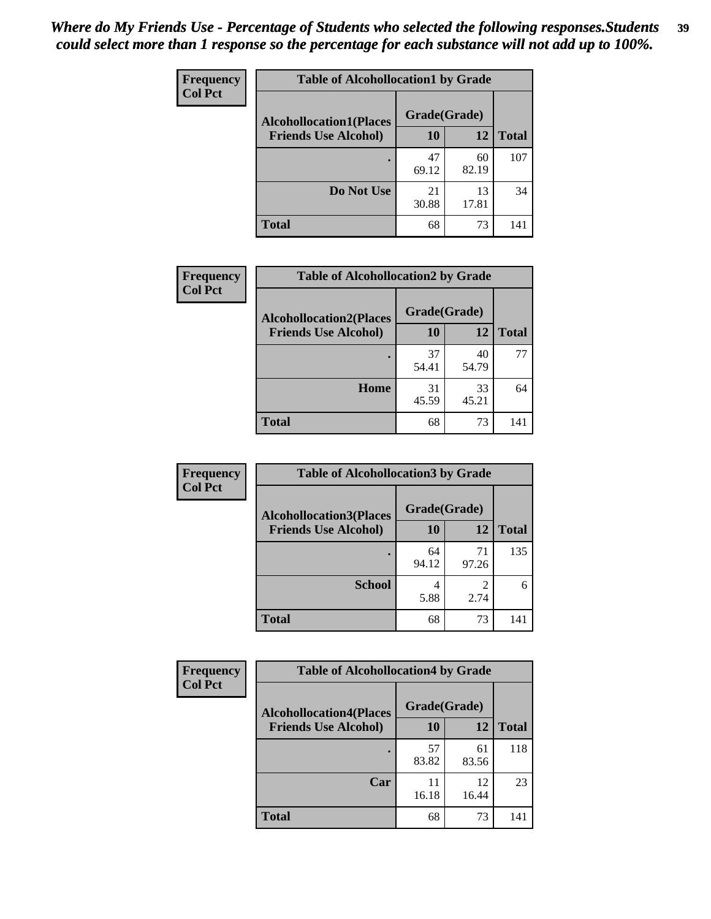*Where do My Friends Use - Percentage of Students who selected the following responses.Students could select more than 1 response so the percentage for each substance will not add up to 100%.*

**Frequency**
**Col Pct**

| Table of Alcohollocation1 by Grade | | | |
|---|---|---|---|
| **Alcohollocation1(Places Friends Use Alcohol)** | **Grade(Grade)** | | **Total** |
| | **10** | **12** | |
| **.** | 47<br>69.12 | 60<br>82.19 | 107 |
| **Do Not Use** | 21<br>30.88 | 13<br>17.81 | 34 |
| **Total** | 68 | 73 | 141 |

**Frequency**
**Col Pct**

| Table of Alcohollocation2 by Grade | | | |
|---|---|---|---|
| **Alcohollocation2(Places Friends Use Alcohol)** | **Grade(Grade)** | | **Total** |
| | **10** | **12** | |
| **.** | 37<br>54.41 | 40<br>54.79 | 77 |
| **Home** | 31<br>45.59 | 33<br>45.21 | 64 |
| **Total** | 68 | 73 | 141 |

**Frequency**
**Col Pct**

| Table of Alcohollocation3 by Grade | | | |
|---|---|---|---|
| **Alcohollocation3(Places Friends Use Alcohol)** | **Grade(Grade)** | | **Total** |
| | **10** | **12** | |
| **.** | 64<br>94.12 | 71<br>97.26 | 135 |
| **School** | 4<br>5.88 | 2<br>2.74 | 6 |
| **Total** | 68 | 73 | 141 |

**Frequency**
**Col Pct**

| Table of Alcohollocation4 by Grade | | | |
|---|---|---|---|
| **Alcohollocation4(Places Friends Use Alcohol)** | **Grade(Grade)** | | **Total** |
| | **10** | **12** | |
| **.** | 57<br>83.82 | 61<br>83.56 | 118 |
| **Car** | 11<br>16.18 | 12<br>16.44 | 23 |
| **Total** | 68 | 73 | 141 |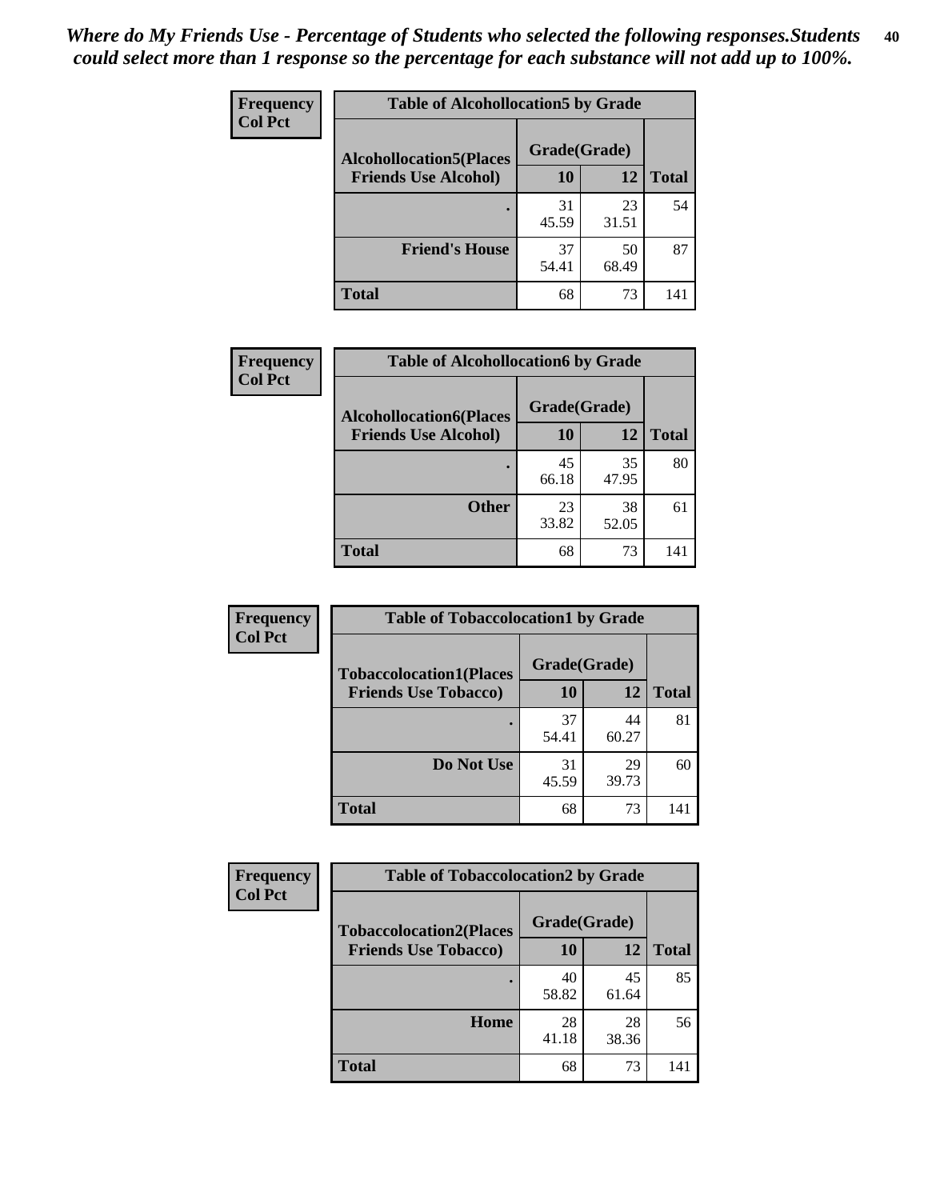*Where do My Friends Use - Percentage of Students who selected the following responses.Students could select more than 1 response so the percentage for each substance will not add up to 100%.*

**Frequency**
**Col Pct**

| Table of Alcohollocation5 by Grade | | | |
|---|---|---|---|
| **Alcohollocation5(Places Friends Use Alcohol)** | **Grade(Grade)** | | **Total** |
| | **10** | **12** | |
| **.** | 31<br>45.59 | 23<br>31.51 | 54 |
| **Friend's House** | 37<br>54.41 | 50<br>68.49 | 87 |
| **Total** | 68 | 73 | 141 |

**Frequency**
**Col Pct**

| Table of Alcohollocation6 by Grade | | | |
|---|---|---|---|
| **Alcohollocation6(Places Friends Use Alcohol)** | **Grade(Grade)** | | **Total** |
| | **10** | **12** | |
| **.** | 45<br>66.18 | 35<br>47.95 | 80 |
| **Other** | 23<br>33.82 | 38<br>52.05 | 61 |
| **Total** | 68 | 73 | 141 |

**Frequency**
**Col Pct**

| Table of Tobaccolocation1 by Grade | | | |
|---|---|---|---|
| **Tobaccolocation1(Places Friends Use Tobacco)** | **Grade(Grade)** | | **Total** |
| | **10** | **12** | |
| **.** | 37<br>54.41 | 44<br>60.27 | 81 |
| **Do Not Use** | 31<br>45.59 | 29<br>39.73 | 60 |
| **Total** | 68 | 73 | 141 |

**Frequency**
**Col Pct**

| Table of Tobaccolocation2 by Grade | | | |
|---|---|---|---|
| **Tobaccolocation2(Places Friends Use Tobacco)** | **Grade(Grade)** | | **Total** |
| | **10** | **12** | |
| **.** | 40<br>58.82 | 45<br>61.64 | 85 |
| **Home** | 28<br>41.18 | 28<br>38.36 | 56 |
| **Total** | 68 | 73 | 141 |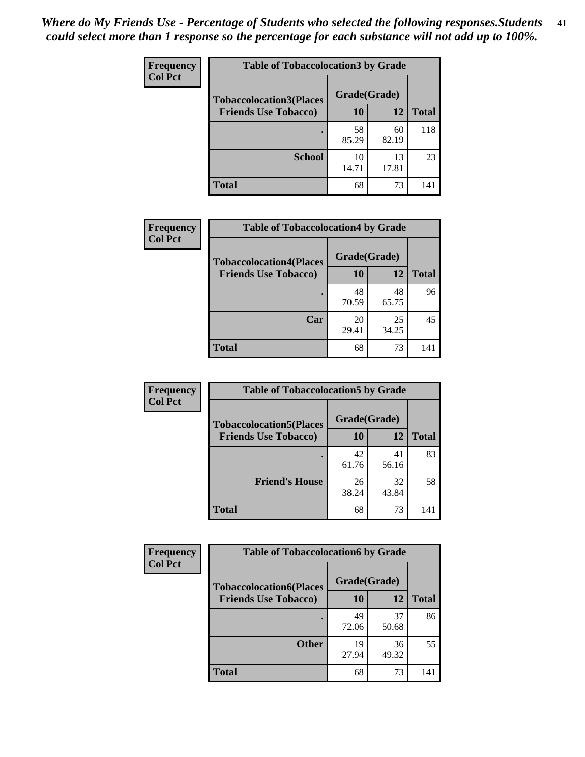*Where do My Friends Use - Percentage of Students who selected the following responses.Students could select more than 1 response so the percentage for each substance will not add up to 100%.*

**Frequency**
**Col Pct**

| Table of Tobaccolocation3 by Grade | | | |
|---|---|---|---|
| **Tobaccolocation3(Places Friends Use Tobacco)** | **Grade(Grade)** | | |
| | **10** | **12** | **Total** |
| **.** | 58<br>85.29 | 60<br>82.19 | 118 |
| **School** | 10<br>14.71 | 13<br>17.81 | 23 |
| **Total** | 68 | 73 | 141 |

**Frequency**
**Col Pct**

| Table of Tobaccolocation4 by Grade | | | |
|---|---|---|---|
| **Tobaccolocation4(Places Friends Use Tobacco)** | **Grade(Grade)** | | |
| | **10** | **12** | **Total** |
| **.** | 48<br>70.59 | 48<br>65.75 | 96 |
| **Car** | 20<br>29.41 | 25<br>34.25 | 45 |
| **Total** | 68 | 73 | 141 |

**Frequency**
**Col Pct**

| Table of Tobaccolocation5 by Grade | | | |
|---|---|---|---|
| **Tobaccolocation5(Places Friends Use Tobacco)** | **Grade(Grade)** | | |
| | **10** | **12** | **Total** |
| **.** | 42<br>61.76 | 41<br>56.16 | 83 |
| **Friend's House** | 26<br>38.24 | 32<br>43.84 | 58 |
| **Total** | 68 | 73 | 141 |

**Frequency**
**Col Pct**

| Table of Tobaccolocation6 by Grade | | | |
|---|---|---|---|
| **Tobaccolocation6(Places Friends Use Tobacco)** | **Grade(Grade)** | | |
| | **10** | **12** | **Total** |
| **.** | 49<br>72.06 | 37<br>50.68 | 86 |
| **Other** | 19<br>27.94 | 36<br>49.32 | 55 |
| **Total** | 68 | 73 | 141 |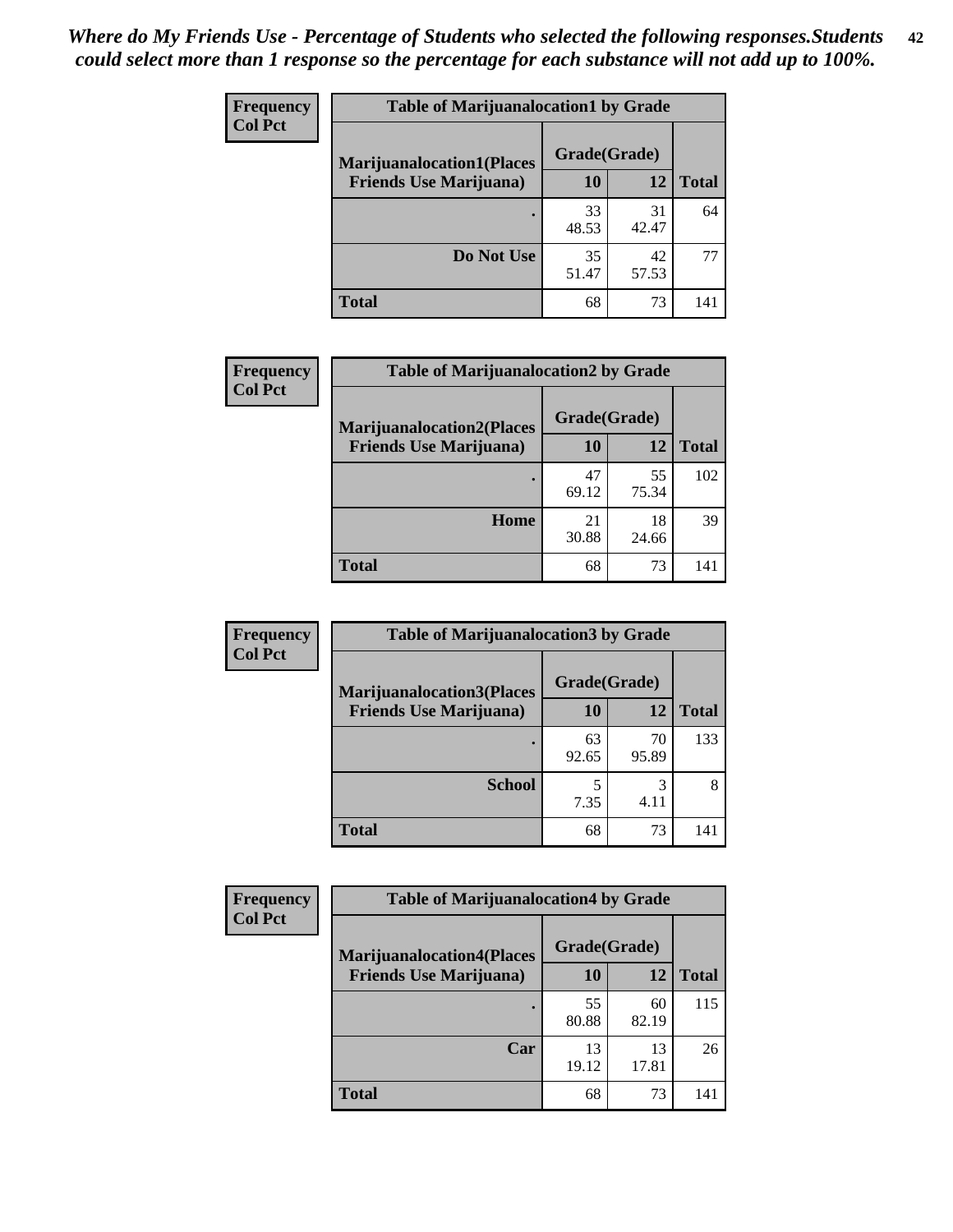*Where do My Friends Use - Percentage of Students who selected the following responses.Students could select more than 1 response so the percentage for each substance will not add up to 100%.*

**Frequency**
**Col Pct**

| Table of Marijuanalocation1 by Grade | | | |
|---|---|---|---|
| **Marijuanalocation1(Places Friends Use Marijuana)** | **Grade(Grade)** | | **Total** |
| | **10** | **12** | |
| **.** | 33<br>48.53 | 31<br>42.47 | 64 |
| **Do Not Use** | 35<br>51.47 | 42<br>57.53 | 77 |
| **Total** | 68 | 73 | 141 |

**Frequency**
**Col Pct**

| Table of Marijuanalocation2 by Grade | | | |
|---|---|---|---|
| **Marijuanalocation2(Places Friends Use Marijuana)** | **Grade(Grade)** | | **Total** |
| | **10** | **12** | |
| **.** | 47<br>69.12 | 55<br>75.34 | 102 |
| **Home** | 21<br>30.88 | 18<br>24.66 | 39 |
| **Total** | 68 | 73 | 141 |

**Frequency**
**Col Pct**

| Table of Marijuanalocation3 by Grade | | | |
|---|---|---|---|
| **Marijuanalocation3(Places Friends Use Marijuana)** | **Grade(Grade)** | | **Total** |
| | **10** | **12** | |
| **.** | 63<br>92.65 | 70<br>95.89 | 133 |
| **School** | 5<br>7.35 | 3<br>4.11 | 8 |
| **Total** | 68 | 73 | 141 |

**Frequency**
**Col Pct**

| Table of Marijuanalocation4 by Grade | | | |
|---|---|---|---|
| **Marijuanalocation4(Places Friends Use Marijuana)** | **Grade(Grade)** | | **Total** |
| | **10** | **12** | |
| **.** | 55<br>80.88 | 60<br>82.19 | 115 |
| **Car** | 13<br>19.12 | 13<br>17.81 | 26 |
| **Total** | 68 | 73 | 141 |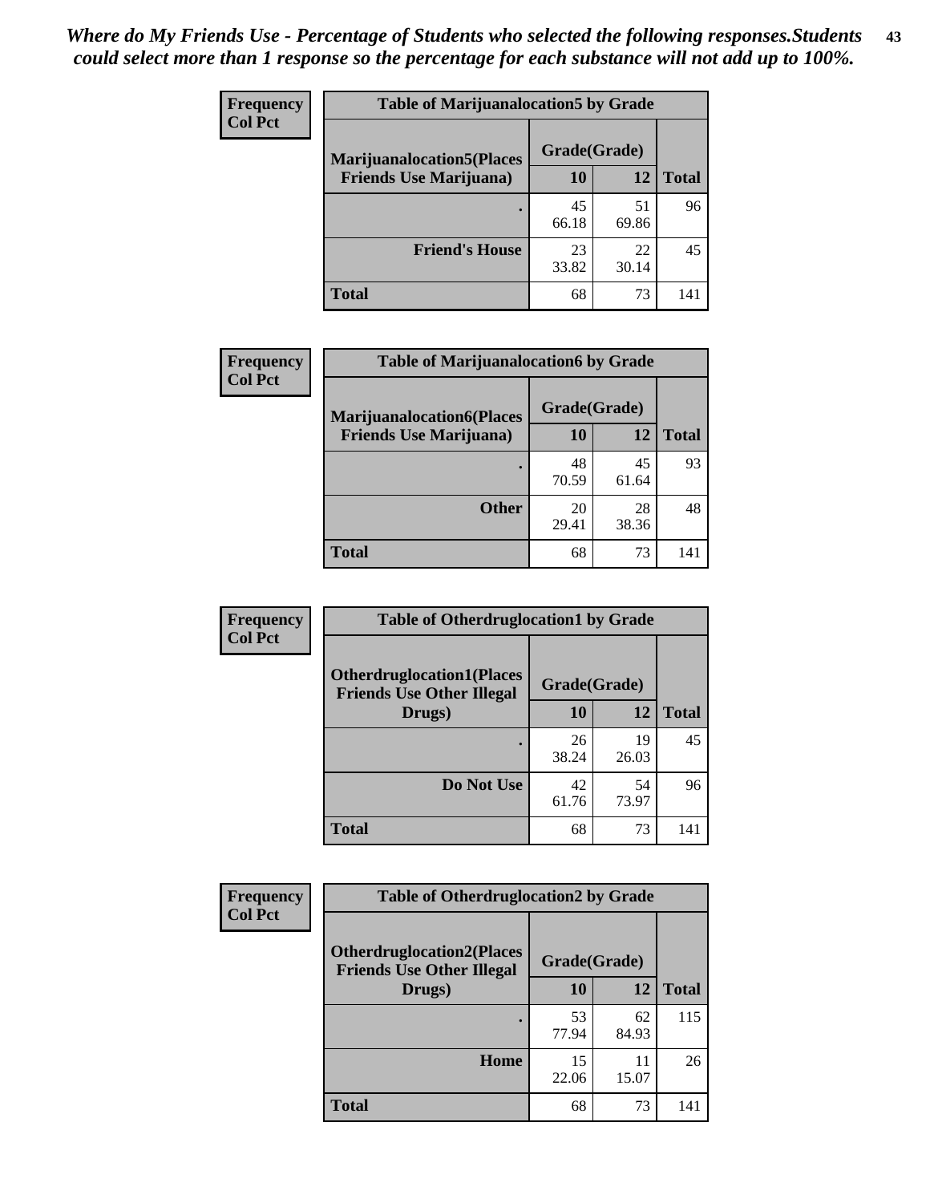*Where do My Friends Use - Percentage of Students who selected the following responses.Students could select more than 1 response so the percentage for each substance will not add up to 100%.*

**Frequency**
**Col Pct**

| Table of Marijuanalocation5 by Grade | | | |
|---|---|---|---|
| **Marijuanalocation5(Places Friends Use Marijuana)** | **Grade(Grade)** | | **Total** |
| | **10** | **12** | |
| . | 45<br>66.18 | 51<br>69.86 | 96 |
| **Friend's House** | 23<br>33.82 | 22<br>30.14 | 45 |
| **Total** | 68 | 73 | 141 |

**Frequency**
**Col Pct**

| Table of Marijuanalocation6 by Grade | | | |
|---|---|---|---|
| **Marijuanalocation6(Places Friends Use Marijuana)** | **Grade(Grade)** | | **Total** |
| | **10** | **12** | |
| . | 48<br>70.59 | 45<br>61.64 | 93 |
| **Other** | 20<br>29.41 | 28<br>38.36 | 48 |
| **Total** | 68 | 73 | 141 |

**Frequency**
**Col Pct**

| Table of Otherdruglocation1 by Grade | | | |
|---|---|---|---|
| **Otherdruglocation1(Places Friends Use Other Illegal Drugs)** | **Grade(Grade)** | | **Total** |
| | **10** | **12** | |
| . | 26<br>38.24 | 19<br>26.03 | 45 |
| **Do Not Use** | 42<br>61.76 | 54<br>73.97 | 96 |
| **Total** | 68 | 73 | 141 |

**Frequency**
**Col Pct**

| Table of Otherdruglocation2 by Grade | | | |
|---|---|---|---|
| **Otherdruglocation2(Places Friends Use Other Illegal Drugs)** | **Grade(Grade)** | | **Total** |
| | **10** | **12** | |
| . | 53<br>77.94 | 62<br>84.93 | 115 |
| **Home** | 15<br>22.06 | 11<br>15.07 | 26 |
| **Total** | 68 | 73 | 141 |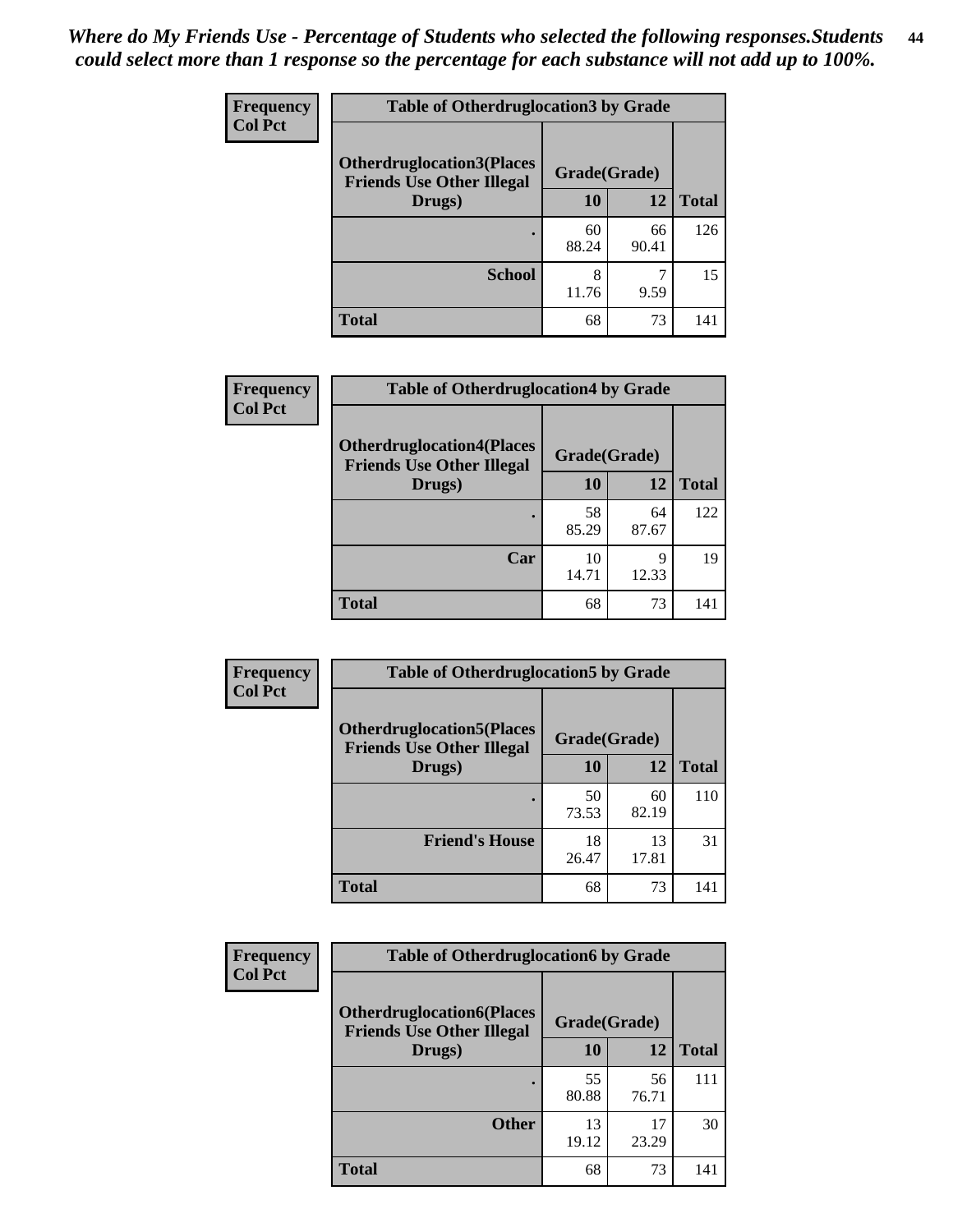*Where do My Friends Use - Percentage of Students who selected the following responses.Students could select more than 1 response so the percentage for each substance will not add up to 100%.*

| Frequency Col Pct | Table of Otherdruglocation3 by Grade | | |
|---|---|---|---|
| Otherdruglocation3(Places Friends Use Other Illegal Drugs) | Grade(Grade) | | |
| | 10 | 12 | Total |
| . | 60<br>88.24 | 66<br>90.41 | 126 |
| School | 8<br>11.76 | 7<br>9.59 | 15 |
| Total | 68 | 73 | 141 |

| Frequency Col Pct | Table of Otherdruglocation4 by Grade | | |
|---|---|---|---|
| Otherdruglocation4(Places Friends Use Other Illegal Drugs) | Grade(Grade) | | |
| | 10 | 12 | Total |
| . | 58<br>85.29 | 64<br>87.67 | 122 |
| Car | 10<br>14.71 | 9<br>12.33 | 19 |
| Total | 68 | 73 | 141 |

| Frequency Col Pct | Table of Otherdruglocation5 by Grade | | |
|---|---|---|---|
| Otherdruglocation5(Places Friends Use Other Illegal Drugs) | Grade(Grade) | | |
| | 10 | 12 | Total |
| . | 50<br>73.53 | 60<br>82.19 | 110 |
| Friend's House | 18<br>26.47 | 13<br>17.81 | 31 |
| Total | 68 | 73 | 141 |

| Frequency Col Pct | Table of Otherdruglocation6 by Grade | | |
|---|---|---|---|
| Otherdruglocation6(Places Friends Use Other Illegal Drugs) | Grade(Grade) | | |
| | 10 | 12 | Total |
| . | 55<br>80.88 | 56<br>76.71 | 111 |
| Other | 13<br>19.12 | 17<br>23.29 | 30 |
| Total | 68 | 73 | 141 |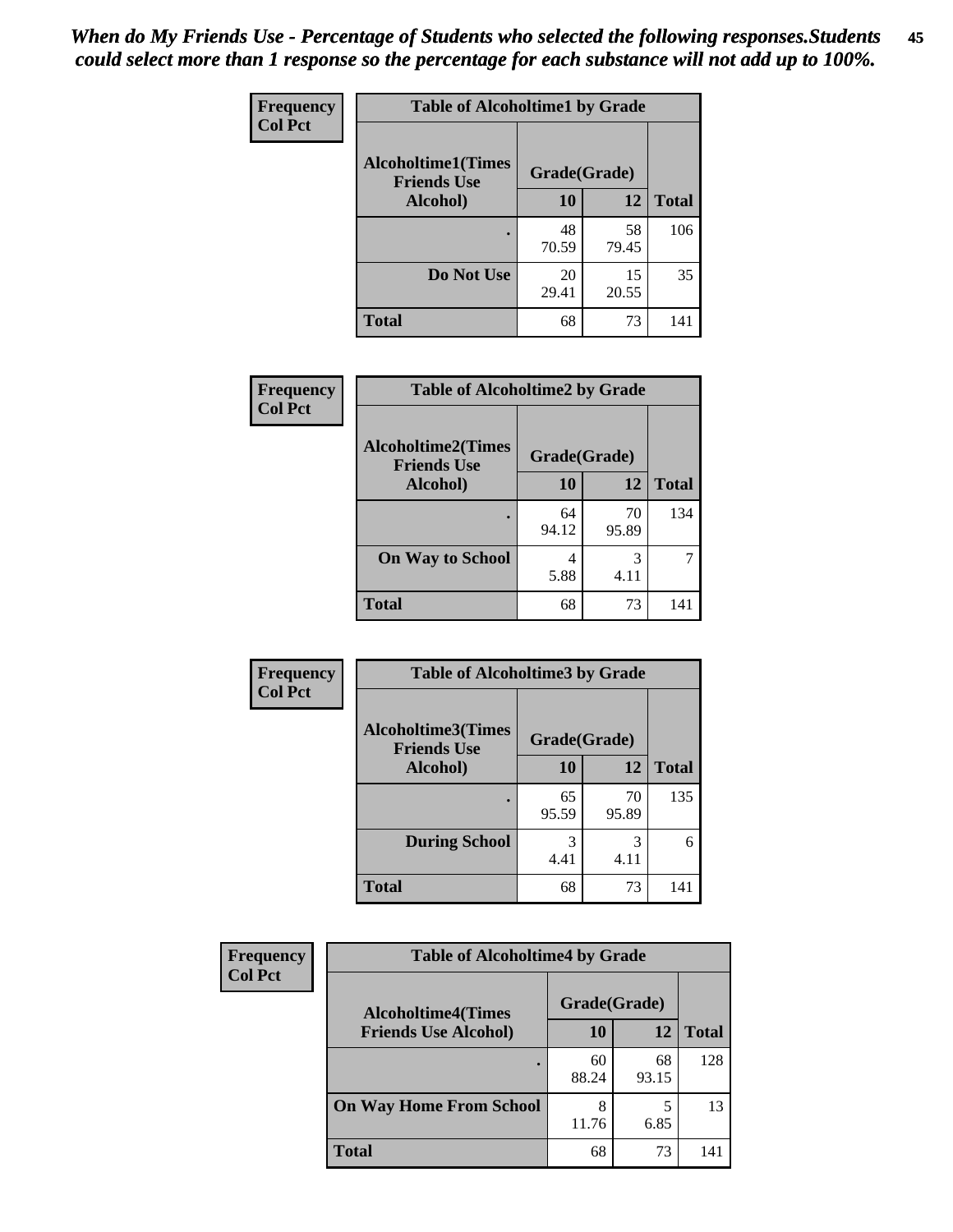*When do My Friends Use - Percentage of Students who selected the following responses.Students could select more than 1 response so the percentage for each substance will not add up to 100%.*

**Frequency**
**Col Pct**

| Table of Alcoholtime1 by Grade | | | |
|---|---|---|---|
| Alcoholtime1(Times Friends Use Alcohol) | Grade(Grade) | | |
| | 10 | 12 | Total |
| . | 48<br>70.59 | 58<br>79.45 | 106 |
| Do Not Use | 20<br>29.41 | 15<br>20.55 | 35 |
| Total | 68 | 73 | 141 |

**Frequency**
**Col Pct**

| Table of Alcoholtime2 by Grade | | | |
|---|---|---|---|
| Alcoholtime2(Times Friends Use Alcohol) | Grade(Grade) | | |
| | 10 | 12 | Total |
| . | 64<br>94.12 | 70<br>95.89 | 134 |
| On Way to School | 4<br>5.88 | 3<br>4.11 | 7 |
| Total | 68 | 73 | 141 |

**Frequency**
**Col Pct**

| Table of Alcoholtime3 by Grade | | | |
|---|---|---|---|
| Alcoholtime3(Times Friends Use Alcohol) | Grade(Grade) | | |
| | 10 | 12 | Total |
| . | 65<br>95.59 | 70<br>95.89 | 135 |
| During School | 3<br>4.41 | 3<br>4.11 | 6 |
| Total | 68 | 73 | 141 |

**Frequency**
**Col Pct**

| Table of Alcoholtime4 by Grade | | | |
|---|---|---|---|
| Alcoholtime4(Times Friends Use Alcohol) | Grade(Grade) | | |
| | 10 | 12 | Total |
| . | 60<br>88.24 | 68<br>93.15 | 128 |
| On Way Home From School | 8<br>11.76 | 5<br>6.85 | 13 |
| Total | 68 | 73 | 141 |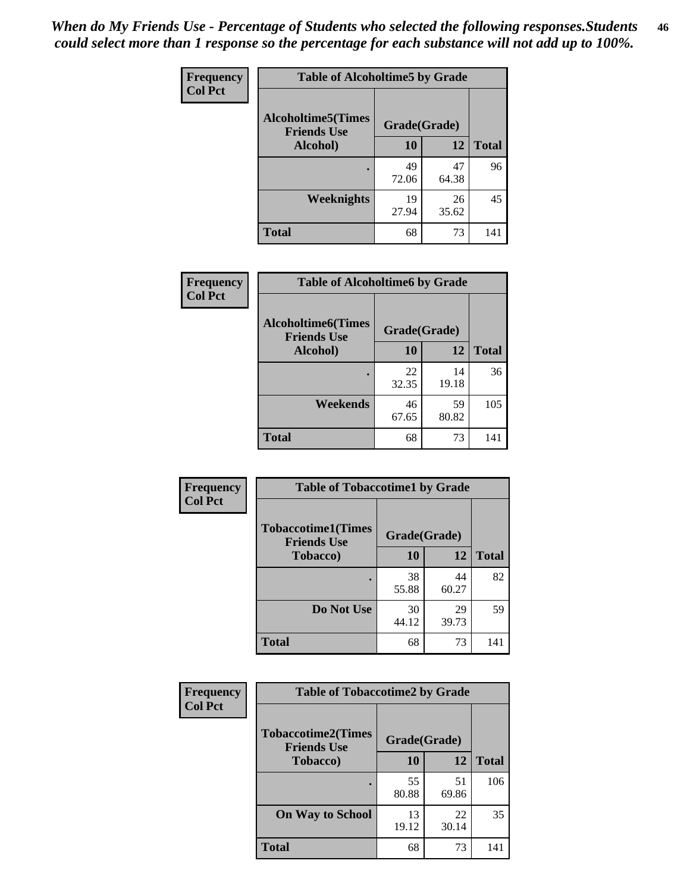*When do My Friends Use - Percentage of Students who selected the following responses.Students could select more than 1 response so the percentage for each substance will not add up to 100%.*

**Frequency**
**Col Pct**

| Table of Alcoholtime5 by Grade | | | |
|---|---|---|---|
| **Alcoholtime5(Times Friends Use Alcohol)** | **Grade(Grade)** | | **Total** |
| | **10** | **12** | |
| **.** | 49<br>72.06 | 47<br>64.38 | 96 |
| **Weeknights** | 19<br>27.94 | 26<br>35.62 | 45 |
| **Total** | 68 | 73 | 141 |

**Frequency**
**Col Pct**

| Table of Alcoholtime6 by Grade | | | |
|---|---|---|---|
| **Alcoholtime6(Times Friends Use Alcohol)** | **Grade(Grade)** | | **Total** |
| | **10** | **12** | |
| **.** | 22<br>32.35 | 14<br>19.18 | 36 |
| **Weekends** | 46<br>67.65 | 59<br>80.82 | 105 |
| **Total** | 68 | 73 | 141 |

**Frequency**
**Col Pct**

| Table of Tobaccotime1 by Grade | | | |
|---|---|---|---|
| **Tobaccotime1(Times Friends Use Tobacco)** | **Grade(Grade)** | | **Total** |
| | **10** | **12** | |
| **.** | 38<br>55.88 | 44<br>60.27 | 82 |
| **Do Not Use** | 30<br>44.12 | 29<br>39.73 | 59 |
| **Total** | 68 | 73 | 141 |

**Frequency**
**Col Pct**

| Table of Tobaccotime2 by Grade | | | |
|---|---|---|---|
| **Tobaccotime2(Times Friends Use Tobacco)** | **Grade(Grade)** | | **Total** |
| | **10** | **12** | |
| **.** | 55<br>80.88 | 51<br>69.86 | 106 |
| **On Way to School** | 13<br>19.12 | 22<br>30.14 | 35 |
| **Total** | 68 | 73 | 141 |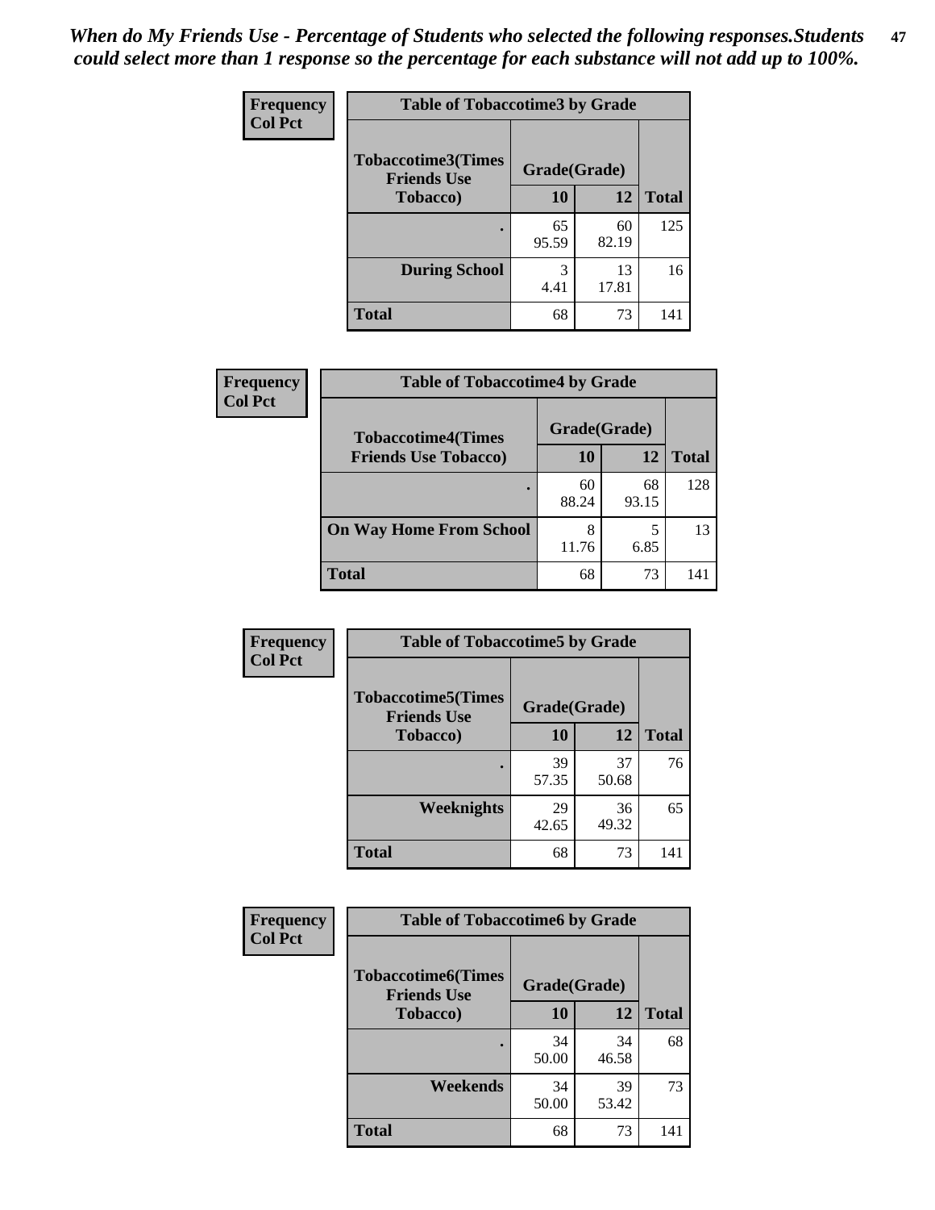*When do My Friends Use - Percentage of Students who selected the following responses.Students could select more than 1 response so the percentage for each substance will not add up to 100%.*

**Frequency**
**Col Pct**

| Table of Tobaccotime3 by Grade | | | |
|---|---|---|---|
| **Tobaccotime3(Times Friends Use Tobacco)** | **Grade(Grade)** | | **Total** |
| | **10** | **12** | |
| **.** | 65<br>95.59 | 60<br>82.19 | 125 |
| **During School** | 3<br>4.41 | 13<br>17.81 | 16 |
| **Total** | 68 | 73 | 141 |

**Frequency**
**Col Pct**

| Table of Tobaccotime4 by Grade | | | |
|---|---|---|---|
| **Tobaccotime4(Times Friends Use Tobacco)** | **Grade(Grade)** | | **Total** |
| | **10** | **12** | |
| **.** | 60<br>88.24 | 68<br>93.15 | 128 |
| **On Way Home From School** | 8<br>11.76 | 5<br>6.85 | 13 |
| **Total** | 68 | 73 | 141 |

**Frequency**
**Col Pct**

| Table of Tobaccotime5 by Grade | | | |
|---|---|---|---|
| **Tobaccotime5(Times Friends Use Tobacco)** | **Grade(Grade)** | | **Total** |
| | **10** | **12** | |
| **.** | 39<br>57.35 | 37<br>50.68 | 76 |
| **Weeknights** | 29<br>42.65 | 36<br>49.32 | 65 |
| **Total** | 68 | 73 | 141 |

**Frequency**
**Col Pct**

| Table of Tobaccotime6 by Grade | | | |
|---|---|---|---|
| **Tobaccotime6(Times Friends Use Tobacco)** | **Grade(Grade)** | | **Total** |
| | **10** | **12** | |
| **.** | 34<br>50.00 | 34<br>46.58 | 68 |
| **Weekends** | 34<br>50.00 | 39<br>53.42 | 73 |
| **Total** | 68 | 73 | 141 |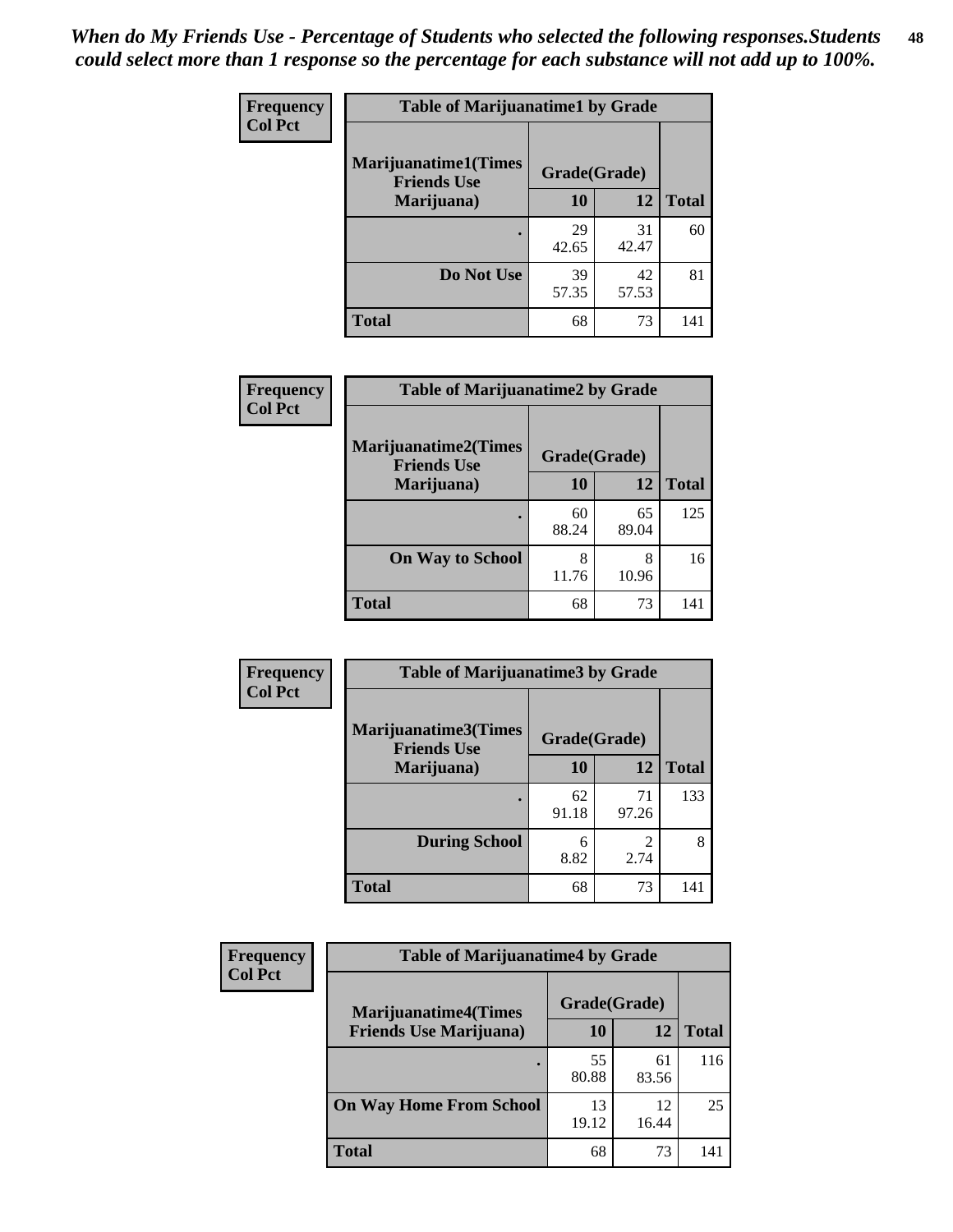*When do My Friends Use - Percentage of Students who selected the following responses.Students could select more than 1 response so the percentage for each substance will not add up to 100%.*

**Frequency**
**Col Pct**

| Table of Marijuanatime1 by Grade | | | |
|---|---|---|---|
| **Marijuanatime1(Times Friends Use Marijuana)** | **Grade(Grade)** | | **Total** |
| | **10** | **12** | |
| **.** | 29<br>42.65 | 31<br>42.47 | 60 |
| **Do Not Use** | 39<br>57.35 | 42<br>57.53 | 81 |
| **Total** | 68 | 73 | 141 |

**Frequency**
**Col Pct**

| Table of Marijuanatime2 by Grade | | | |
|---|---|---|---|
| **Marijuanatime2(Times Friends Use Marijuana)** | **Grade(Grade)** | | **Total** |
| | **10** | **12** | |
| **.** | 60<br>88.24 | 65<br>89.04 | 125 |
| **On Way to School** | 8<br>11.76 | 8<br>10.96 | 16 |
| **Total** | 68 | 73 | 141 |

**Frequency**
**Col Pct**

| Table of Marijuanatime3 by Grade | | | |
|---|---|---|---|
| **Marijuanatime3(Times Friends Use Marijuana)** | **Grade(Grade)** | | **Total** |
| | **10** | **12** | |
| **.** | 62<br>91.18 | 71<br>97.26 | 133 |
| **During School** | 6<br>8.82 | 2<br>2.74 | 8 |
| **Total** | 68 | 73 | 141 |

**Frequency**
**Col Pct**

| Table of Marijuanatime4 by Grade | | | |
|---|---|---|---|
| **Marijuanatime4(Times Friends Use Marijuana)** | **Grade(Grade)** | | **Total** |
| | **10** | **12** | |
| **.** | 55<br>80.88 | 61<br>83.56 | 116 |
| **On Way Home From School** | 13<br>19.12 | 12<br>16.44 | 25 |
| **Total** | 68 | 73 | 141 |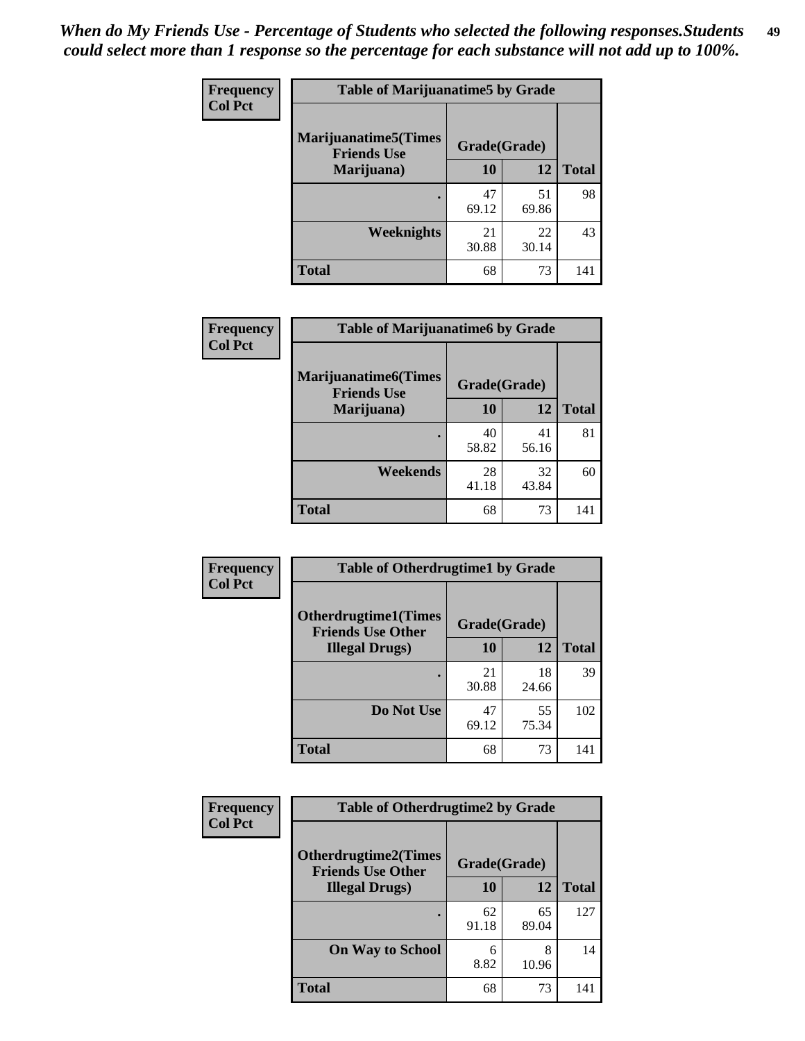*When do My Friends Use - Percentage of Students who selected the following responses.Students could select more than 1 response so the percentage for each substance will not add up to 100%.*

**Frequency**
**Col Pct**

| Table of Marijuanatime5 by Grade | | | |
|---|---|---|---|
| **Marijuanatime5(Times Friends Use Marijuana)** | **Grade(Grade)** | | **Total** |
| | **10** | **12** | |
| **.** | 47<br>69.12 | 51<br>69.86 | 98 |
| **Weeknights** | 21<br>30.88 | 22<br>30.14 | 43 |
| **Total** | 68 | 73 | 141 |

**Frequency**
**Col Pct**

| Table of Marijuanatime6 by Grade | | | |
|---|---|---|---|
| **Marijuanatime6(Times Friends Use Marijuana)** | **Grade(Grade)** | | **Total** |
| | **10** | **12** | |
| **.** | 40<br>58.82 | 41<br>56.16 | 81 |
| **Weekends** | 28<br>41.18 | 32<br>43.84 | 60 |
| **Total** | 68 | 73 | 141 |

**Frequency**
**Col Pct**

| Table of Otherdrugtime1 by Grade | | | |
|---|---|---|---|
| **Otherdrugtime1(Times Friends Use Other Illegal Drugs)** | **Grade(Grade)** | | **Total** |
| | **10** | **12** | |
| **.** | 21<br>30.88 | 18<br>24.66 | 39 |
| **Do Not Use** | 47<br>69.12 | 55<br>75.34 | 102 |
| **Total** | 68 | 73 | 141 |

**Frequency**
**Col Pct**

| Table of Otherdrugtime2 by Grade | | | |
|---|---|---|---|
| **Otherdrugtime2(Times Friends Use Other Illegal Drugs)** | **Grade(Grade)** | | **Total** |
| | **10** | **12** | |
| **.** | 62<br>91.18 | 65<br>89.04 | 127 |
| **On Way to School** | 6<br>8.82 | 8<br>10.96 | 14 |
| **Total** | 68 | 73 | 141 |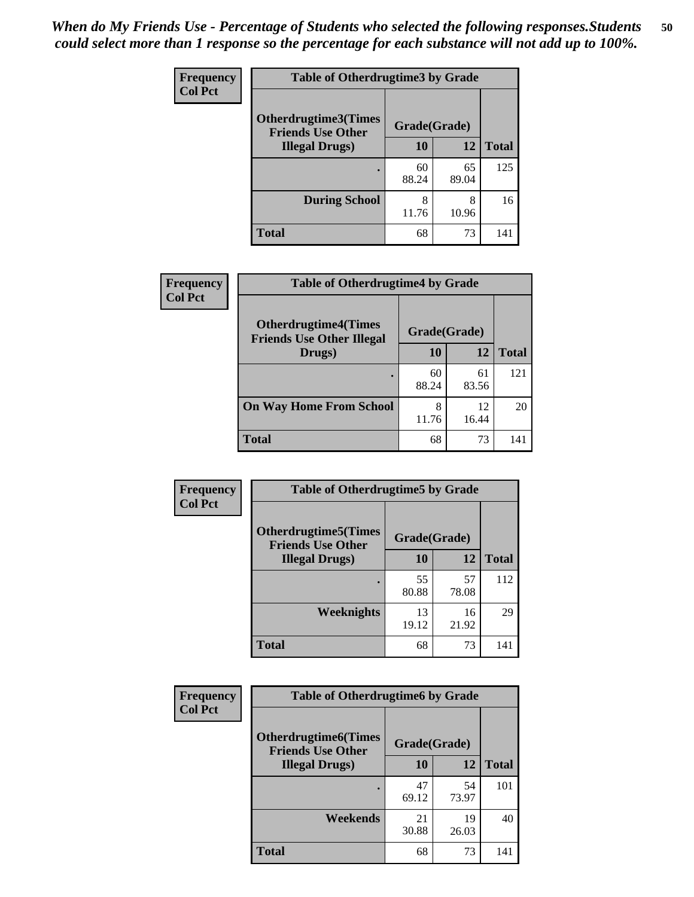*When do My Friends Use - Percentage of Students who selected the following responses.Students could select more than 1 response so the percentage for each substance will not add up to 100%.*

**Frequency**
**Col Pct**

| Table of Otherdrugtime3 by Grade | | | |
|---|---|---|---|
| **Otherdrugtime3(Times Friends Use Other Illegal Drugs)** | **Grade(Grade)** | | |
| | **10** | **12** | **Total** |
| **.** | 60<br>88.24 | 65<br>89.04 | 125 |
| **During School** | 8<br>11.76 | 8<br>10.96 | 16 |
| **Total** | 68 | 73 | 141 |

**Frequency**
**Col Pct**

| Table of Otherdrugtime4 by Grade | | | |
|---|---|---|---|
| **Otherdrugtime4(Times Friends Use Other Illegal Drugs)** | **Grade(Grade)** | | |
| | **10** | **12** | **Total** |
| **.** | 60<br>88.24 | 61<br>83.56 | 121 |
| **On Way Home From School** | 8<br>11.76 | 12<br>16.44 | 20 |
| **Total** | 68 | 73 | 141 |

**Frequency**
**Col Pct**

| Table of Otherdrugtime5 by Grade | | | |
|---|---|---|---|
| **Otherdrugtime5(Times Friends Use Other Illegal Drugs)** | **Grade(Grade)** | | |
| | **10** | **12** | **Total** |
| **.** | 55<br>80.88 | 57<br>78.08 | 112 |
| **Weeknights** | 13<br>19.12 | 16<br>21.92 | 29 |
| **Total** | 68 | 73 | 141 |

**Frequency**
**Col Pct**

| Table of Otherdrugtime6 by Grade | | | |
|---|---|---|---|
| **Otherdrugtime6(Times Friends Use Other Illegal Drugs)** | **Grade(Grade)** | | |
| | **10** | **12** | **Total** |
| **.** | 47<br>69.12 | 54<br>73.97 | 101 |
| **Weekends** | 21<br>30.88 | 19<br>26.03 | 40 |
| **Total** | 68 | 73 | 141 |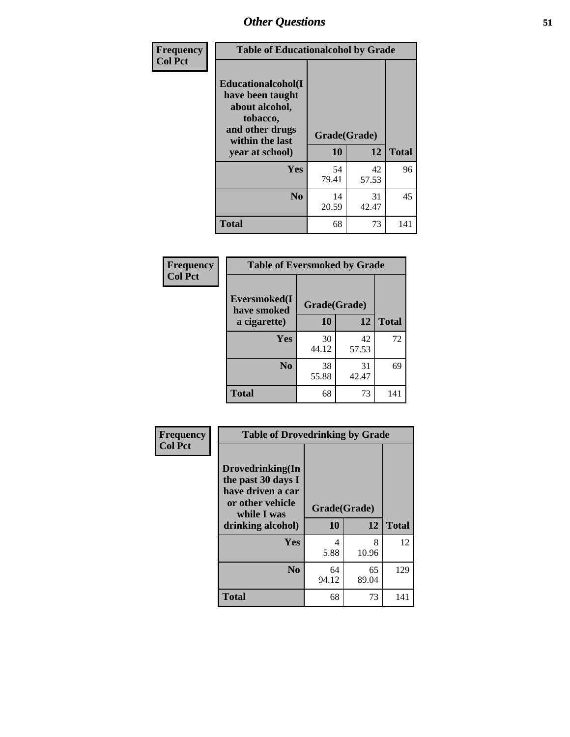## Other Questions

**Frequency**
**Col Pct**

| Table of Educationalalcohol by Grade | | | |
|---|---|---|---|
| **Educationalalcohol(I have been taught about alcohol, tobacco, and other drugs within the last year at school)** | **Grade(Grade)** | | |
| | **10** | **12** | **Total** |
| **Yes** | 54<br>79.41 | 42<br>57.53 | 96 |
| **No** | 14<br>20.59 | 31<br>42.47 | 45 |
| **Total** | 68 | 73 | 141 |

**Frequency**
**Col Pct**

| Table of Eversmoked by Grade | | | |
|---|---|---|---|
| **Eversmoked(I have smoked a cigarette)** | **Grade(Grade)** | | |
| | **10** | **12** | **Total** |
| **Yes** | 30<br>44.12 | 42<br>57.53 | 72 |
| **No** | 38<br>55.88 | 31<br>42.47 | 69 |
| **Total** | 68 | 73 | 141 |

**Frequency**
**Col Pct**

| Table of Drovedrinking by Grade | | | |
|---|---|---|---|
| **Drovedrinking(In the past 30 days I have driven a car or other vehicle while I was drinking alcohol)** | **Grade(Grade)** | | |
| | **10** | **12** | **Total** |
| **Yes** | 4<br>5.88 | 8<br>10.96 | 12 |
| **No** | 64<br>94.12 | 65<br>89.04 | 129 |
| **Total** | 68 | 73 | 141 |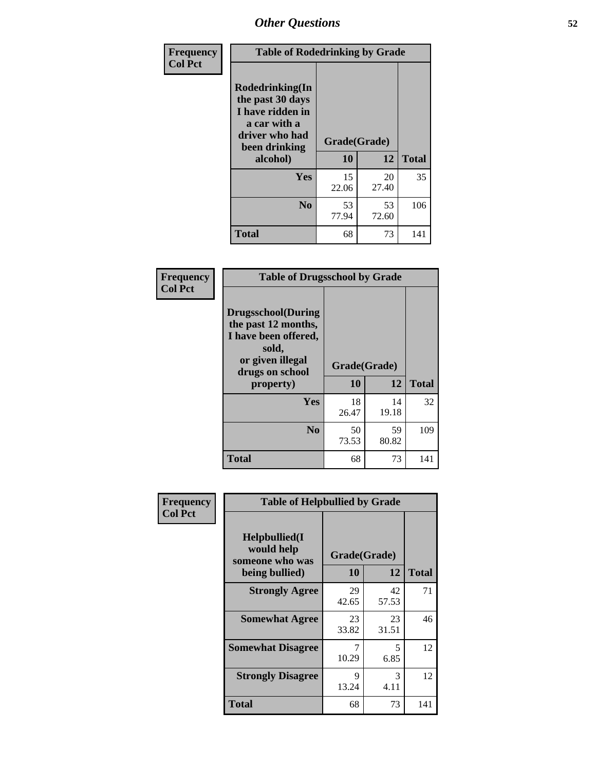## Other Questions

**Frequency / Col Pct**

| Table of Rodedrinking by Grade | | | |
|---|---|---|---|
| Rodedrinking(In the past 30 days I have ridden in a car with a driver who had been drinking alcohol) | Grade(Grade) | | |
| | 10 | 12 | Total |
| Yes | 15<br>22.06 | 20<br>27.40 | 35 |
| No | 53<br>77.94 | 53<br>72.60 | 106 |
| Total | 68 | 73 | 141 |

**Frequency / Col Pct**

| Table of Drugsschool by Grade | | | |
|---|---|---|---|
| Drugsschool(During the past 12 months, I have been offered, sold, or given illegal drugs on school property) | Grade(Grade) | | |
| | 10 | 12 | Total |
| Yes | 18<br>26.47 | 14<br>19.18 | 32 |
| No | 50<br>73.53 | 59<br>80.82 | 109 |
| Total | 68 | 73 | 141 |

**Frequency / Col Pct**

| Table of Helpbullied by Grade | | | |
|---|---|---|---|
| Helpbullied(I would help someone who was being bullied) | Grade(Grade) | | |
| | 10 | 12 | Total |
| Strongly Agree | 29<br>42.65 | 42<br>57.53 | 71 |
| Somewhat Agree | 23<br>33.82 | 23<br>31.51 | 46 |
| Somewhat Disagree | 7<br>10.29 | 5<br>6.85 | 12 |
| Strongly Disagree | 9<br>13.24 | 3<br>4.11 | 12 |
| Total | 68 | 73 | 141 |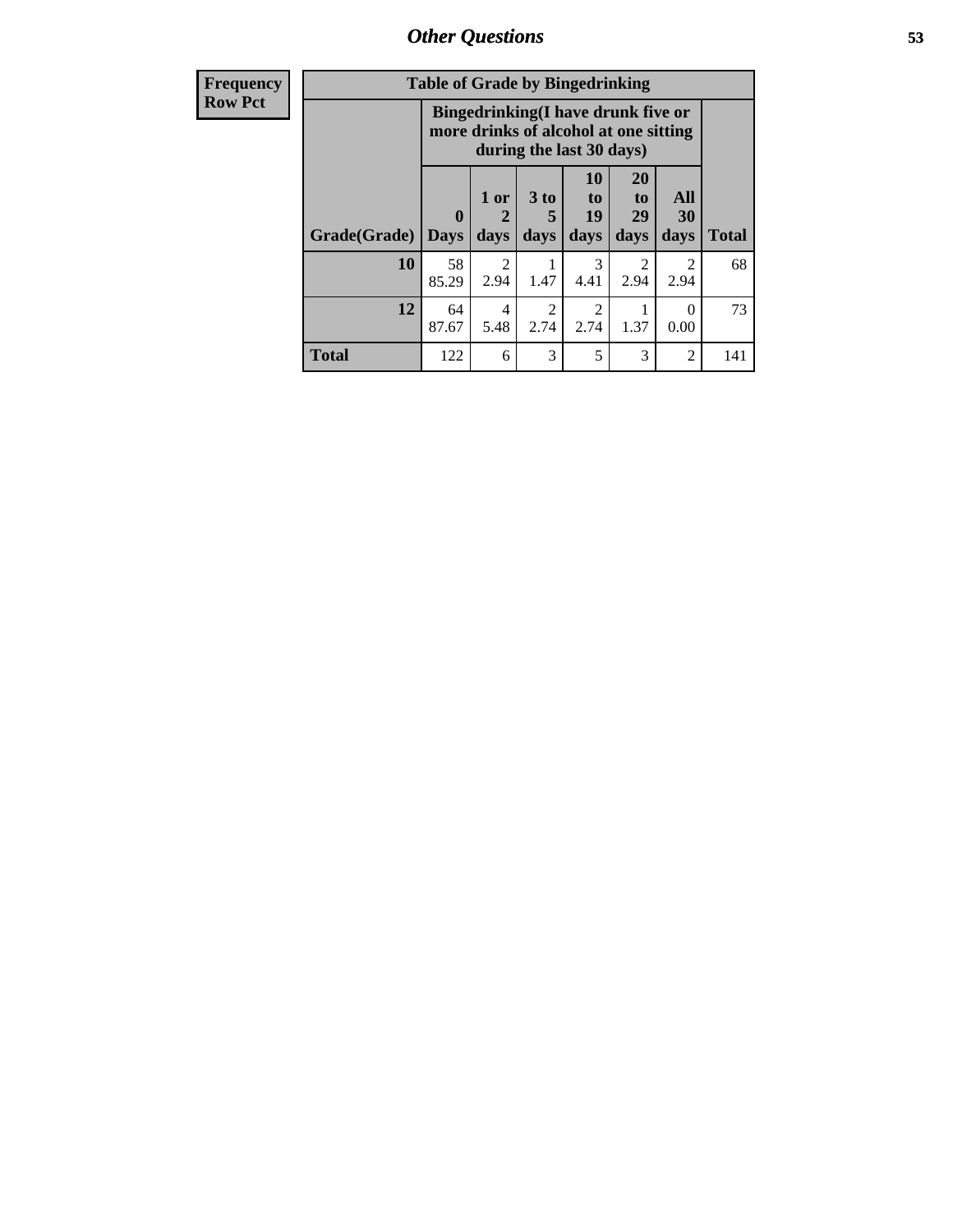| Frequency<br>Row Pct |
|---|

**Table of Grade by Bingedrinking**

| Grade(Grade) | Bingedrinking(I have drunk five or more drinks of alcohol at one sitting during the last 30 days) | | | | | | Total |
|---|---|---|---|---|---|---|---|
| | 0 Days | 1 or 2 days | 3 to 5 days | 10 to 19 days | 20 to 29 days | All 30 days | |
| 10 | 58<br>85.29 | 2<br>2.94 | 1<br>1.47 | 3<br>4.41 | 2<br>2.94 | 2<br>2.94 | 68 |
| 12 | 64<br>87.67 | 4<br>5.48 | 2<br>2.74 | 2<br>2.74 | 1<br>1.37 | 0<br>0.00 | 73 |
| Total | 122 | 6 | 3 | 5 | 3 | 2 | 141 |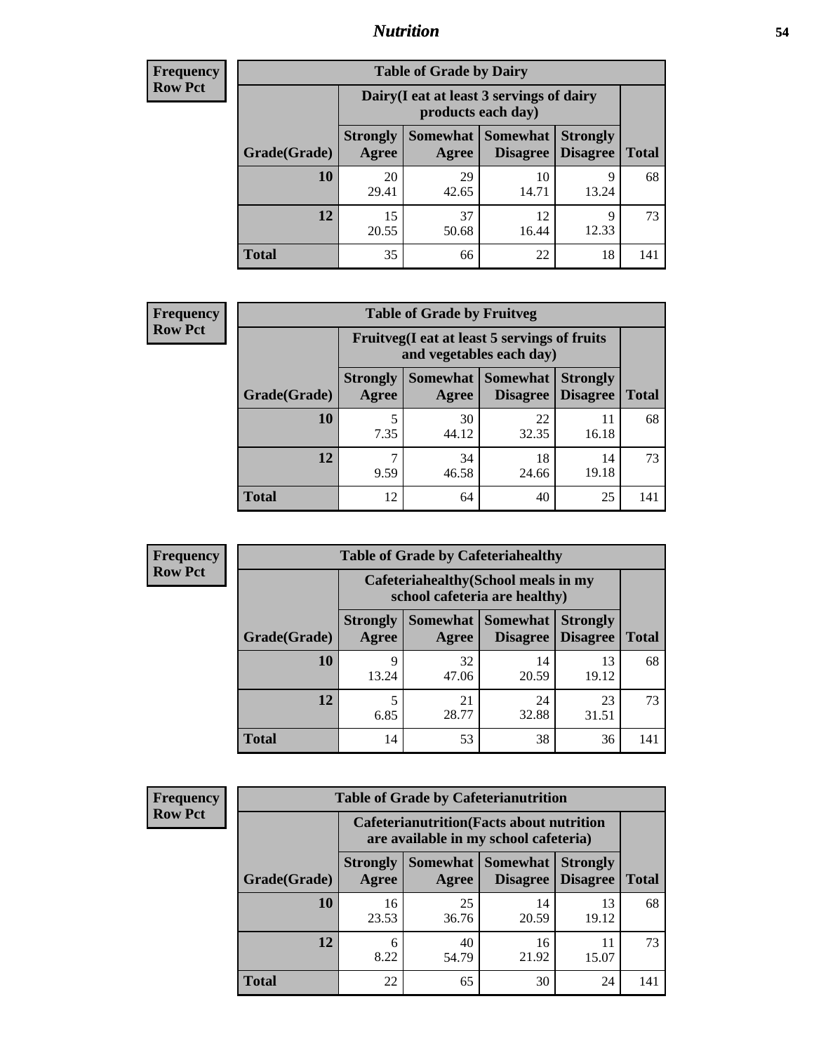## Nutrition

**Frequency**
**Row Pct**

| Table of Grade by Dairy | | | | | |
|---|---|---|---|---|---|
| | Dairy(I eat at least 3 servings of dairy products each day) | | | | |
| Grade(Grade) | Strongly Agree | Somewhat Agree | Somewhat Disagree | Strongly Disagree | Total |
| **10** | 20<br>29.41 | 29<br>42.65 | 10<br>14.71 | 9<br>13.24 | 68 |
| **12** | 15<br>20.55 | 37<br>50.68 | 12<br>16.44 | 9<br>12.33 | 73 |
| **Total** | 35 | 66 | 22 | 18 | 141 |

**Frequency**
**Row Pct**

| Table of Grade by Fruitveg | | | | | |
|---|---|---|---|---|---|
| | Fruitveg(I eat at least 5 servings of fruits and vegetables each day) | | | | |
| Grade(Grade) | Strongly Agree | Somewhat Agree | Somewhat Disagree | Strongly Disagree | Total |
| **10** | 5<br>7.35 | 30<br>44.12 | 22<br>32.35 | 11<br>16.18 | 68 |
| **12** | 7<br>9.59 | 34<br>46.58 | 18<br>24.66 | 14<br>19.18 | 73 |
| **Total** | 12 | 64 | 40 | 25 | 141 |

**Frequency**
**Row Pct**

| Table of Grade by Cafeteriahealthy | | | | | |
|---|---|---|---|---|---|
| | Cafeteriahealthy(School meals in my school cafeteria are healthy) | | | | |
| Grade(Grade) | Strongly Agree | Somewhat Agree | Somewhat Disagree | Strongly Disagree | Total |
| **10** | 9<br>13.24 | 32<br>47.06 | 14<br>20.59 | 13<br>19.12 | 68 |
| **12** | 5<br>6.85 | 21<br>28.77 | 24<br>32.88 | 23<br>31.51 | 73 |
| **Total** | 14 | 53 | 38 | 36 | 141 |

**Frequency**
**Row Pct**

| Table of Grade by Cafeterianutrition | | | | | |
|---|---|---|---|---|---|
| | Cafeterianutrition(Facts about nutrition are available in my school cafeteria) | | | | |
| Grade(Grade) | Strongly Agree | Somewhat Agree | Somewhat Disagree | Strongly Disagree | Total |
| **10** | 16<br>23.53 | 25<br>36.76 | 14<br>20.59 | 13<br>19.12 | 68 |
| **12** | 6<br>8.22 | 40<br>54.79 | 16<br>21.92 | 11<br>15.07 | 73 |
| **Total** | 22 | 65 | 30 | 24 | 141 |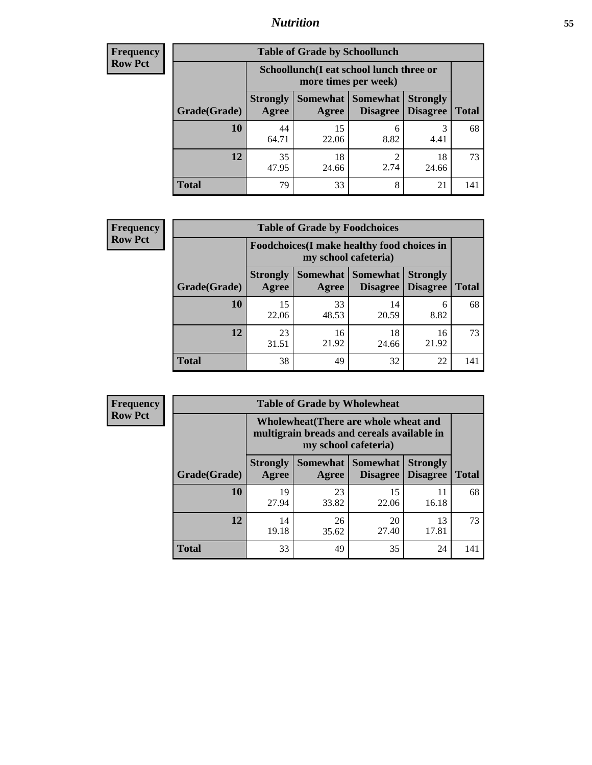## Nutrition

**Frequency**
**Row Pct**

**Table of Grade by Schoollunch**

| Grade(Grade) | Schoollunch(I eat school lunch three or more times per week) | | | | Total |
|---|---|---|---|---|---|
| | Strongly Agree | Somewhat Agree | Somewhat Disagree | Strongly Disagree | Total |
| 10 | 44<br>64.71 | 15<br>22.06 | 6<br>8.82 | 3<br>4.41 | 68 |
| 12 | 35<br>47.95 | 18<br>24.66 | 2<br>2.74 | 18<br>24.66 | 73 |
| Total | 79 | 33 | 8 | 21 | 141 |

**Frequency**
**Row Pct**

**Table of Grade by Foodchoices**

| Grade(Grade) | Foodchoices(I make healthy food choices in my school cafeteria) | | | | Total |
|---|---|---|---|---|---|
| | Strongly Agree | Somewhat Agree | Somewhat Disagree | Strongly Disagree | Total |
| 10 | 15<br>22.06 | 33<br>48.53 | 14<br>20.59 | 6<br>8.82 | 68 |
| 12 | 23<br>31.51 | 16<br>21.92 | 18<br>24.66 | 16<br>21.92 | 73 |
| Total | 38 | 49 | 32 | 22 | 141 |

**Frequency**
**Row Pct**

**Table of Grade by Wholewheat**

| Grade(Grade) | Wholewheat(There are whole wheat and multigrain breads and cereals available in my school cafeteria) | | | | Total |
|---|---|---|---|---|---|
| | Strongly Agree | Somewhat Agree | Somewhat Disagree | Strongly Disagree | Total |
| 10 | 19<br>27.94 | 23<br>33.82 | 15<br>22.06 | 11<br>16.18 | 68 |
| 12 | 14<br>19.18 | 26<br>35.62 | 20<br>27.40 | 13<br>17.81 | 73 |
| Total | 33 | 49 | 35 | 24 | 141 |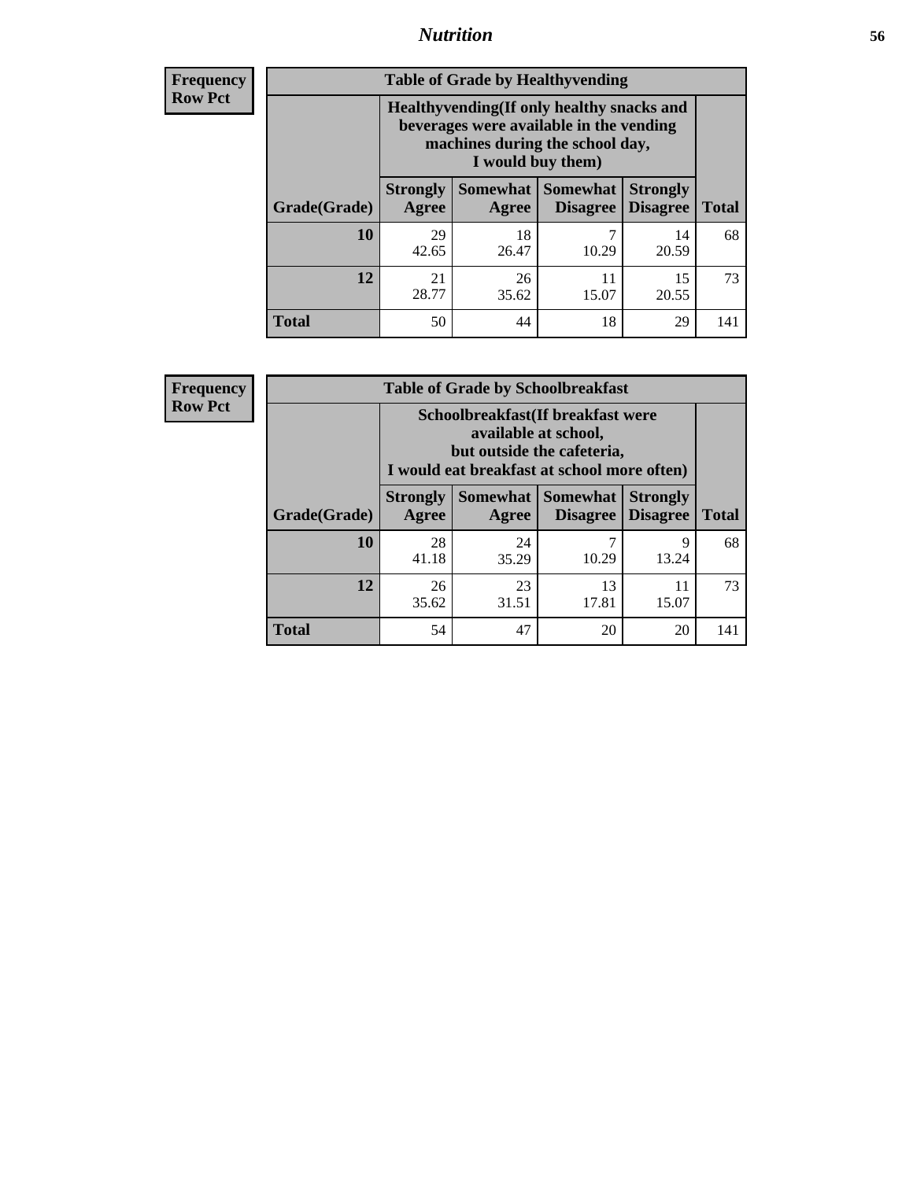## Nutrition

**Frequency**
**Row Pct**

**Table of Grade by Healthyvending**

| Grade(Grade) | Healthyvending(If only healthy snacks and beverages were available in the vending machines during the school day, I would buy them) | | | | Total |
|---|---|---|---|---|---|
| | Strongly Agree | Somewhat Agree | Somewhat Disagree | Strongly Disagree | |
| **10** | 29<br>42.65 | 18<br>26.47 | 7<br>10.29 | 14<br>20.59 | 68 |
| **12** | 21<br>28.77 | 26<br>35.62 | 11<br>15.07 | 15<br>20.55 | 73 |
| **Total** | 50 | 44 | 18 | 29 | 141 |

**Frequency**
**Row Pct**

**Table of Grade by Schoolbreakfast**

| Grade(Grade) | Schoolbreakfast(If breakfast were available at school, but outside the cafeteria, I would eat breakfast at school more often) | | | | Total |
|---|---|---|---|---|---|
| | Strongly Agree | Somewhat Agree | Somewhat Disagree | Strongly Disagree | |
| **10** | 28<br>41.18 | 24<br>35.29 | 7<br>10.29 | 9<br>13.24 | 68 |
| **12** | 26<br>35.62 | 23<br>31.51 | 13<br>17.81 | 11<br>15.07 | 73 |
| **Total** | 54 | 47 | 20 | 20 | 141 |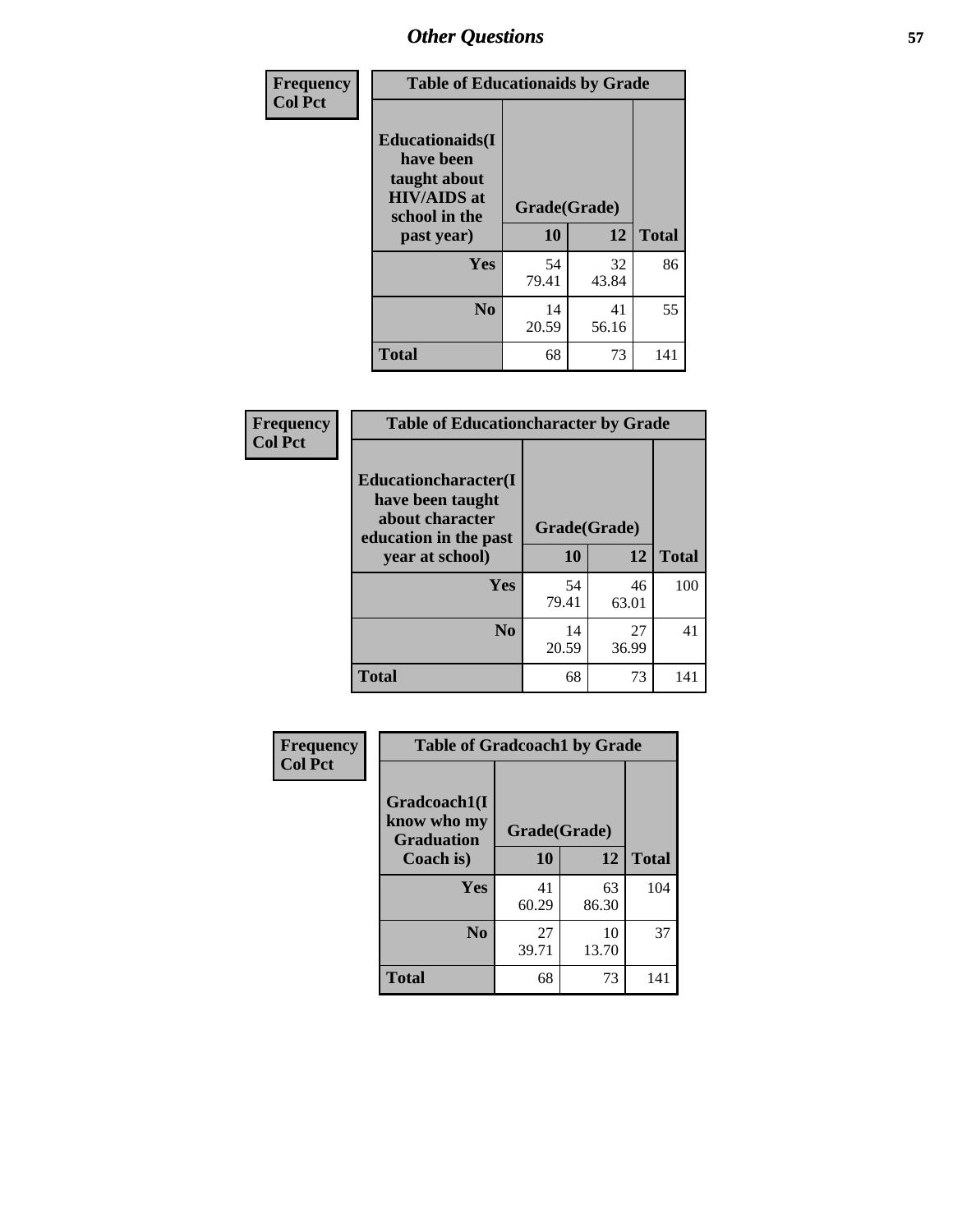## Other Questions

**Frequency / Col Pct**

| Table of Educationaids by Grade | | | |
|---|---|---|---|
| **Educationaids(I have been taught about HIV/AIDS at school in the past year)** | **Grade(Grade)** | | |
| | **10** | **12** | **Total** |
| **Yes** | 54<br>79.41 | 32<br>43.84 | 86 |
| **No** | 14<br>20.59 | 41<br>56.16 | 55 |
| **Total** | 68 | 73 | 141 |

**Frequency / Col Pct**

| Table of Educationcharacter by Grade | | | |
|---|---|---|---|
| **Educationcharacter(I have been taught about character education in the past year at school)** | **Grade(Grade)** | | |
| | **10** | **12** | **Total** |
| **Yes** | 54<br>79.41 | 46<br>63.01 | 100 |
| **No** | 14<br>20.59 | 27<br>36.99 | 41 |
| **Total** | 68 | 73 | 141 |

**Frequency / Col Pct**

| Table of Gradcoach1 by Grade | | | |
|---|---|---|---|
| **Gradcoach1(I know who my Graduation Coach is)** | **Grade(Grade)** | | |
| | **10** | **12** | **Total** |
| **Yes** | 41<br>60.29 | 63<br>86.30 | 104 |
| **No** | 27<br>39.71 | 10<br>13.70 | 37 |
| **Total** | 68 | 73 | 141 |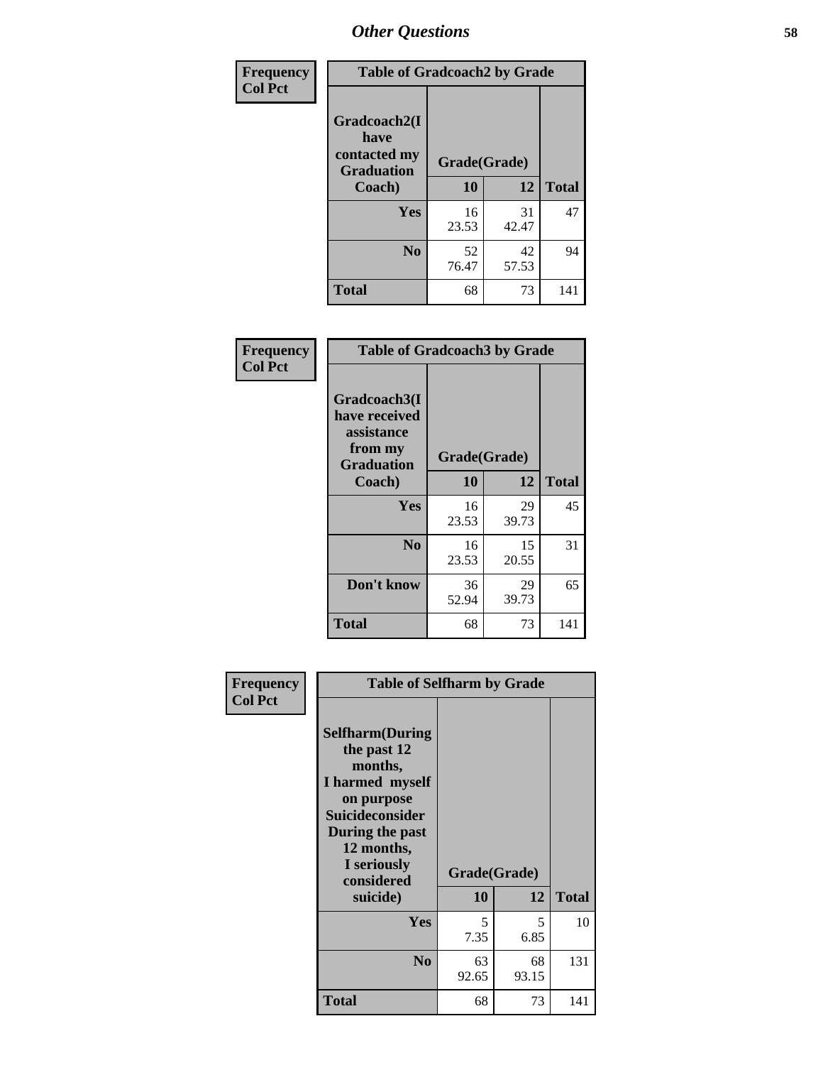## Other Questions

**Frequency / Col Pct**

| Table of Gradcoach2 by Grade | | | |
|---|---|---|---|
| Gradcoach2(I have contacted my Graduation Coach) | Grade(Grade) | | |
| | 10 | 12 | Total |
| Yes | 16<br>23.53 | 31<br>42.47 | 47 |
| No | 52<br>76.47 | 42<br>57.53 | 94 |
| Total | 68 | 73 | 141 |

**Frequency / Col Pct**

| Table of Gradcoach3 by Grade | | | |
|---|---|---|---|
| Gradcoach3(I have received assistance from my Graduation Coach) | Grade(Grade) | | |
| | 10 | 12 | Total |
| Yes | 16<br>23.53 | 29<br>39.73 | 45 |
| No | 16<br>23.53 | 15<br>20.55 | 31 |
| Don't know | 36<br>52.94 | 29<br>39.73 | 65 |
| Total | 68 | 73 | 141 |

**Frequency / Col Pct**

| Table of Selfharm by Grade | | | |
|---|---|---|---|
| Selfharm(During the past 12 months, I harmed myself on purpose Suicideconsider During the past 12 months, I seriously considered suicide) | Grade(Grade) | | |
| | 10 | 12 | Total |
| Yes | 5<br>7.35 | 5<br>6.85 | 10 |
| No | 63<br>92.65 | 68<br>93.15 | 131 |
| Total | 68 | 73 | 141 |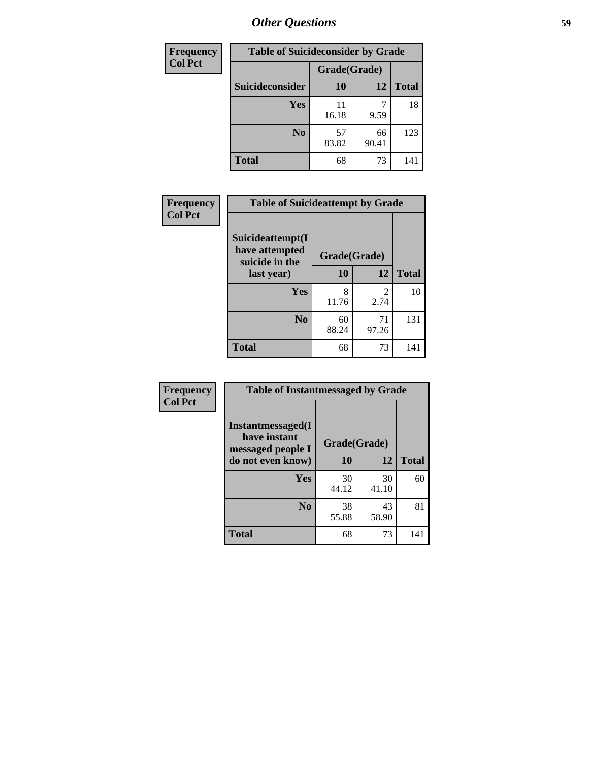| Frequency<br>Col Pct | Table of Suicideconsider by Grade | | |
|---|---|---|---|
| | Grade(Grade) | | |
| Suicideconsider | 10 | 12 | Total |
| Yes | 11<br>16.18 | 7<br>9.59 | 18 |
| No | 57<br>83.82 | 66<br>90.41 | 123 |
| Total | 68 | 73 | 141 |

| Frequency<br>Col Pct | Table of Suicideattempt by Grade | | |
|---|---|---|---|
| Suicideattempt(I have attempted suicide in the last year) | Grade(Grade) | | |
| | 10 | 12 | Total |
| Yes | 8<br>11.76 | 2<br>2.74 | 10 |
| No | 60<br>88.24 | 71<br>97.26 | 131 |
| Total | 68 | 73 | 141 |

| Frequency<br>Col Pct | Table of Instantmessaged by Grade | | |
|---|---|---|---|
| Instantmessaged(I have instant messaged people I do not even know) | Grade(Grade) | | |
| | 10 | 12 | Total |
| Yes | 30<br>44.12 | 30<br>41.10 | 60 |
| No | 38<br>55.88 | 43<br>58.90 | 81 |
| Total | 68 | 73 | 141 |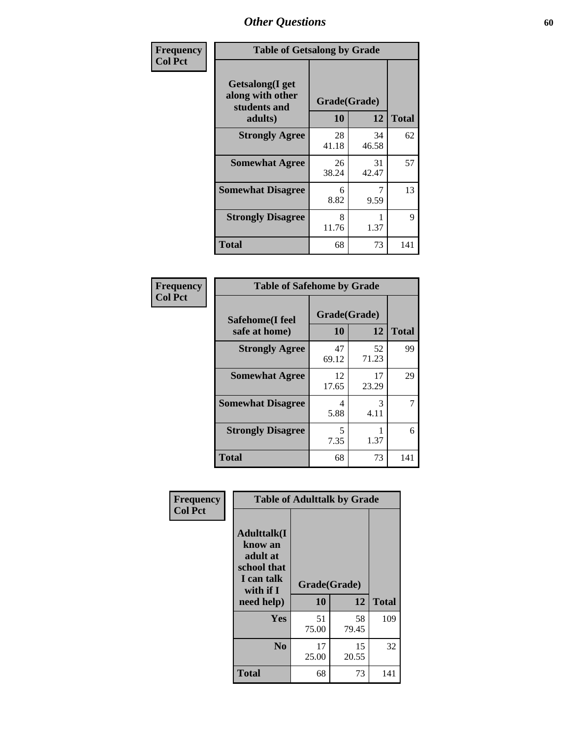# Other Questions

**Frequency**
**Col Pct**

| Table of Getsalong by Grade | | | |
|---|---|---|---|
| **Getsalong(I get along with other students and adults)** | **Grade(Grade)** | | |
| | **10** | **12** | **Total** |
| **Strongly Agree** | 28<br>41.18 | 34<br>46.58 | 62 |
| **Somewhat Agree** | 26<br>38.24 | 31<br>42.47 | 57 |
| **Somewhat Disagree** | 6<br>8.82 | 7<br>9.59 | 13 |
| **Strongly Disagree** | 8<br>11.76 | 1<br>1.37 | 9 |
| **Total** | 68 | 73 | 141 |

**Frequency**
**Col Pct**

| Table of Safehome by Grade | | | |
|---|---|---|---|
| **Safehome(I feel safe at home)** | **Grade(Grade)** | | |
| | **10** | **12** | **Total** |
| **Strongly Agree** | 47<br>69.12 | 52<br>71.23 | 99 |
| **Somewhat Agree** | 12<br>17.65 | 17<br>23.29 | 29 |
| **Somewhat Disagree** | 4<br>5.88 | 3<br>4.11 | 7 |
| **Strongly Disagree** | 5<br>7.35 | 1<br>1.37 | 6 |
| **Total** | 68 | 73 | 141 |

**Frequency**
**Col Pct**

| Table of Adulttalk by Grade | | | |
|---|---|---|---|
| **Adulttalk(I know an adult at school that I can talk with if I need help)** | **Grade(Grade)** | | |
| | **10** | **12** | **Total** |
| **Yes** | 51<br>75.00 | 58<br>79.45 | 109 |
| **No** | 17<br>25.00 | 15<br>20.55 | 32 |
| **Total** | 68 | 73 | 141 |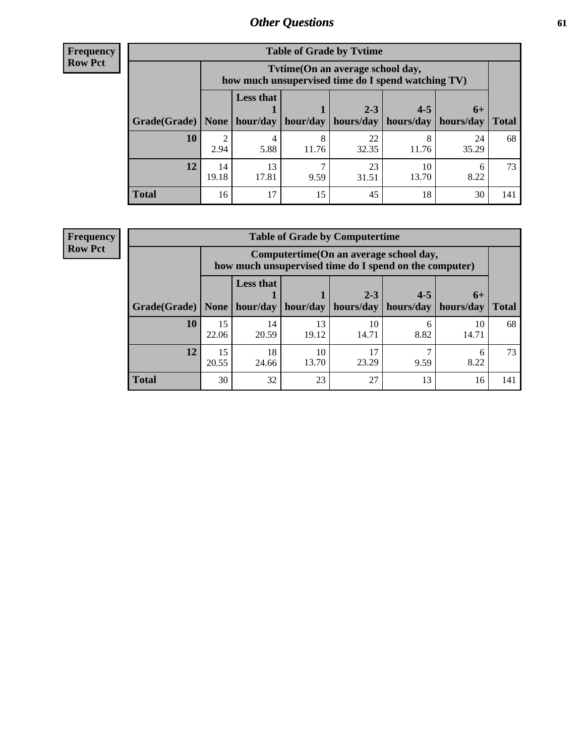## Other Questions

**Frequency**
**Row Pct**

| Table of Grade by Tvtime | | | | | | | |
|---|---|---|---|---|---|---|---|
| | Tvtime(On an average school day, how much unsupervised time do I spend watching TV) | | | | | | |
| Grade(Grade) | None | Less that 1 hour/day | 1 hour/day | 2-3 hours/day | 4-5 hours/day | 6+ hours/day | Total |
| **10** | 2<br>2.94 | 4<br>5.88 | 8<br>11.76 | 22<br>32.35 | 8<br>11.76 | 24<br>35.29 | 68 |
| **12** | 14<br>19.18 | 13<br>17.81 | 7<br>9.59 | 23<br>31.51 | 10<br>13.70 | 6<br>8.22 | 73 |
| **Total** | 16 | 17 | 15 | 45 | 18 | 30 | 141 |

**Frequency**
**Row Pct**

| Table of Grade by Computertime | | | | | | | |
|---|---|---|---|---|---|---|---|
| | Computertime(On an average school day, how much unsupervised time do I spend on the computer) | | | | | | |
| Grade(Grade) | None | Less that 1 hour/day | 1 hour/day | 2-3 hours/day | 4-5 hours/day | 6+ hours/day | Total |
| **10** | 15<br>22.06 | 14<br>20.59 | 13<br>19.12 | 10<br>14.71 | 6<br>8.82 | 10<br>14.71 | 68 |
| **12** | 15<br>20.55 | 18<br>24.66 | 10<br>13.70 | 17<br>23.29 | 7<br>9.59 | 6<br>8.22 | 73 |
| **Total** | 30 | 32 | 23 | 27 | 13 | 16 | 141 |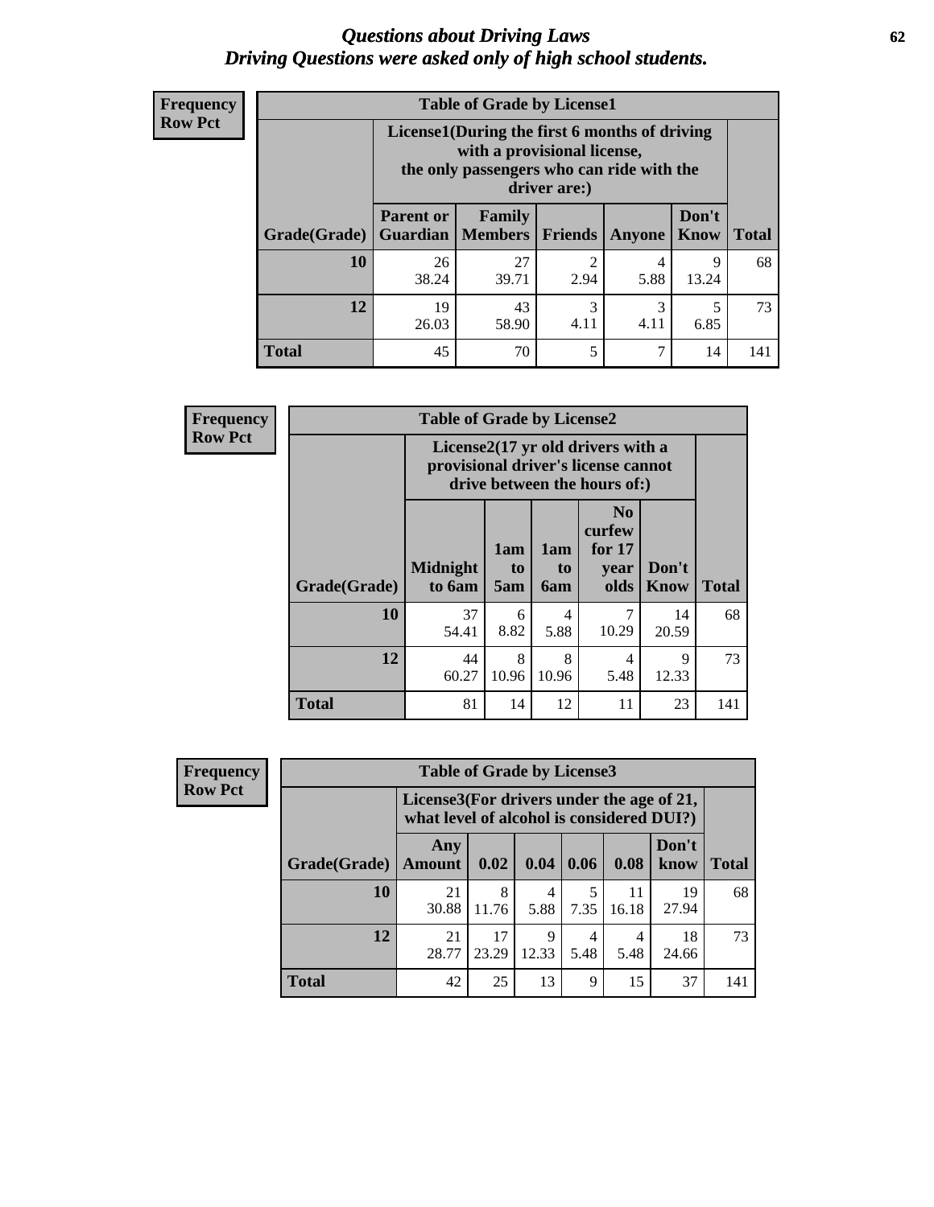# Questions about Driving Laws
# Driving Questions were asked only of high school students.

**Frequency**
**Row Pct**

**Table of Grade by License1**

| Grade(Grade) | License1(During the first 6 months of driving with a provisional license, the only passengers who can ride with the driver are:) | | | | | Total |
|---|---|---|---|---|---|---|
| | Parent or Guardian | Family Members | Friends | Anyone | Don't Know | |
| 10 | 26<br>38.24 | 27<br>39.71 | 2<br>2.94 | 4<br>5.88 | 9<br>13.24 | 68 |
| 12 | 19<br>26.03 | 43<br>58.90 | 3<br>4.11 | 3<br>4.11 | 5<br>6.85 | 73 |
| Total | 45 | 70 | 5 | 7 | 14 | 141 |

**Frequency**
**Row Pct**

**Table of Grade by License2**

| Grade(Grade) | License2(17 yr old drivers with a provisional driver's license cannot drive between the hours of:) | | | | | Total |
|---|---|---|---|---|---|---|
| | Midnight to 6am | 1am to 5am | 1am to 6am | No curfew for 17 year olds | Don't Know | |
| 10 | 37<br>54.41 | 6<br>8.82 | 4<br>5.88 | 7<br>10.29 | 14<br>20.59 | 68 |
| 12 | 44<br>60.27 | 8<br>10.96 | 8<br>10.96 | 4<br>5.48 | 9<br>12.33 | 73 |
| Total | 81 | 14 | 12 | 11 | 23 | 141 |

**Frequency**
**Row Pct**

**Table of Grade by License3**

| Grade(Grade) | License3(For drivers under the age of 21, what level of alcohol is considered DUI?) | | | | | | Total |
|---|---|---|---|---|---|---|---|
| | Any Amount | 0.02 | 0.04 | 0.06 | 0.08 | Don't know | |
| 10 | 21<br>30.88 | 8<br>11.76 | 4<br>5.88 | 5<br>7.35 | 11<br>16.18 | 19<br>27.94 | 68 |
| 12 | 21<br>28.77 | 17<br>23.29 | 9<br>12.33 | 4<br>5.48 | 4<br>5.48 | 18<br>24.66 | 73 |
| Total | 42 | 25 | 13 | 9 | 15 | 37 | 141 |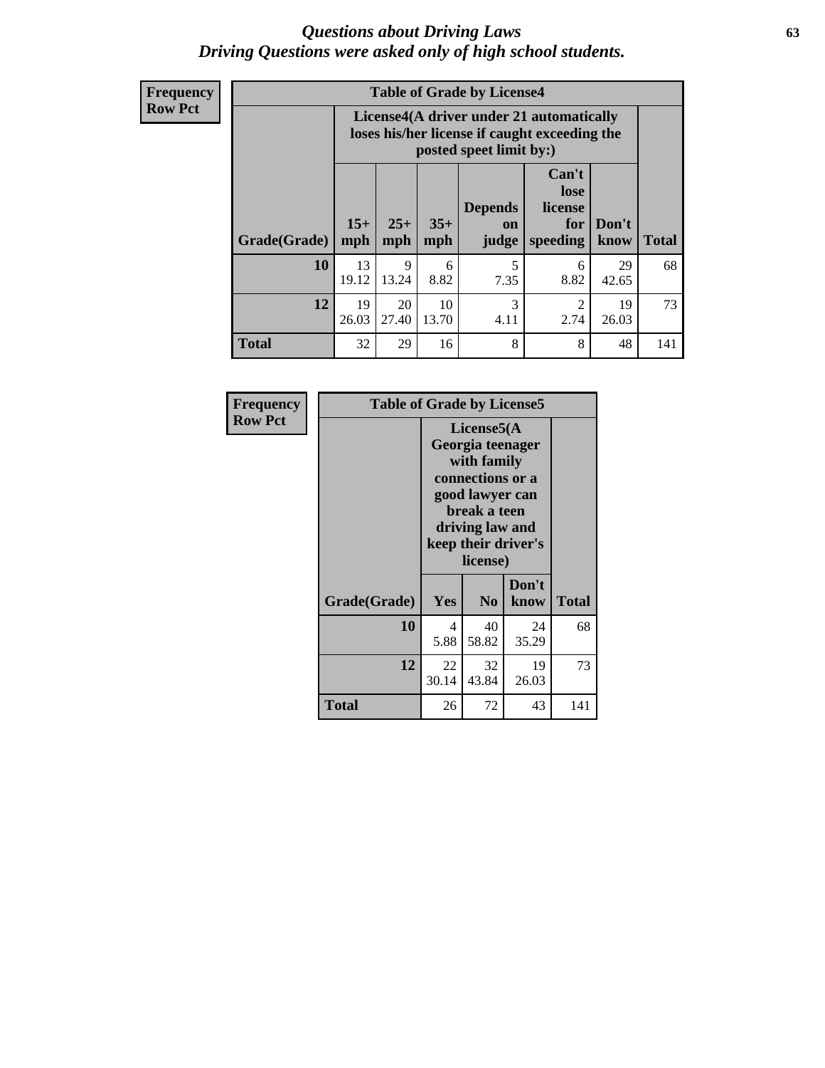# *Questions about Driving Laws*
## *Driving Questions were asked only of high school students.*

**Frequency**
**Row Pct**

**Table of Grade by License4**

| Grade(Grade) | License4(A driver under 21 automatically loses his/her license if caught exceeding the posted speet limit by:) | | | | | | Total |
|---|---|---|---|---|---|---|---|
| | 15+ mph | 25+ mph | 35+ mph | Depends on judge | Can't lose license for speeding | Don't know | |
| **10** | 13<br>19.12 | 9<br>13.24 | 6<br>8.82 | 5<br>7.35 | 6<br>8.82 | 29<br>42.65 | 68 |
| **12** | 19<br>26.03 | 20<br>27.40 | 10<br>13.70 | 3<br>4.11 | 2<br>2.74 | 19<br>26.03 | 73 |
| **Total** | 32 | 29 | 16 | 8 | 8 | 48 | 141 |

**Frequency**
**Row Pct**

**Table of Grade by License5**

| Grade(Grade) | License5(A Georgia teenager with family connections or a good lawyer can break a teen driving law and keep their driver's license) | | | Total |
|---|---|---|---|---|
| | Yes | No | Don't know | |
| **10** | 4<br>5.88 | 40<br>58.82 | 24<br>35.29 | 68 |
| **12** | 22<br>30.14 | 32<br>43.84 | 19<br>26.03 | 73 |
| **Total** | 26 | 72 | 43 | 141 |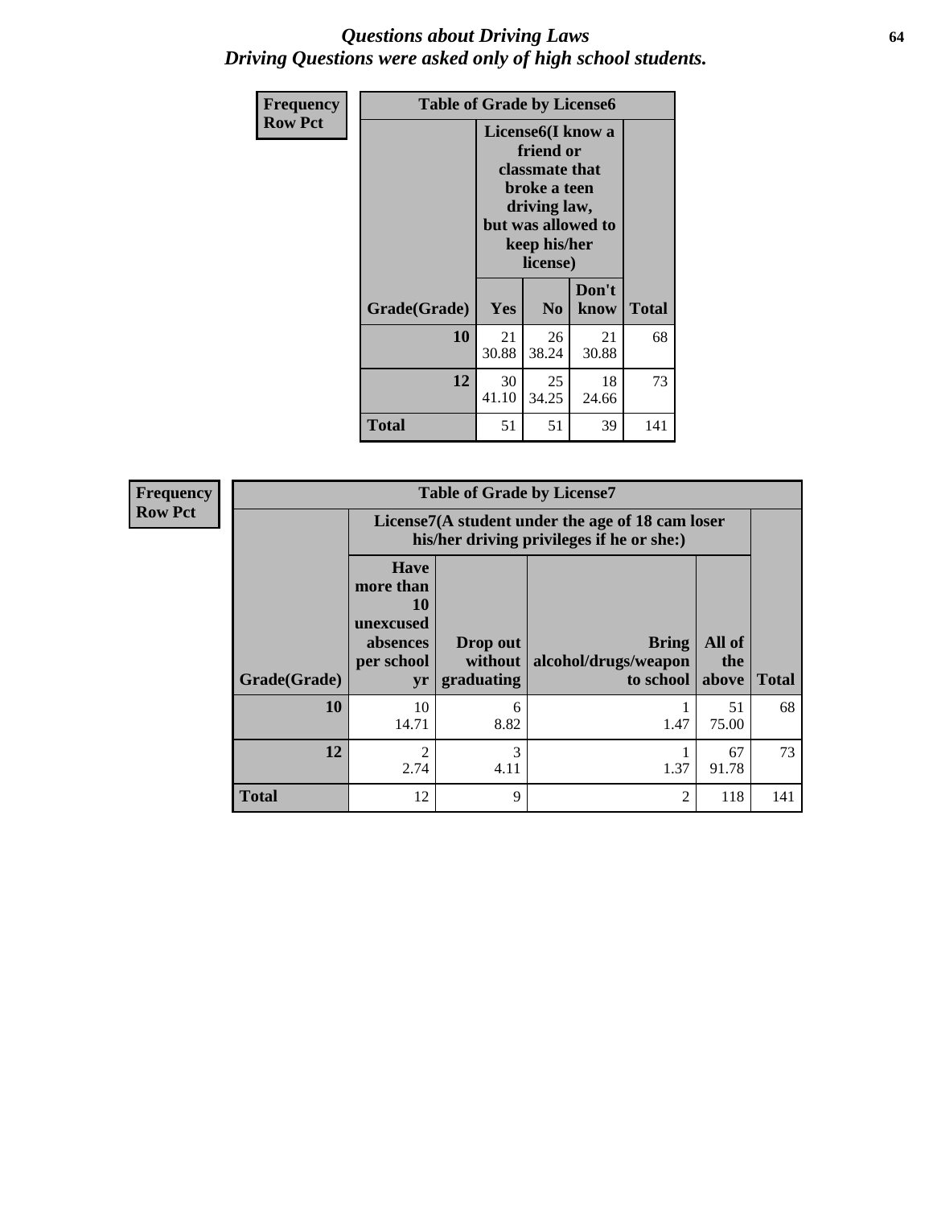# *Questions about Driving Laws*
# *Driving Questions were asked only of high school students.*

**Frequency**
**Row Pct**

| Table of Grade by License6 | | | | |
|---|---|---|---|---|
| | License6(I know a friend or classmate that broke a teen driving law, but was allowed to keep his/her license) | | | |
| Grade(Grade) | Yes | No | Don't know | Total |
| 10 | 21<br>30.88 | 26<br>38.24 | 21<br>30.88 | 68 |
| 12 | 30<br>41.10 | 25<br>34.25 | 18<br>24.66 | 73 |
| Total | 51 | 51 | 39 | 141 |

**Frequency**
**Row Pct**

| Table of Grade by License7 | | | | | |
|---|---|---|---|---|---|
| | License7(A student under the age of 18 cam loser his/her driving privileges if he or she:) | | | | |
| Grade(Grade) | Have more than 10 unexcused absences per school yr | Drop out without graduating | Bring alcohol/drugs/weapon to school | All of the above | Total |
| 10 | 10<br>14.71 | 6<br>8.82 | 1<br>1.47 | 51<br>75.00 | 68 |
| 12 | 2<br>2.74 | 3<br>4.11 | 1<br>1.37 | 67<br>91.78 | 73 |
| Total | 12 | 9 | 2 | 118 | 141 |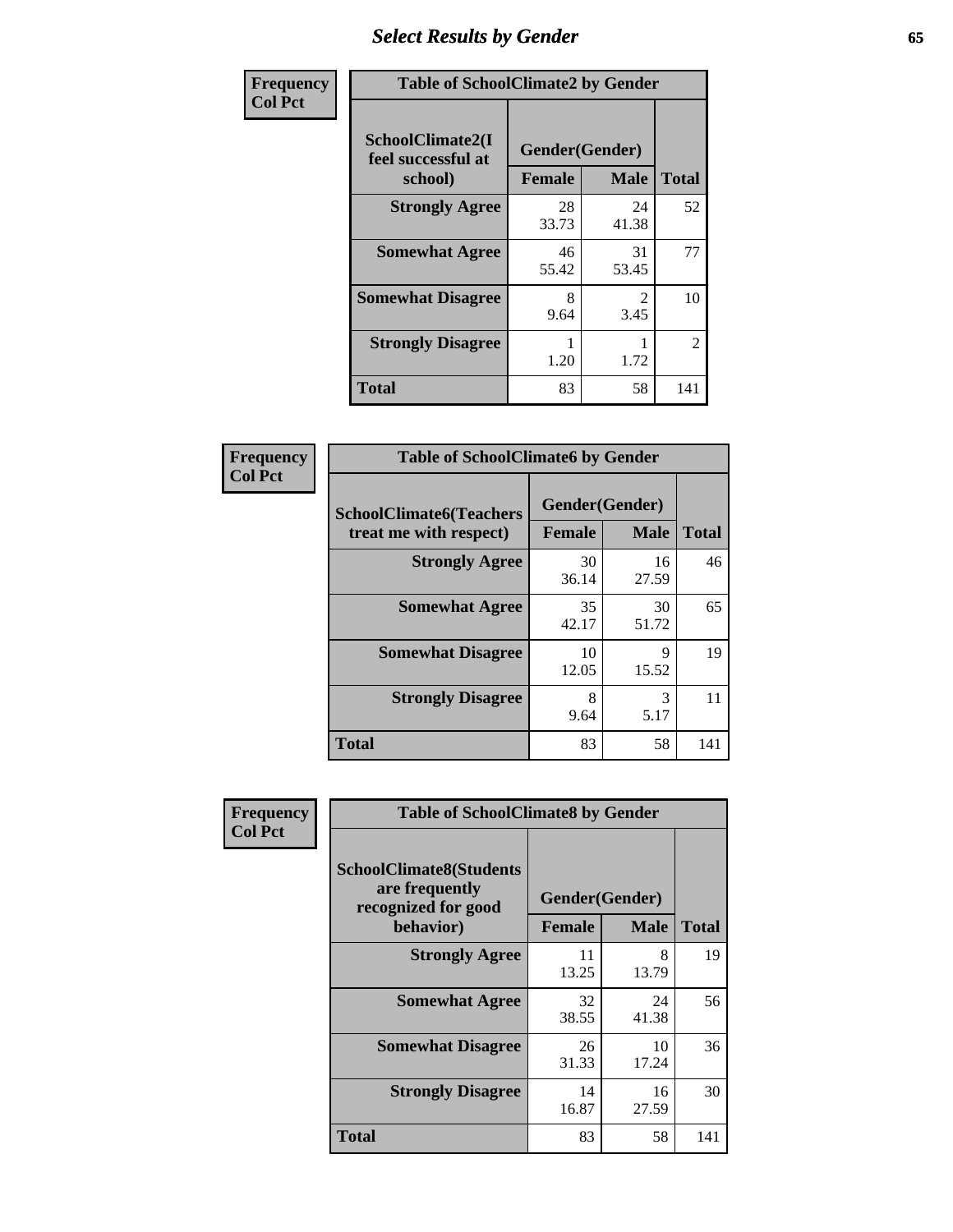## Select Results by Gender

Frequency
Col Pct

| Table of SchoolClimate2 by Gender | | | |
|---|---|---|---|
| SchoolClimate2(I feel successful at school) | Gender(Gender) | | |
| | Female | Male | Total |
| Strongly Agree | 28<br>33.73 | 24<br>41.38 | 52 |
| Somewhat Agree | 46<br>55.42 | 31<br>53.45 | 77 |
| Somewhat Disagree | 8<br>9.64 | 2<br>3.45 | 10 |
| Strongly Disagree | 1<br>1.20 | 1<br>1.72 | 2 |
| Total | 83 | 58 | 141 |

Frequency
Col Pct

| Table of SchoolClimate6 by Gender | | | |
|---|---|---|---|
| SchoolClimate6(Teachers treat me with respect) | Gender(Gender) | | |
| | Female | Male | Total |
| Strongly Agree | 30<br>36.14 | 16<br>27.59 | 46 |
| Somewhat Agree | 35<br>42.17 | 30<br>51.72 | 65 |
| Somewhat Disagree | 10<br>12.05 | 9<br>15.52 | 19 |
| Strongly Disagree | 8<br>9.64 | 3<br>5.17 | 11 |
| Total | 83 | 58 | 141 |

Frequency
Col Pct

| Table of SchoolClimate8 by Gender | | | |
|---|---|---|---|
| SchoolClimate8(Students are frequently recognized for good behavior) | Gender(Gender) | | |
| | Female | Male | Total |
| Strongly Agree | 11<br>13.25 | 8<br>13.79 | 19 |
| Somewhat Agree | 32<br>38.55 | 24<br>41.38 | 56 |
| Somewhat Disagree | 26<br>31.33 | 10<br>17.24 | 36 |
| Strongly Disagree | 14<br>16.87 | 16<br>27.59 | 30 |
| Total | 83 | 58 | 141 |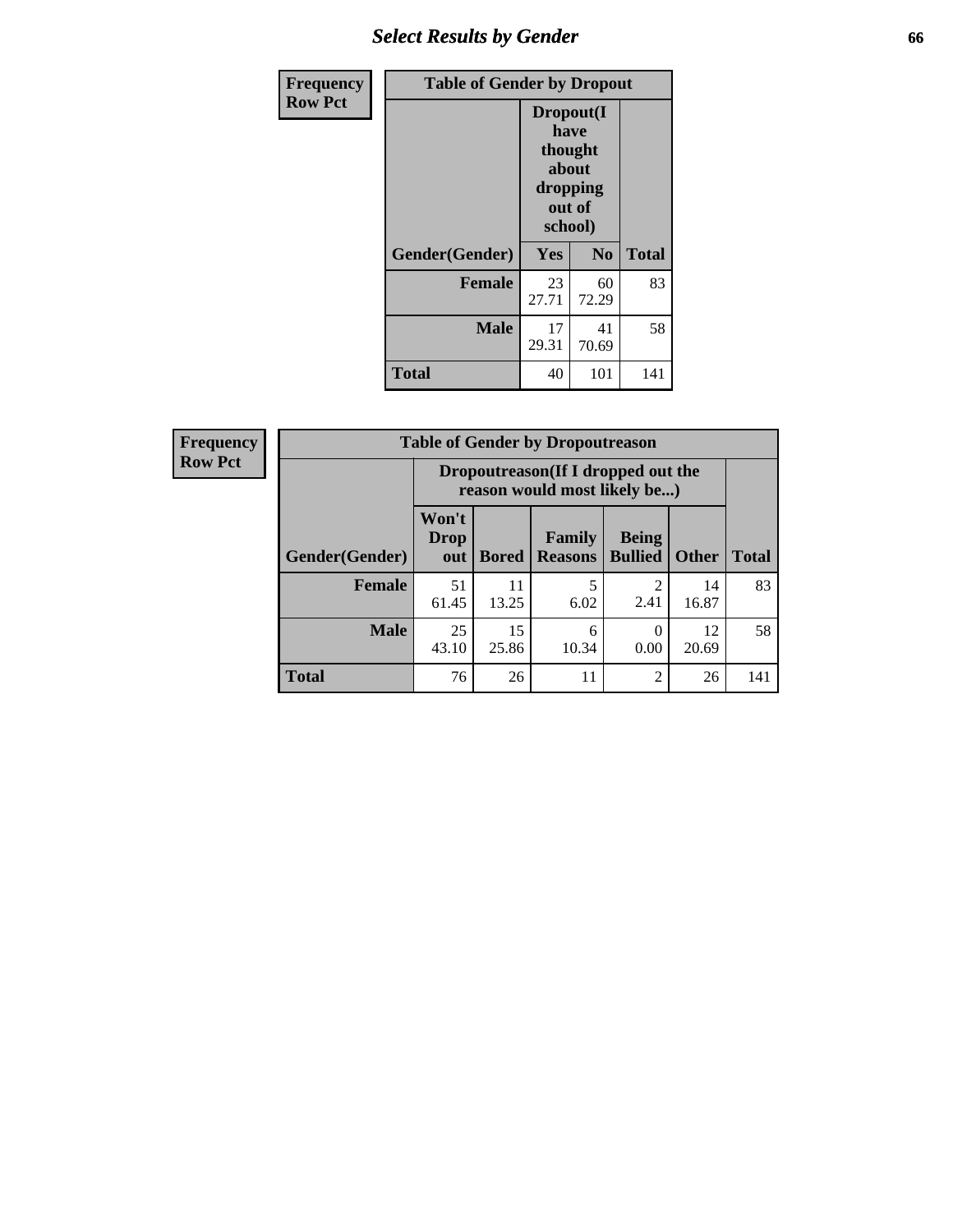## Select Results by Gender

| Frequency<br>Row Pct |
|---|

**Table of Gender by Dropout**

| Gender(Gender) | Dropout(I have thought about dropping out of school) Yes | No | Total |
|---|---|---|---|
| **Female** | 23<br>27.71 | 60<br>72.29 | 83 |
| **Male** | 17<br>29.31 | 41<br>70.69 | 58 |
| **Total** | 40 | 101 | 141 |

| Frequency<br>Row Pct |
|---|

**Table of Gender by Dropoutreason**

| | Dropoutreason(If I dropped out the reason would most likely be...) | | | | | |
|---|---|---|---|---|---|---|
| **Gender(Gender)** | **Won't Drop out** | **Bored** | **Family Reasons** | **Being Bullied** | **Other** | **Total** |
| **Female** | 51<br>61.45 | 11<br>13.25 | 5<br>6.02 | 2<br>2.41 | 14<br>16.87 | 83 |
| **Male** | 25<br>43.10 | 15<br>25.86 | 6<br>10.34 | 0<br>0.00 | 12<br>20.69 | 58 |
| **Total** | 76 | 26 | 11 | 2 | 26 | 141 |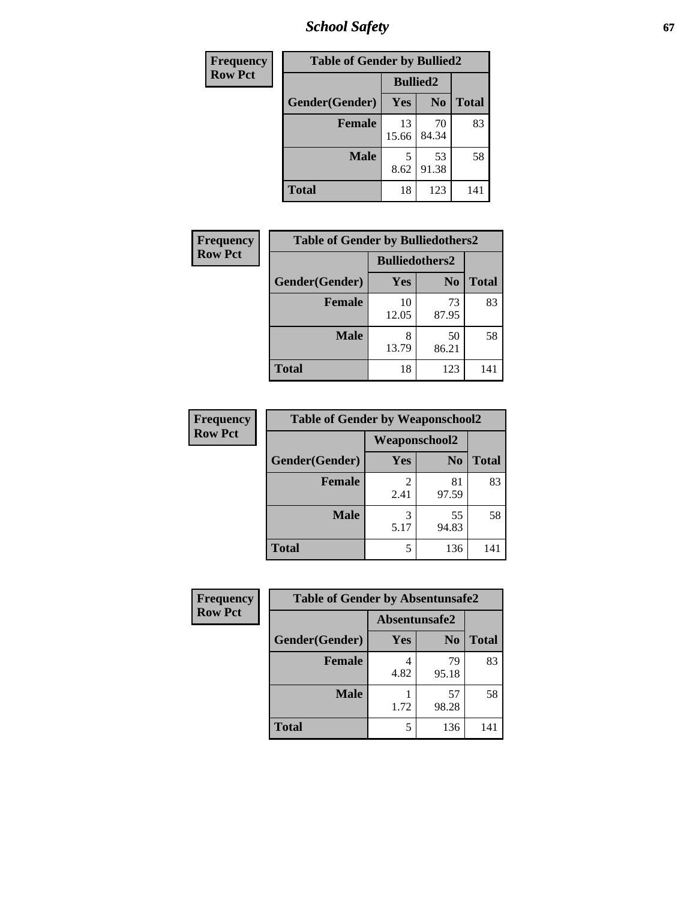| Frequency<br>Row Pct |
|---|

**Table of Gender by Bullied2**

| Gender(Gender) | Bullied2 Yes | Bullied2 No | Total |
|---|---|---|---|
| Female | 13<br>15.66 | 70<br>84.34 | 83 |
| Male | 5<br>8.62 | 53<br>91.38 | 58 |
| Total | 18 | 123 | 141 |

| Frequency<br>Row Pct |
|---|

**Table of Gender by Bulliedothers2**

| Gender(Gender) | Bulliedothers2 Yes | Bulliedothers2 No | Total |
|---|---|---|---|
| Female | 10<br>12.05 | 73<br>87.95 | 83 |
| Male | 8<br>13.79 | 50<br>86.21 | 58 |
| Total | 18 | 123 | 141 |

| Frequency<br>Row Pct |
|---|

**Table of Gender by Weaponschool2**

| Gender(Gender) | Weaponschool2 Yes | Weaponschool2 No | Total |
|---|---|---|---|
| Female | 2<br>2.41 | 81<br>97.59 | 83 |
| Male | 3<br>5.17 | 55<br>94.83 | 58 |
| Total | 5 | 136 | 141 |

| Frequency<br>Row Pct |
|---|

**Table of Gender by Absentunsafe2**

| Gender(Gender) | Absentunsafe2 Yes | Absentunsafe2 No | Total |
|---|---|---|---|
| Female | 4<br>4.82 | 79<br>95.18 | 83 |
| Male | 1<br>1.72 | 57<br>98.28 | 58 |
| Total | 5 | 136 | 141 |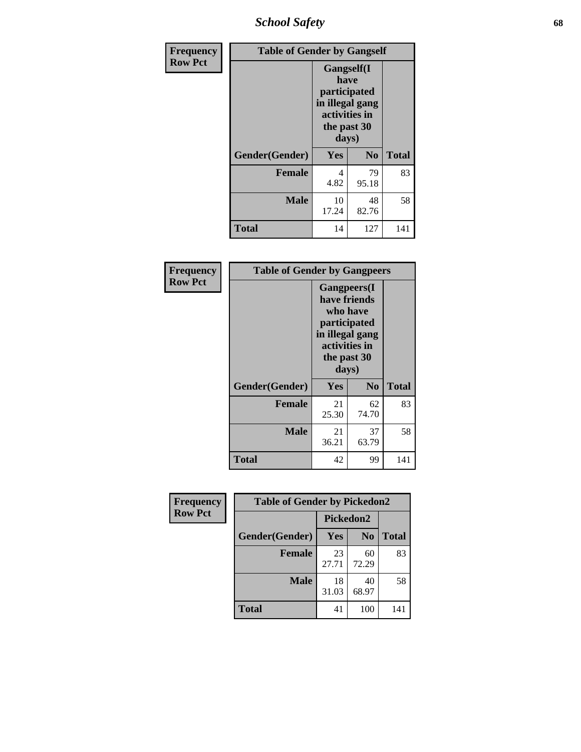| Frequency<br>Row Pct |
|---|

| Table of Gender by Gangself | | | |
|---|---|---|---|
| | Gangself(I have participated in illegal gang activities in the past 30 days) | | |
| Gender(Gender) | Yes | No | Total |
| Female | 4<br>4.82 | 79<br>95.18 | 83 |
| Male | 10<br>17.24 | 48<br>82.76 | 58 |
| Total | 14 | 127 | 141 |

| Frequency<br>Row Pct |
|---|

| Table of Gender by Gangpeers | | | |
|---|---|---|---|
| | Gangpeers(I have friends who have participated in illegal gang activities in the past 30 days) | | |
| Gender(Gender) | Yes | No | Total |
| Female | 21<br>25.30 | 62<br>74.70 | 83 |
| Male | 21<br>36.21 | 37<br>63.79 | 58 |
| Total | 42 | 99 | 141 |

| Frequency<br>Row Pct |
|---|

| Table of Gender by Pickedon2 | | | |
|---|---|---|---|
| | Pickedon2 | | |
| Gender(Gender) | Yes | No | Total |
| Female | 23<br>27.71 | 60<br>72.29 | 83 |
| Male | 18<br>31.03 | 40<br>68.97 | 58 |
| Total | 41 | 100 | 141 |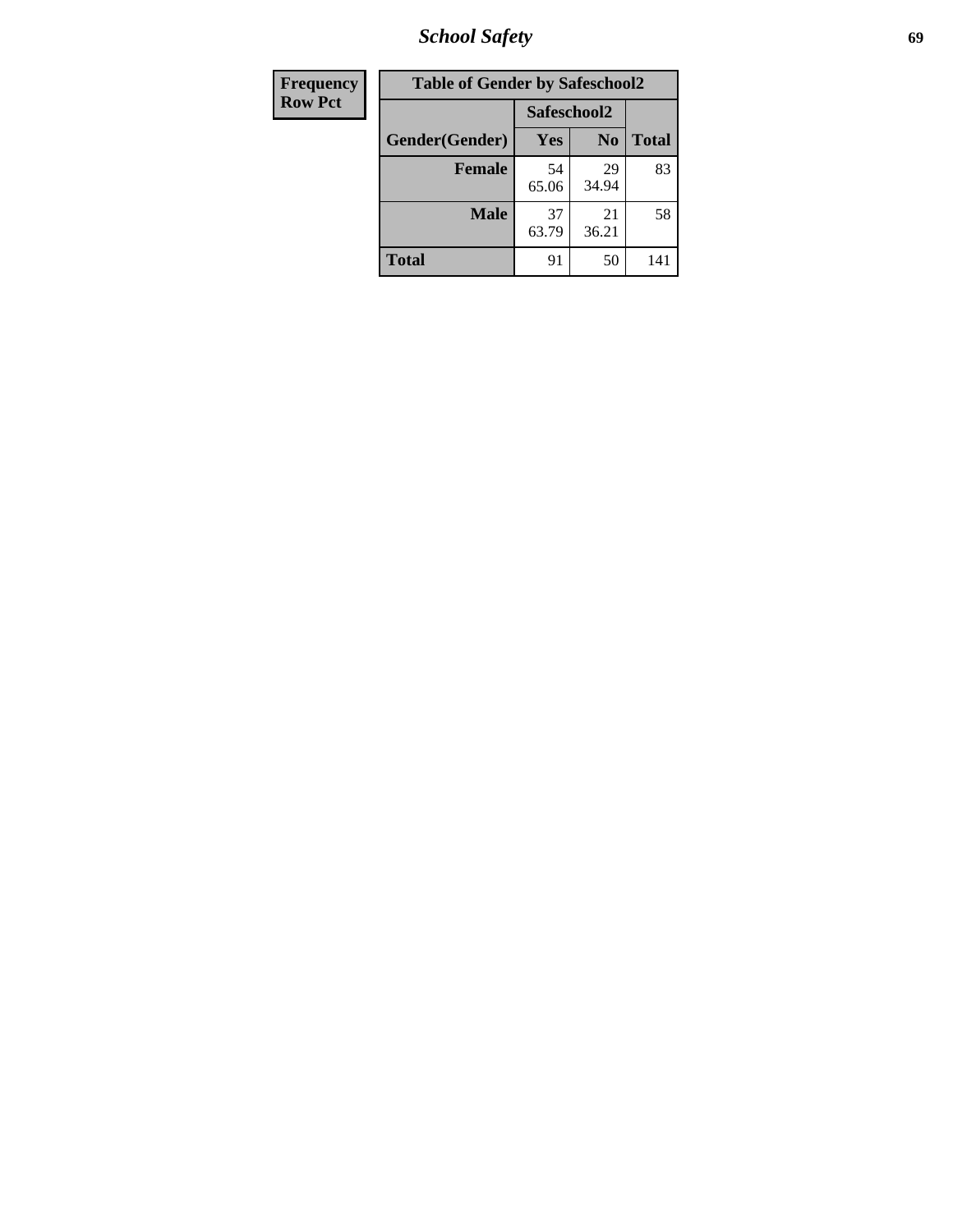| Frequency<br>Row Pct |
|---|

**Table of Gender by Safeschool2**

| Gender(Gender) | Safeschool2 | | Total |
|---|---|---|---|
| | Yes | No | |
| **Female** | 54<br>65.06 | 29<br>34.94 | 83 |
| **Male** | 37<br>63.79 | 21<br>36.21 | 58 |
| **Total** | 91 | 50 | 141 |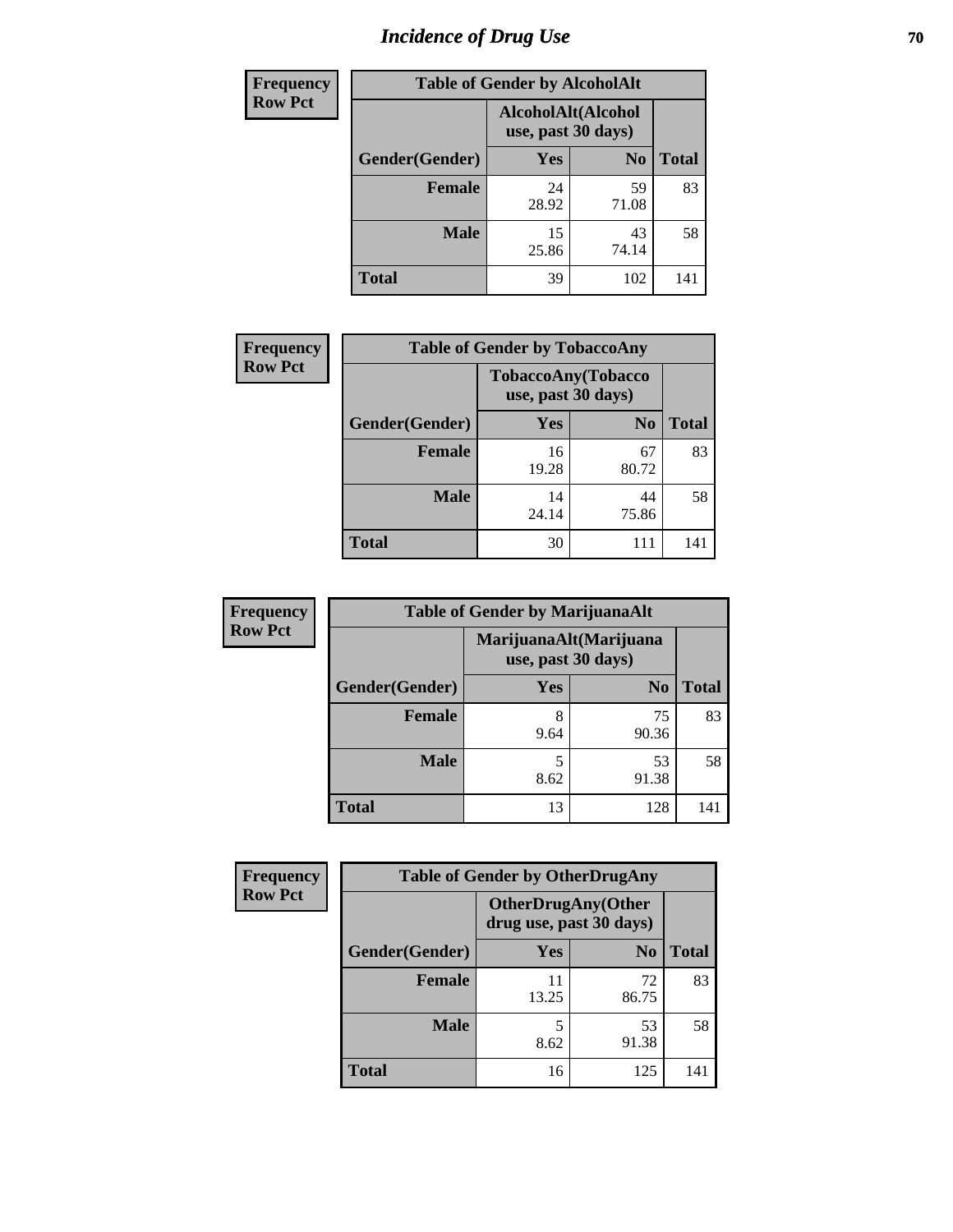# Incidence of Drug Use

| Frequency<br>Row Pct | | | |
|---|---|---|---|
| **Table of Gender by AlcoholAlt** | | | |
| | **AlcoholAlt(Alcohol use, past 30 days)** | | |
| **Gender(Gender)** | **Yes** | **No** | **Total** |
| **Female** | 24<br>28.92 | 59<br>71.08 | 83 |
| **Male** | 15<br>25.86 | 43<br>74.14 | 58 |
| **Total** | 39 | 102 | 141 |

| Frequency<br>Row Pct | | | |
|---|---|---|---|
| **Table of Gender by TobaccoAny** | | | |
| | **TobaccoAny(Tobacco use, past 30 days)** | | |
| **Gender(Gender)** | **Yes** | **No** | **Total** |
| **Female** | 16<br>19.28 | 67<br>80.72 | 83 |
| **Male** | 14<br>24.14 | 44<br>75.86 | 58 |
| **Total** | 30 | 111 | 141 |

| Frequency<br>Row Pct | | | |
|---|---|---|---|
| **Table of Gender by MarijuanaAlt** | | | |
| | **MarijuanaAlt(Marijuana use, past 30 days)** | | |
| **Gender(Gender)** | **Yes** | **No** | **Total** |
| **Female** | 8<br>9.64 | 75<br>90.36 | 83 |
| **Male** | 5<br>8.62 | 53<br>91.38 | 58 |
| **Total** | 13 | 128 | 141 |

| Frequency<br>Row Pct | | | |
|---|---|---|---|
| **Table of Gender by OtherDrugAny** | | | |
| | **OtherDrugAny(Other drug use, past 30 days)** | | |
| **Gender(Gender)** | **Yes** | **No** | **Total** |
| **Female** | 11<br>13.25 | 72<br>86.75 | 83 |
| **Male** | 5<br>8.62 | 53<br>91.38 | 58 |
| **Total** | 16 | 125 | 141 |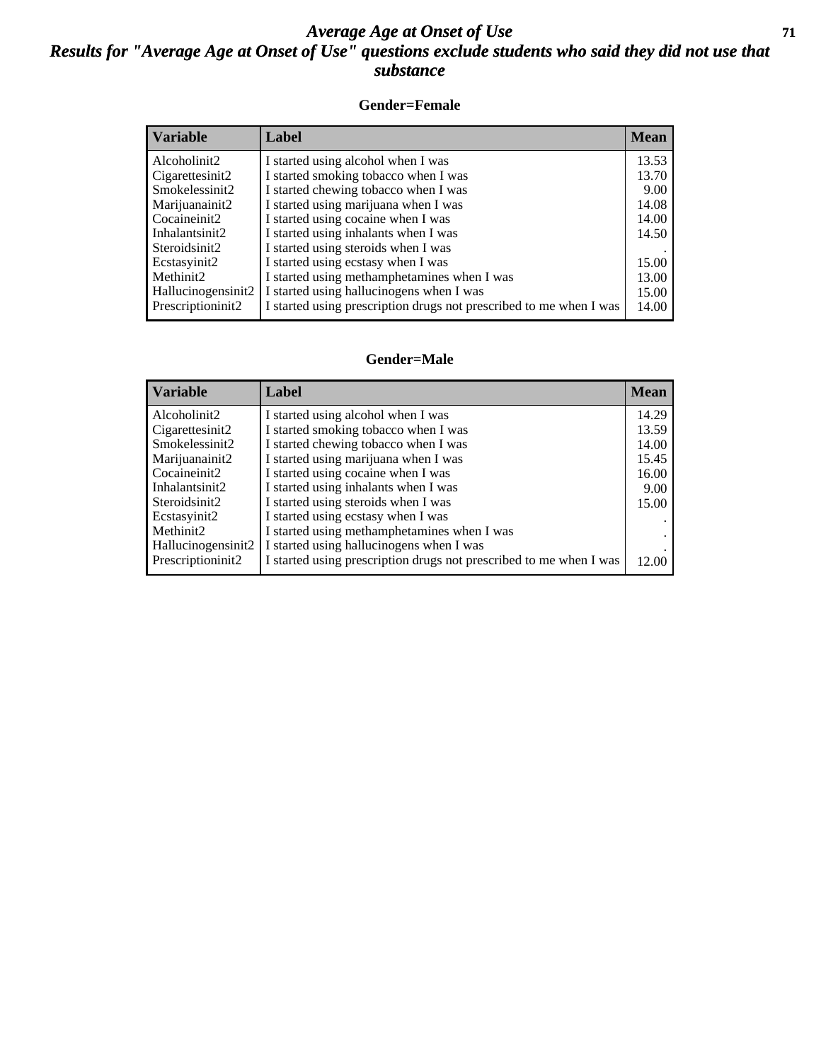# *Average Age at Onset of Use*

## *Results for "Average Age at Onset of Use" questions exclude students who said they did not use that substance*

### Gender=Female

| Variable | Label | Mean |
|---|---|---|
| Alcoholinit2 | I started using alcohol when I was | 13.53 |
| Cigarettesinit2 | I started smoking tobacco when I was | 13.70 |
| Smokelessinit2 | I started chewing tobacco when I was | 9.00 |
| Marijuanainit2 | I started using marijuana when I was | 14.08 |
| Cocaineinit2 | I started using cocaine when I was | 14.00 |
| Inhalantsinit2 | I started using inhalants when I was | 14.50 |
| Steroidsinit2 | I started using steroids when I was | . |
| Ecstasyinit2 | I started using ecstasy when I was | 15.00 |
| Methinit2 | I started using methamphetamines when I was | 13.00 |
| Hallucinogensinit2 | I started using hallucinogens when I was | 15.00 |
| Prescriptioninit2 | I started using prescription drugs not prescribed to me when I was | 14.00 |

### Gender=Male

| Variable | Label | Mean |
|---|---|---|
| Alcoholinit2 | I started using alcohol when I was | 14.29 |
| Cigarettesinit2 | I started smoking tobacco when I was | 13.59 |
| Smokelessinit2 | I started chewing tobacco when I was | 14.00 |
| Marijuanainit2 | I started using marijuana when I was | 15.45 |
| Cocaineinit2 | I started using cocaine when I was | 16.00 |
| Inhalantsinit2 | I started using inhalants when I was | 9.00 |
| Steroidsinit2 | I started using steroids when I was | 15.00 |
| Ecstasyinit2 | I started using ecstasy when I was | . |
| Methinit2 | I started using methamphetamines when I was | . |
| Hallucinogensinit2 | I started using hallucinogens when I was | . |
| Prescriptioninit2 | I started using prescription drugs not prescribed to me when I was | 12.00 |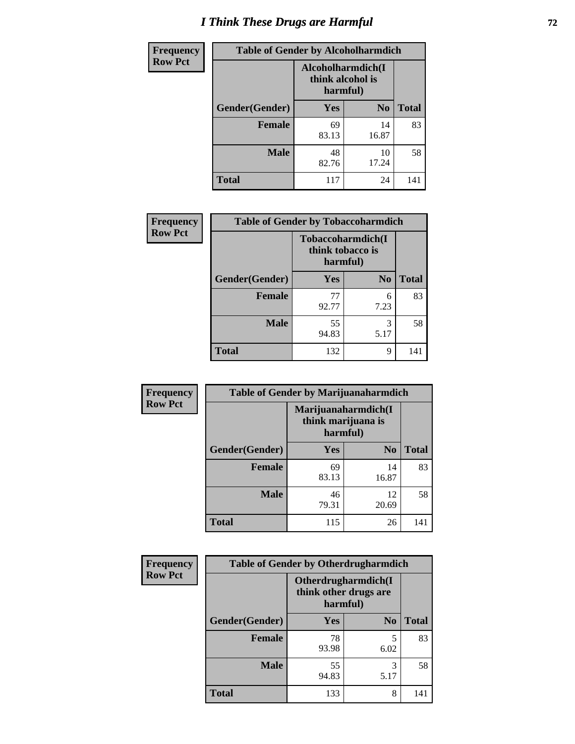# I Think These Drugs are Harmful

| Frequency Row Pct | Table of Gender by Alcoholharmdich | | |
|---|---|---|---|
| | Alcoholharmdich(I think alcohol is harmful) | | |
| Gender(Gender) | Yes | No | Total |
| Female | 69<br>83.13 | 14<br>16.87 | 83 |
| Male | 48<br>82.76 | 10<br>17.24 | 58 |
| Total | 117 | 24 | 141 |

| Frequency Row Pct | Table of Gender by Tobaccoharmdich | | |
|---|---|---|---|
| | Tobaccoharmdich(I think tobacco is harmful) | | |
| Gender(Gender) | Yes | No | Total |
| Female | 77<br>92.77 | 6<br>7.23 | 83 |
| Male | 55<br>94.83 | 3<br>5.17 | 58 |
| Total | 132 | 9 | 141 |

| Frequency Row Pct | Table of Gender by Marijuanaharmdich | | |
|---|---|---|---|
| | Marijuanaharmdich(I think marijuana is harmful) | | |
| Gender(Gender) | Yes | No | Total |
| Female | 69<br>83.13 | 14<br>16.87 | 83 |
| Male | 46<br>79.31 | 12<br>20.69 | 58 |
| Total | 115 | 26 | 141 |

| Frequency Row Pct | Table of Gender by Otherdrugharmdich | | |
|---|---|---|---|
| | Otherdrugharmdich(I think other drugs are harmful) | | |
| Gender(Gender) | Yes | No | Total |
| Female | 78<br>93.98 | 5<br>6.02 | 83 |
| Male | 55<br>94.83 | 3<br>5.17 | 58 |
| Total | 133 | 8 | 141 |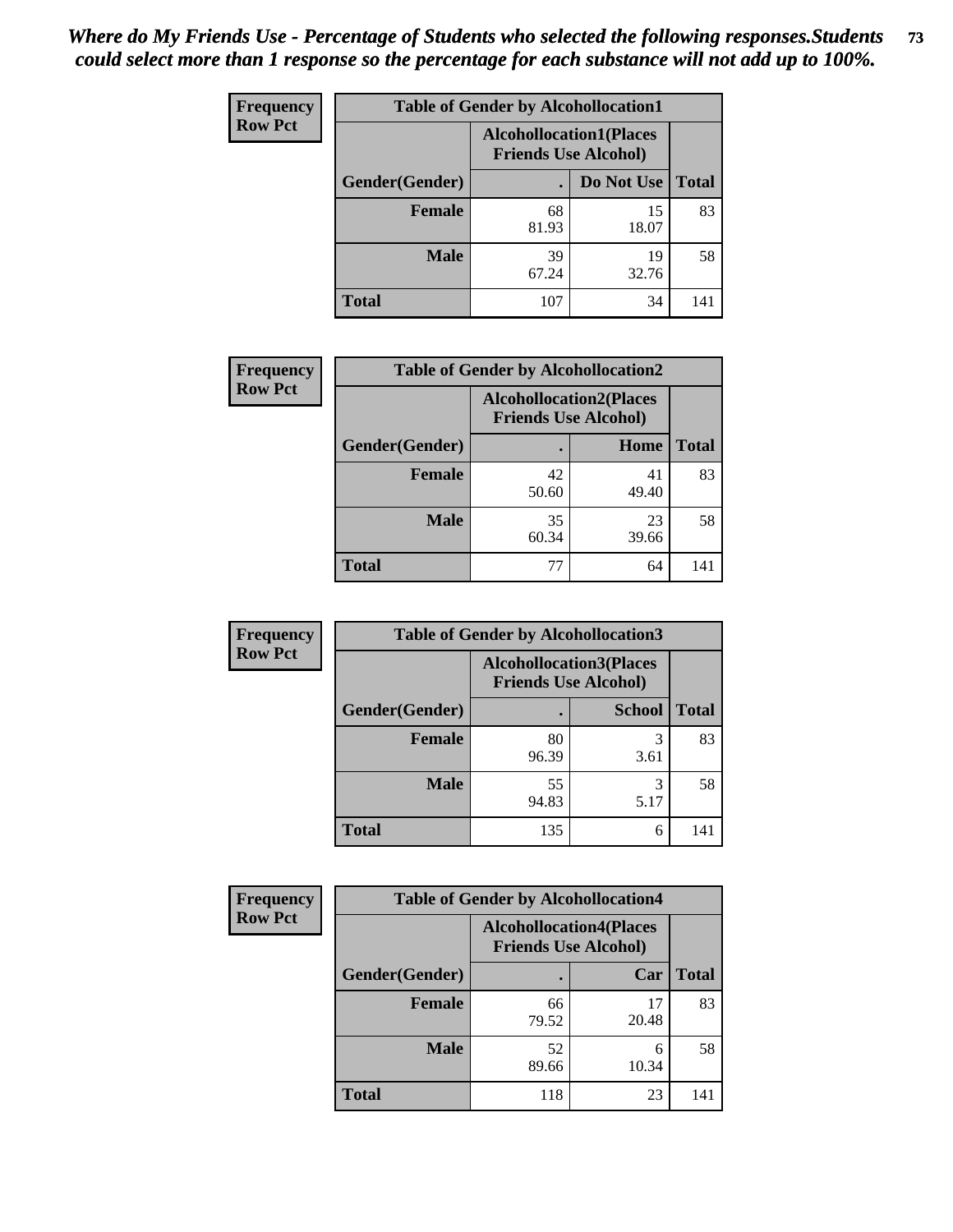*Where do My Friends Use - Percentage of Students who selected the following responses.Students could select more than 1 response so the percentage for each substance will not add up to 100%.*

**Frequency**
**Row Pct**

| Table of Gender by Alcohollocation1 | | | |
|---|---|---|---|
| | Alcohollocation1(Places Friends Use Alcohol) | | |
| Gender(Gender) | . | Do Not Use | Total |
| **Female** | 68<br>81.93 | 15<br>18.07 | 83 |
| **Male** | 39<br>67.24 | 19<br>32.76 | 58 |
| **Total** | 107 | 34 | 141 |

**Frequency**
**Row Pct**

| Table of Gender by Alcohollocation2 | | | |
|---|---|---|---|
| | Alcohollocation2(Places Friends Use Alcohol) | | |
| Gender(Gender) | . | Home | Total |
| **Female** | 42<br>50.60 | 41<br>49.40 | 83 |
| **Male** | 35<br>60.34 | 23<br>39.66 | 58 |
| **Total** | 77 | 64 | 141 |

**Frequency**
**Row Pct**

| Table of Gender by Alcohollocation3 | | | |
|---|---|---|---|
| | Alcohollocation3(Places Friends Use Alcohol) | | |
| Gender(Gender) | . | School | Total |
| **Female** | 80<br>96.39 | 3<br>3.61 | 83 |
| **Male** | 55<br>94.83 | 3<br>5.17 | 58 |
| **Total** | 135 | 6 | 141 |

**Frequency**
**Row Pct**

| Table of Gender by Alcohollocation4 | | | |
|---|---|---|---|
| | Alcohollocation4(Places Friends Use Alcohol) | | |
| Gender(Gender) | . | Car | Total |
| **Female** | 66<br>79.52 | 17<br>20.48 | 83 |
| **Male** | 52<br>89.66 | 6<br>10.34 | 58 |
| **Total** | 118 | 23 | 141 |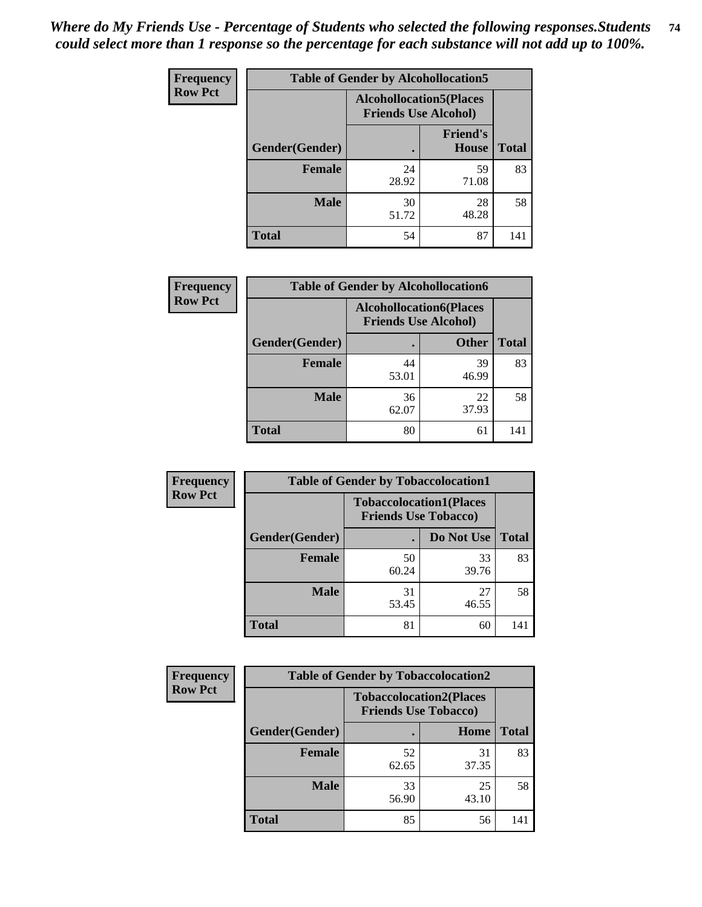*Where do My Friends Use - Percentage of Students who selected the following responses.Students could select more than 1 response so the percentage for each substance will not add up to 100%.*

**Frequency**
**Row Pct**

**Table of Gender by Alcohollocation5**

| Gender(Gender) | Alcohollocation5(Places Friends Use Alcohol) | | Total |
|---|---|---|---|
| | . | Friend's House | |
| **Female** | 24<br>28.92 | 59<br>71.08 | 83 |
| **Male** | 30<br>51.72 | 28<br>48.28 | 58 |
| **Total** | 54 | 87 | 141 |

**Frequency**
**Row Pct**

**Table of Gender by Alcohollocation6**

| Gender(Gender) | Alcohollocation6(Places Friends Use Alcohol) | | Total |
|---|---|---|---|
| | . | Other | |
| **Female** | 44<br>53.01 | 39<br>46.99 | 83 |
| **Male** | 36<br>62.07 | 22<br>37.93 | 58 |
| **Total** | 80 | 61 | 141 |

**Frequency**
**Row Pct**

**Table of Gender by Tobaccolocation1**

| Gender(Gender) | Tobaccolocation1(Places Friends Use Tobacco) | | Total |
|---|---|---|---|
| | . | Do Not Use | |
| **Female** | 50<br>60.24 | 33<br>39.76 | 83 |
| **Male** | 31<br>53.45 | 27<br>46.55 | 58 |
| **Total** | 81 | 60 | 141 |

**Frequency**
**Row Pct**

**Table of Gender by Tobaccolocation2**

| Gender(Gender) | Tobaccolocation2(Places Friends Use Tobacco) | | Total |
|---|---|---|---|
| | . | Home | |
| **Female** | 52<br>62.65 | 31<br>37.35 | 83 |
| **Male** | 33<br>56.90 | 25<br>43.10 | 58 |
| **Total** | 85 | 56 | 141 |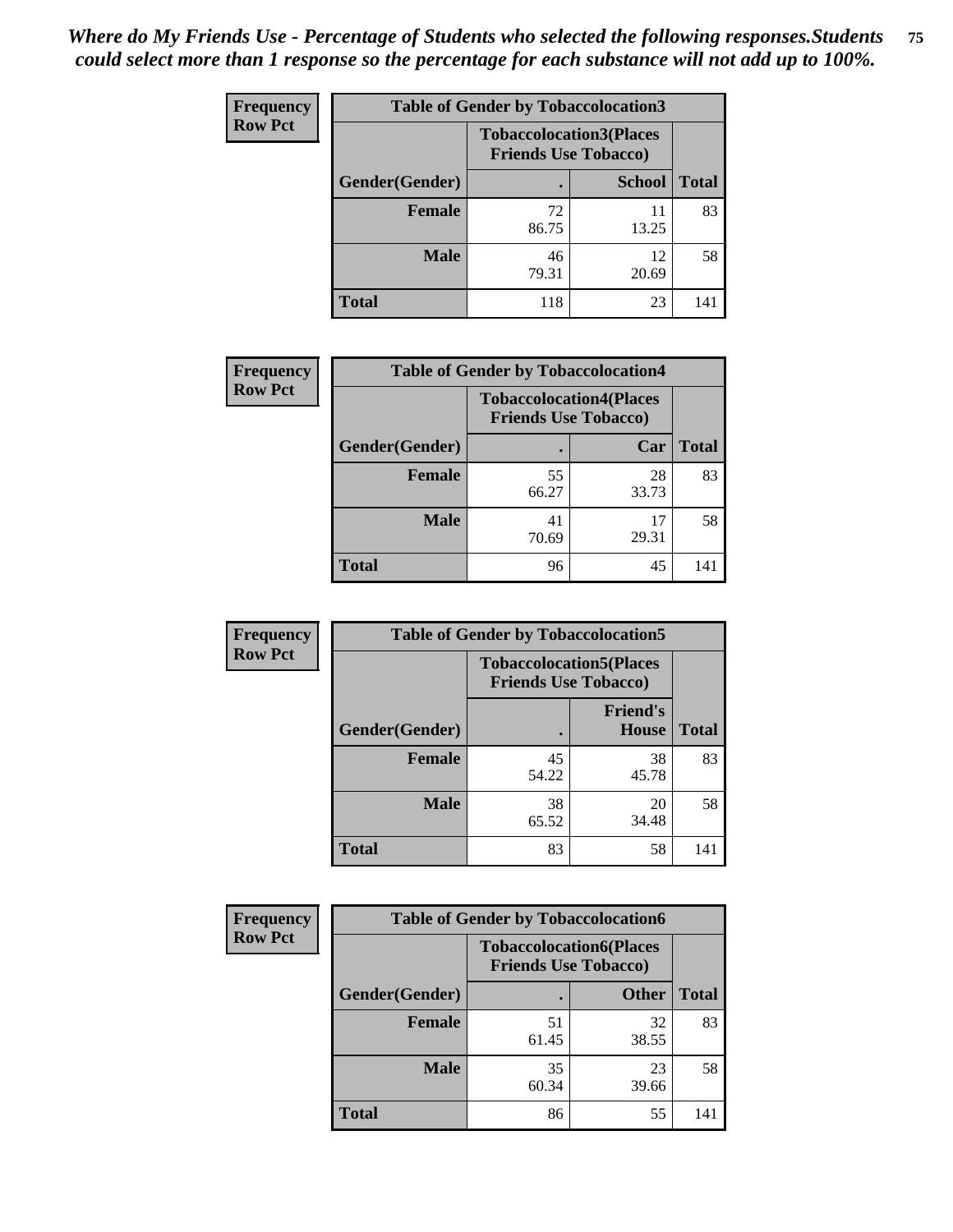*Where do My Friends Use - Percentage of Students who selected the following responses.Students could select more than 1 response so the percentage for each substance will not add up to 100%.*

**Frequency Row Pct**

| Table of Gender by Tobaccolocation3 | | | |
|---|---|---|---|
| | Tobaccolocation3(Places Friends Use Tobacco) | | |
| Gender(Gender) | . | School | Total |
| Female | 72<br>86.75 | 11<br>13.25 | 83 |
| Male | 46<br>79.31 | 12<br>20.69 | 58 |
| Total | 118 | 23 | 141 |

**Frequency Row Pct**

| Table of Gender by Tobaccolocation4 | | | |
|---|---|---|---|
| | Tobaccolocation4(Places Friends Use Tobacco) | | |
| Gender(Gender) | . | Car | Total |
| Female | 55<br>66.27 | 28<br>33.73 | 83 |
| Male | 41<br>70.69 | 17<br>29.31 | 58 |
| Total | 96 | 45 | 141 |

**Frequency Row Pct**

| Table of Gender by Tobaccolocation5 | | | |
|---|---|---|---|
| | Tobaccolocation5(Places Friends Use Tobacco) | | |
| Gender(Gender) | . | Friend's House | Total |
| Female | 45<br>54.22 | 38<br>45.78 | 83 |
| Male | 38<br>65.52 | 20<br>34.48 | 58 |
| Total | 83 | 58 | 141 |

**Frequency Row Pct**

| Table of Gender by Tobaccolocation6 | | | |
|---|---|---|---|
| | Tobaccolocation6(Places Friends Use Tobacco) | | |
| Gender(Gender) | . | Other | Total |
| Female | 51<br>61.45 | 32<br>38.55 | 83 |
| Male | 35<br>60.34 | 23<br>39.66 | 58 |
| Total | 86 | 55 | 141 |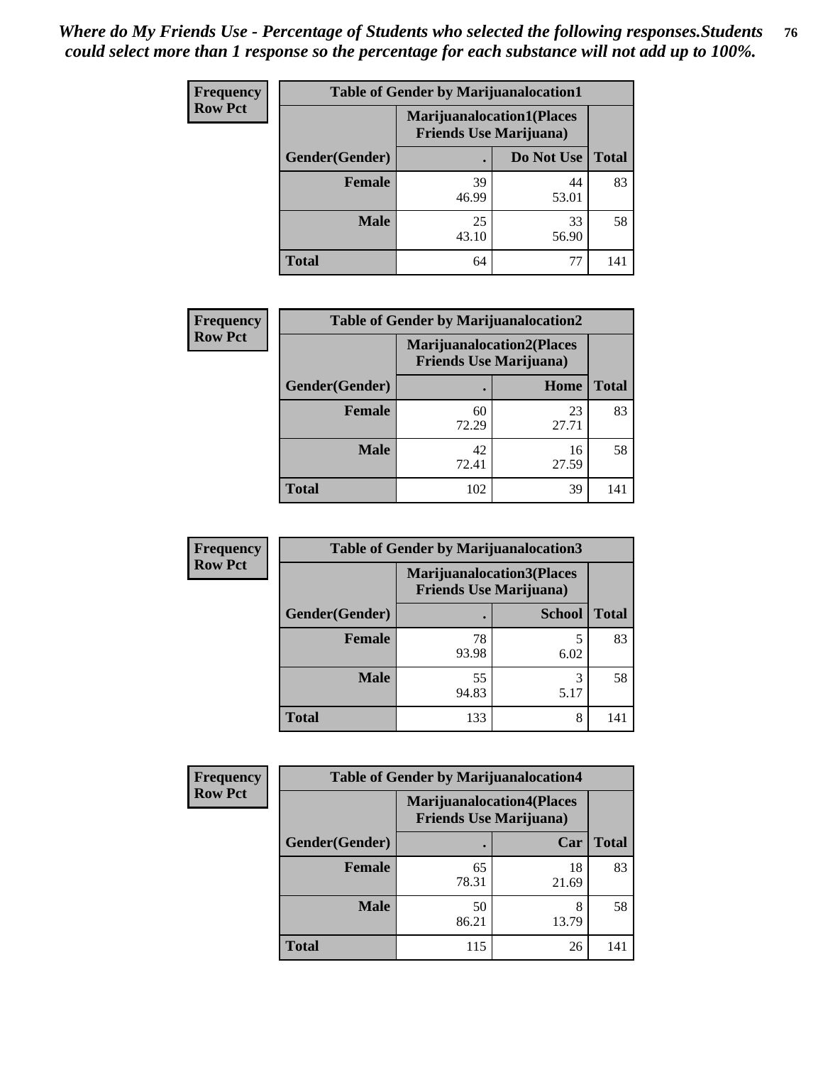*Where do My Friends Use - Percentage of Students who selected the following responses.Students could select more than 1 response so the percentage for each substance will not add up to 100%.*

**Frequency**
**Row Pct**

| Table of Gender by Marijuanalocation1 | | | |
|---|---|---|---|
| | Marijuanalocation1(Places Friends Use Marijuana) | | |
| Gender(Gender) | . | Do Not Use | Total |
| **Female** | 39<br>46.99 | 44<br>53.01 | 83 |
| **Male** | 25<br>43.10 | 33<br>56.90 | 58 |
| **Total** | 64 | 77 | 141 |

**Frequency**
**Row Pct**

| Table of Gender by Marijuanalocation2 | | | |
|---|---|---|---|
| | Marijuanalocation2(Places Friends Use Marijuana) | | |
| Gender(Gender) | . | Home | Total |
| **Female** | 60<br>72.29 | 23<br>27.71 | 83 |
| **Male** | 42<br>72.41 | 16<br>27.59 | 58 |
| **Total** | 102 | 39 | 141 |

**Frequency**
**Row Pct**

| Table of Gender by Marijuanalocation3 | | | |
|---|---|---|---|
| | Marijuanalocation3(Places Friends Use Marijuana) | | |
| Gender(Gender) | . | School | Total |
| **Female** | 78<br>93.98 | 5<br>6.02 | 83 |
| **Male** | 55<br>94.83 | 3<br>5.17 | 58 |
| **Total** | 133 | 8 | 141 |

**Frequency**
**Row Pct**

| Table of Gender by Marijuanalocation4 | | | |
|---|---|---|---|
| | Marijuanalocation4(Places Friends Use Marijuana) | | |
| Gender(Gender) | . | Car | Total |
| **Female** | 65<br>78.31 | 18<br>21.69 | 83 |
| **Male** | 50<br>86.21 | 8<br>13.79 | 58 |
| **Total** | 115 | 26 | 141 |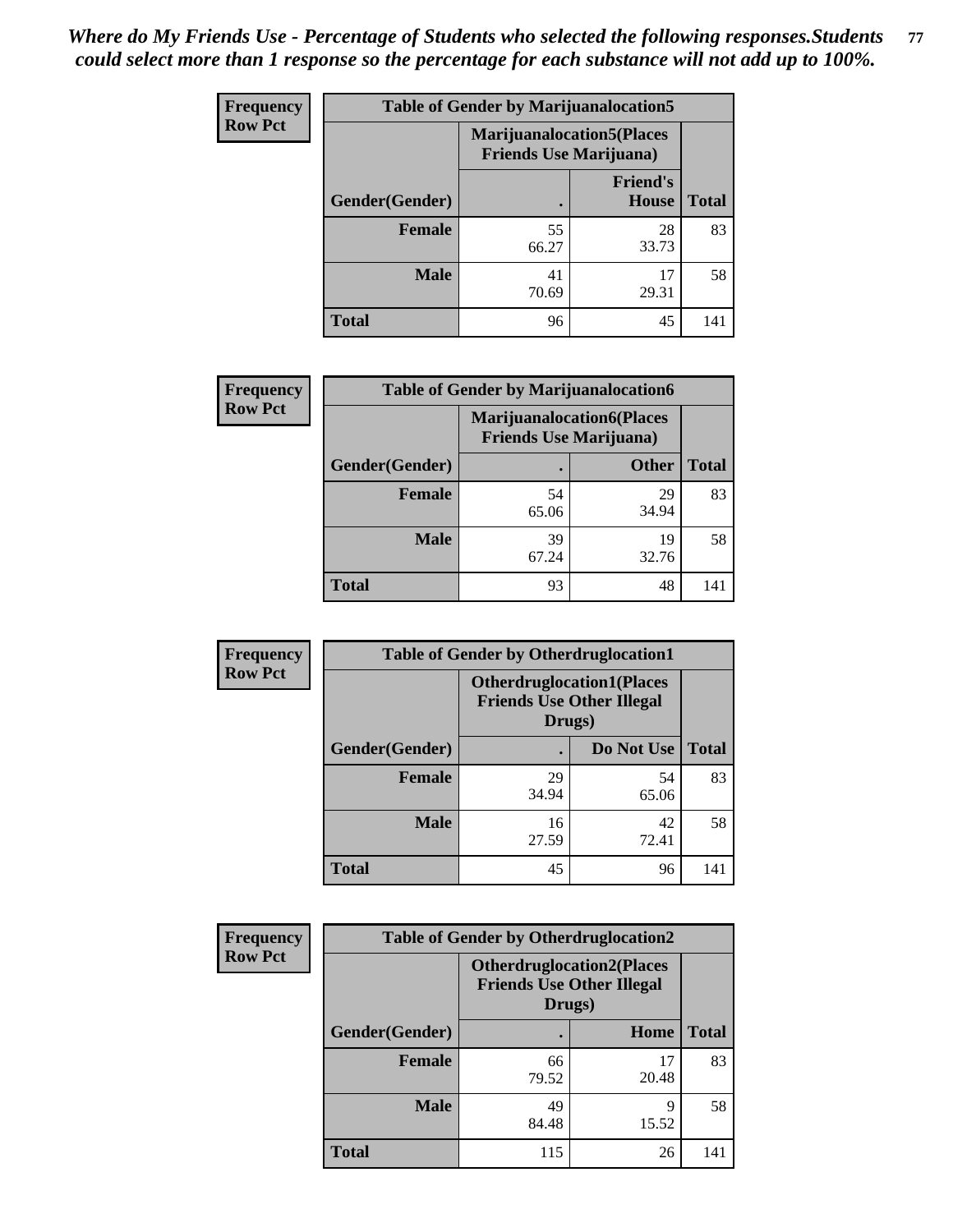*Where do My Friends Use - Percentage of Students who selected the following responses.Students could select more than 1 response so the percentage for each substance will not add up to 100%.*

**Frequency / Row Pct**

| Table of Gender by Marijuanalocation5 | | | |
|---|---|---|---|
| | Marijuanalocation5(Places Friends Use Marijuana) | | |
| Gender(Gender) | . | Friend's House | Total |
| **Female** | 55<br>66.27 | 28<br>33.73 | 83 |
| **Male** | 41<br>70.69 | 17<br>29.31 | 58 |
| **Total** | 96 | 45 | 141 |

**Frequency / Row Pct**

| Table of Gender by Marijuanalocation6 | | | |
|---|---|---|---|
| | Marijuanalocation6(Places Friends Use Marijuana) | | |
| Gender(Gender) | . | Other | Total |
| **Female** | 54<br>65.06 | 29<br>34.94 | 83 |
| **Male** | 39<br>67.24 | 19<br>32.76 | 58 |
| **Total** | 93 | 48 | 141 |

**Frequency / Row Pct**

| Table of Gender by Otherdruglocation1 | | | |
|---|---|---|---|
| | Otherdruglocation1(Places Friends Use Other Illegal Drugs) | | |
| Gender(Gender) | . | Do Not Use | Total |
| **Female** | 29<br>34.94 | 54<br>65.06 | 83 |
| **Male** | 16<br>27.59 | 42<br>72.41 | 58 |
| **Total** | 45 | 96 | 141 |

**Frequency / Row Pct**

| Table of Gender by Otherdruglocation2 | | | |
|---|---|---|---|
| | Otherdruglocation2(Places Friends Use Other Illegal Drugs) | | |
| Gender(Gender) | . | Home | Total |
| **Female** | 66<br>79.52 | 17<br>20.48 | 83 |
| **Male** | 49<br>84.48 | 9<br>15.52 | 58 |
| **Total** | 115 | 26 | 141 |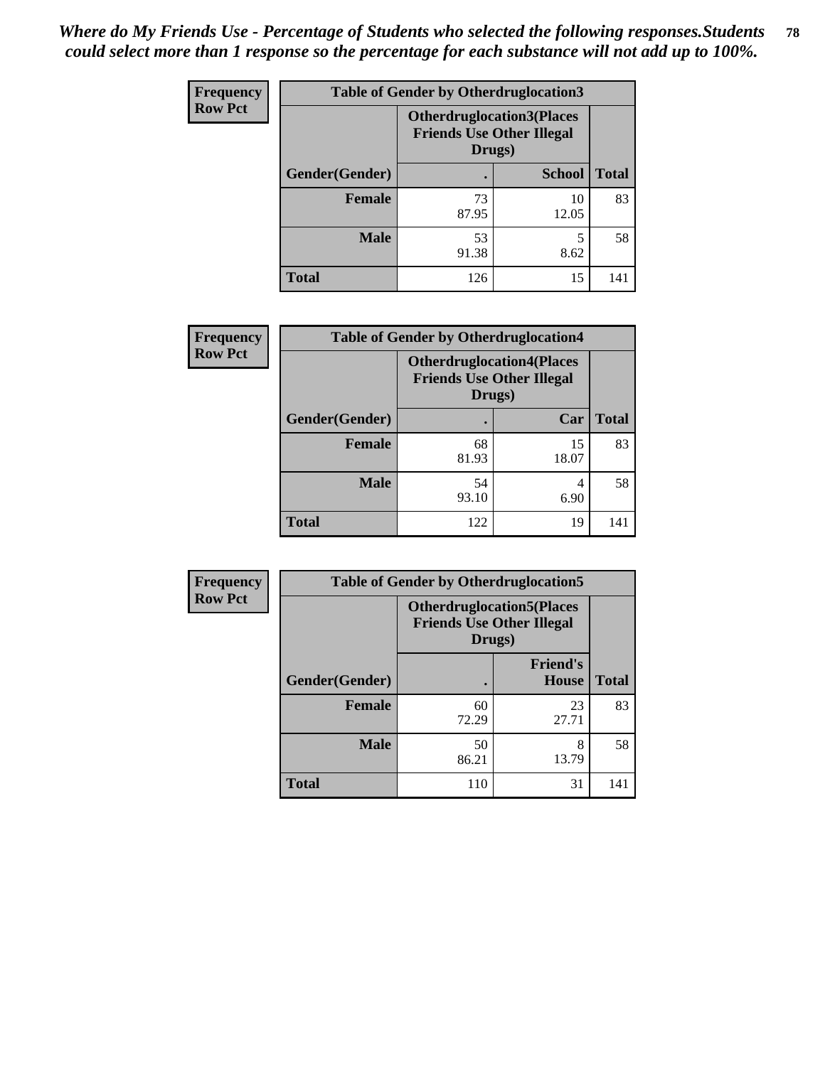*Where do My Friends Use - Percentage of Students who selected the following responses.Students could select more than 1 response so the percentage for each substance will not add up to 100%.*

**Frequency**
**Row Pct**

| Table of Gender by Otherdruglocation3 | | | |
|---|---|---|---|
| | Otherdruglocation3(Places Friends Use Other Illegal Drugs) | | |
| Gender(Gender) | . | School | Total |
| **Female** | 73<br>87.95 | 10<br>12.05 | 83 |
| **Male** | 53<br>91.38 | 5<br>8.62 | 58 |
| **Total** | 126 | 15 | 141 |

**Frequency**
**Row Pct**

| Table of Gender by Otherdruglocation4 | | | |
|---|---|---|---|
| | Otherdruglocation4(Places Friends Use Other Illegal Drugs) | | |
| Gender(Gender) | . | Car | Total |
| **Female** | 68<br>81.93 | 15<br>18.07 | 83 |
| **Male** | 54<br>93.10 | 4<br>6.90 | 58 |
| **Total** | 122 | 19 | 141 |

**Frequency**
**Row Pct**

| Table of Gender by Otherdruglocation5 | | | |
|---|---|---|---|
| | Otherdruglocation5(Places Friends Use Other Illegal Drugs) | | |
| Gender(Gender) | . | Friend's House | Total |
| **Female** | 60<br>72.29 | 23<br>27.71 | 83 |
| **Male** | 50<br>86.21 | 8<br>13.79 | 58 |
| **Total** | 110 | 31 | 141 |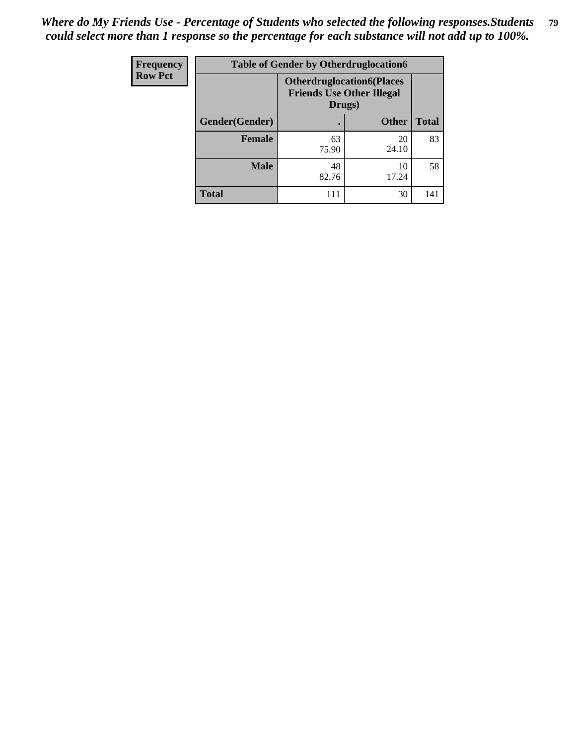*Where do My Friends Use - Percentage of Students who selected the following responses.Students could select more than 1 response so the percentage for each substance will not add up to 100%.*

| Frequency<br>Row Pct | Table of Gender by Otherdruglocation6 | | |
|---|---|---|---|
| | Otherdruglocation6(Places Friends Use Other Illegal Drugs) | | |
| Gender(Gender) | . | Other | Total |
| Female | 63<br>75.90 | 20<br>24.10 | 83 |
| Male | 48<br>82.76 | 10<br>17.24 | 58 |
| Total | 111 | 30 | 141 |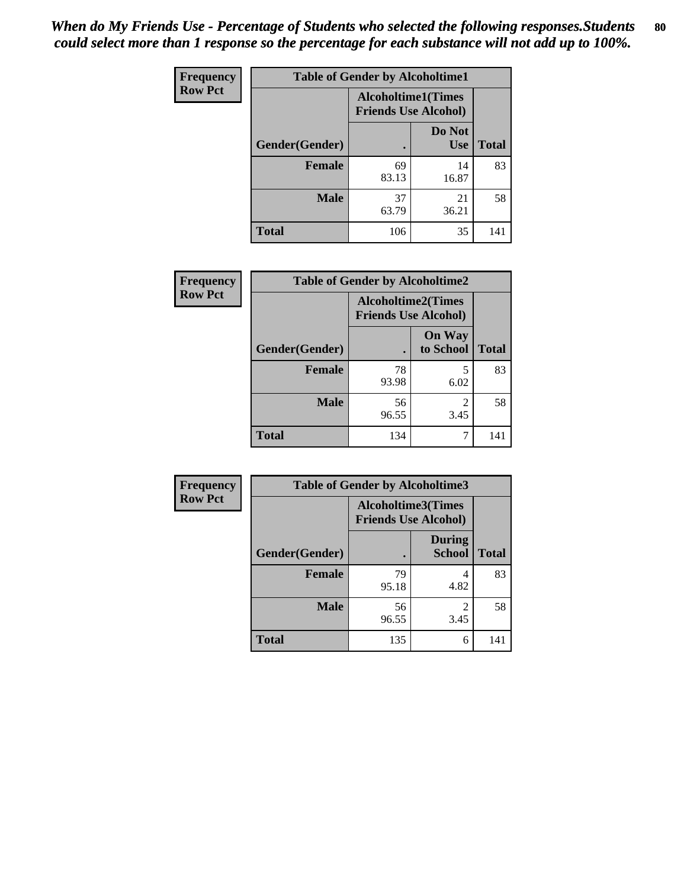*When do My Friends Use - Percentage of Students who selected the following responses.Students could select more than 1 response so the percentage for each substance will not add up to 100%.*

**Frequency**
**Row Pct**

| Table of Gender by Alcoholtime1 | | | |
|---|---|---|---|
| | **Alcoholtime1(Times Friends Use Alcohol)** | | |
| **Gender(Gender)** | **.** | **Do Not Use** | **Total** |
| **Female** | 69<br>83.13 | 14<br>16.87 | 83 |
| **Male** | 37<br>63.79 | 21<br>36.21 | 58 |
| **Total** | 106 | 35 | 141 |

**Frequency**
**Row Pct**

| Table of Gender by Alcoholtime2 | | | |
|---|---|---|---|
| | **Alcoholtime2(Times Friends Use Alcohol)** | | |
| **Gender(Gender)** | **.** | **On Way to School** | **Total** |
| **Female** | 78<br>93.98 | 5<br>6.02 | 83 |
| **Male** | 56<br>96.55 | 2<br>3.45 | 58 |
| **Total** | 134 | 7 | 141 |

**Frequency**
**Row Pct**

| Table of Gender by Alcoholtime3 | | | |
|---|---|---|---|
| | **Alcoholtime3(Times Friends Use Alcohol)** | | |
| **Gender(Gender)** | **.** | **During School** | **Total** |
| **Female** | 79<br>95.18 | 4<br>4.82 | 83 |
| **Male** | 56<br>96.55 | 2<br>3.45 | 58 |
| **Total** | 135 | 6 | 141 |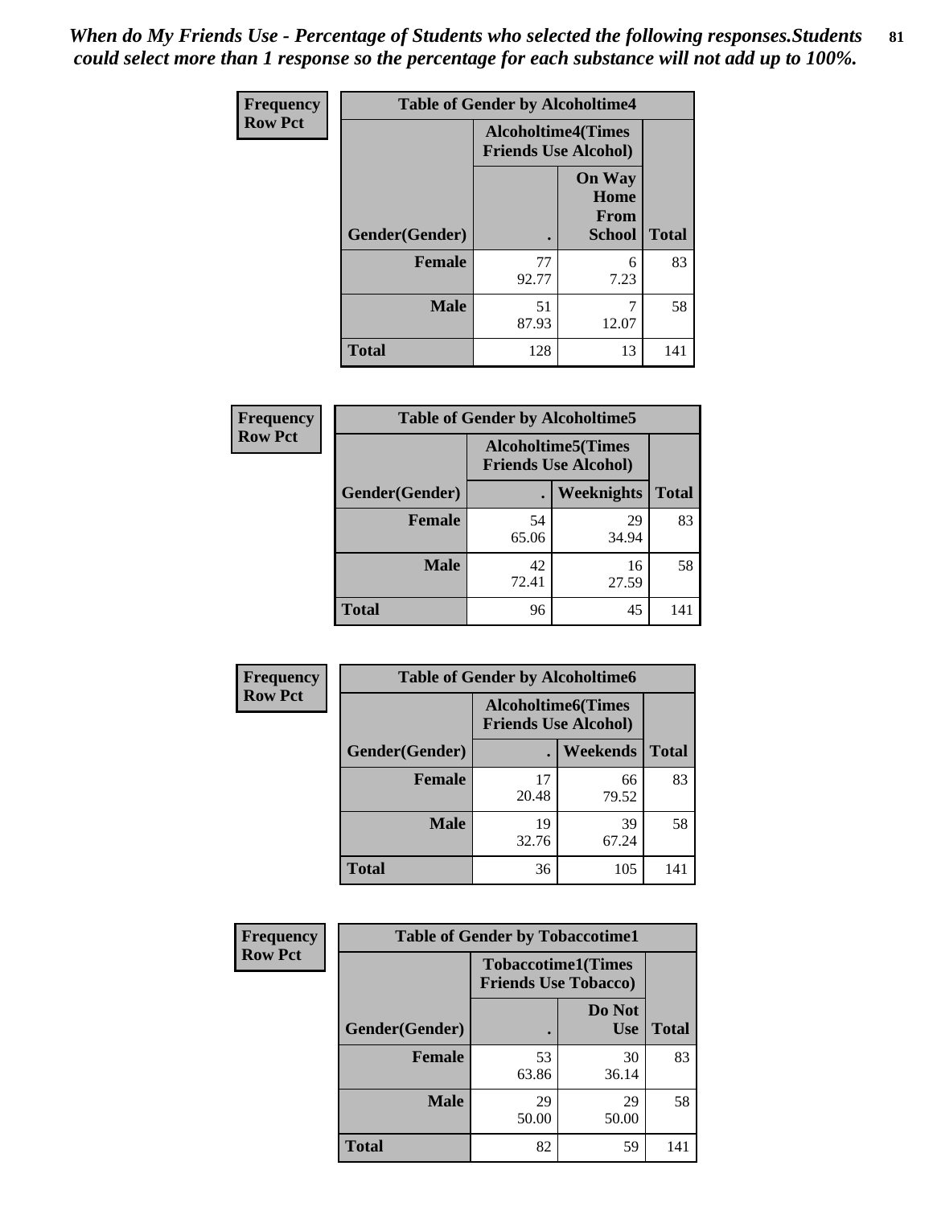*When do My Friends Use - Percentage of Students who selected the following responses.Students could select more than 1 response so the percentage for each substance will not add up to 100%.*

**Frequency Row Pct**

| Table of Gender by Alcoholtime4 | | | |
|---|---|---|---|
| | Alcoholtime4(Times Friends Use Alcohol) | | |
| Gender(Gender) | . | On Way Home From School | Total |
| **Female** | 77<br>92.77 | 6<br>7.23 | 83 |
| **Male** | 51<br>87.93 | 7<br>12.07 | 58 |
| **Total** | 128 | 13 | 141 |

**Frequency Row Pct**

| Table of Gender by Alcoholtime5 | | | |
|---|---|---|---|
| | Alcoholtime5(Times Friends Use Alcohol) | | |
| Gender(Gender) | . | Weeknights | Total |
| **Female** | 54<br>65.06 | 29<br>34.94 | 83 |
| **Male** | 42<br>72.41 | 16<br>27.59 | 58 |
| **Total** | 96 | 45 | 141 |

**Frequency Row Pct**

| Table of Gender by Alcoholtime6 | | | |
|---|---|---|---|
| | Alcoholtime6(Times Friends Use Alcohol) | | |
| Gender(Gender) | . | Weekends | Total |
| **Female** | 17<br>20.48 | 66<br>79.52 | 83 |
| **Male** | 19<br>32.76 | 39<br>67.24 | 58 |
| **Total** | 36 | 105 | 141 |

**Frequency Row Pct**

| Table of Gender by Tobaccotime1 | | | |
|---|---|---|---|
| | Tobaccotime1(Times Friends Use Tobacco) | | |
| Gender(Gender) | . | Do Not Use | Total |
| **Female** | 53<br>63.86 | 30<br>36.14 | 83 |
| **Male** | 29<br>50.00 | 29<br>50.00 | 58 |
| **Total** | 82 | 59 | 141 |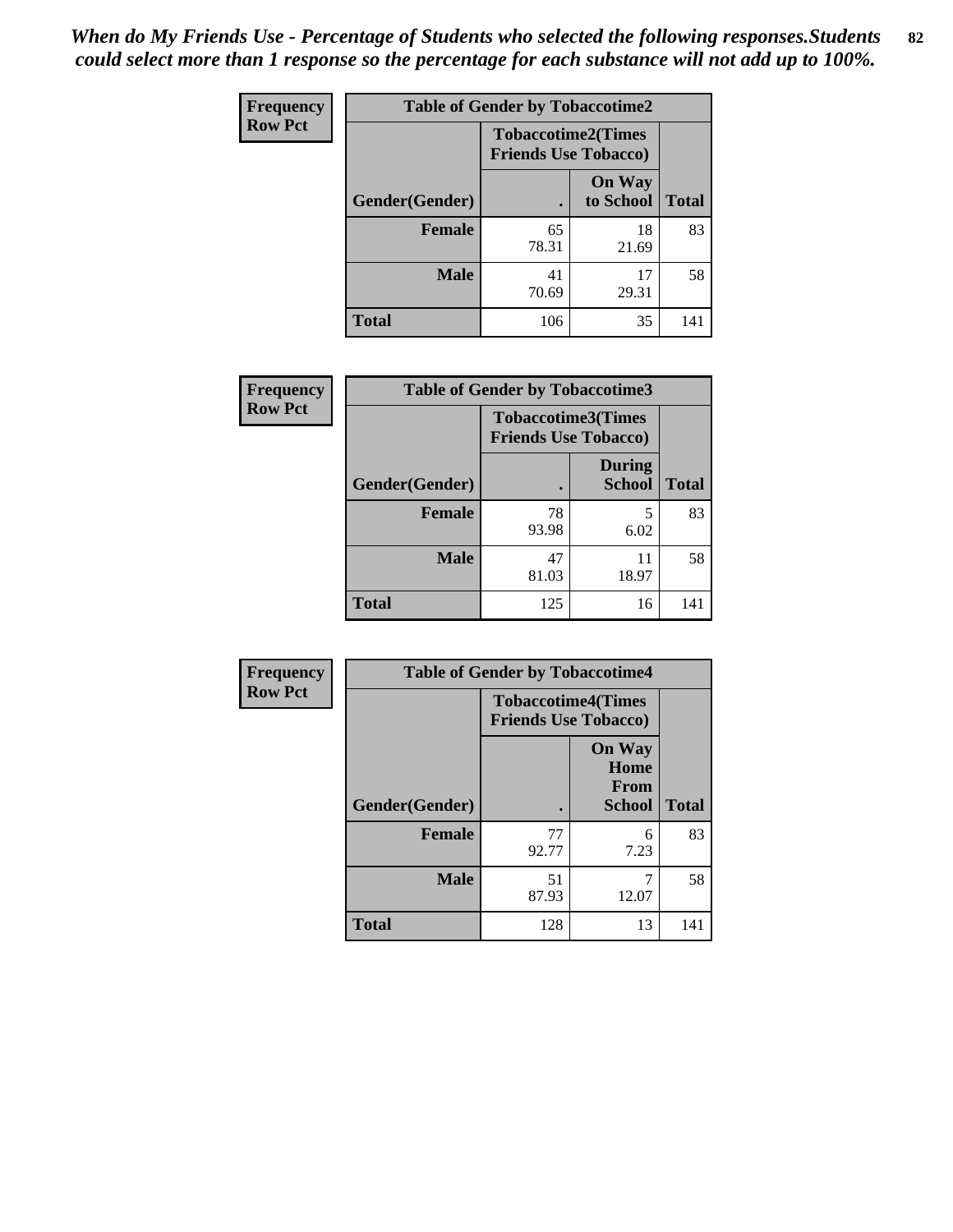*When do My Friends Use - Percentage of Students who selected the following responses.Students could select more than 1 response so the percentage for each substance will not add up to 100%.*

**Frequency**
**Row Pct**

| Table of Gender by Tobaccotime2 | | | |
|---|---|---|---|
| | Tobaccotime2(Times Friends Use Tobacco) | | |
| Gender(Gender) | . | On Way to School | Total |
| **Female** | 65<br>78.31 | 18<br>21.69 | 83 |
| **Male** | 41<br>70.69 | 17<br>29.31 | 58 |
| **Total** | 106 | 35 | 141 |

**Frequency**
**Row Pct**

| Table of Gender by Tobaccotime3 | | | |
|---|---|---|---|
| | Tobaccotime3(Times Friends Use Tobacco) | | |
| Gender(Gender) | . | During School | Total |
| **Female** | 78<br>93.98 | 5<br>6.02 | 83 |
| **Male** | 47<br>81.03 | 11<br>18.97 | 58 |
| **Total** | 125 | 16 | 141 |

**Frequency**
**Row Pct**

| Table of Gender by Tobaccotime4 | | | |
|---|---|---|---|
| | Tobaccotime4(Times Friends Use Tobacco) | | |
| Gender(Gender) | . | On Way Home From School | Total |
| **Female** | 77<br>92.77 | 6<br>7.23 | 83 |
| **Male** | 51<br>87.93 | 7<br>12.07 | 58 |
| **Total** | 128 | 13 | 141 |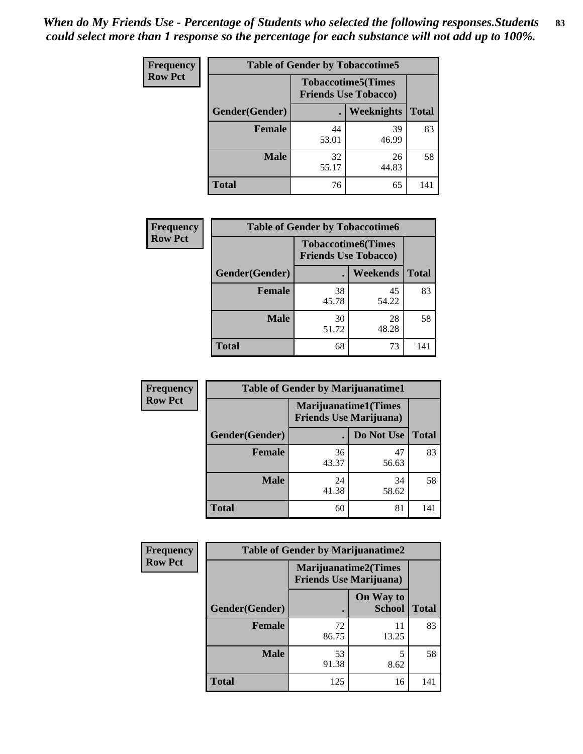*When do My Friends Use - Percentage of Students who selected the following responses.Students could select more than 1 response so the percentage for each substance will not add up to 100%.*

**Frequency**
**Row Pct**

| Table of Gender by Tobaccotime5 | | | |
|---|---|---|---|
| | Tobaccotime5(Times Friends Use Tobacco) | | |
| Gender(Gender) | . | Weeknights | Total |
| Female | 44<br>53.01 | 39<br>46.99 | 83 |
| Male | 32<br>55.17 | 26<br>44.83 | 58 |
| Total | 76 | 65 | 141 |

**Frequency**
**Row Pct**

| Table of Gender by Tobaccotime6 | | | |
|---|---|---|---|
| | Tobaccotime6(Times Friends Use Tobacco) | | |
| Gender(Gender) | . | Weekends | Total |
| Female | 38<br>45.78 | 45<br>54.22 | 83 |
| Male | 30<br>51.72 | 28<br>48.28 | 58 |
| Total | 68 | 73 | 141 |

**Frequency**
**Row Pct**

| Table of Gender by Marijuanatime1 | | | |
|---|---|---|---|
| | Marijuanatime1(Times Friends Use Marijuana) | | |
| Gender(Gender) | . | Do Not Use | Total |
| Female | 36<br>43.37 | 47<br>56.63 | 83 |
| Male | 24<br>41.38 | 34<br>58.62 | 58 |
| Total | 60 | 81 | 141 |

**Frequency**
**Row Pct**

| Table of Gender by Marijuanatime2 | | | |
|---|---|---|---|
| | Marijuanatime2(Times Friends Use Marijuana) | | |
| Gender(Gender) | . | On Way to School | Total |
| Female | 72<br>86.75 | 11<br>13.25 | 83 |
| Male | 53<br>91.38 | 5<br>8.62 | 58 |
| Total | 125 | 16 | 141 |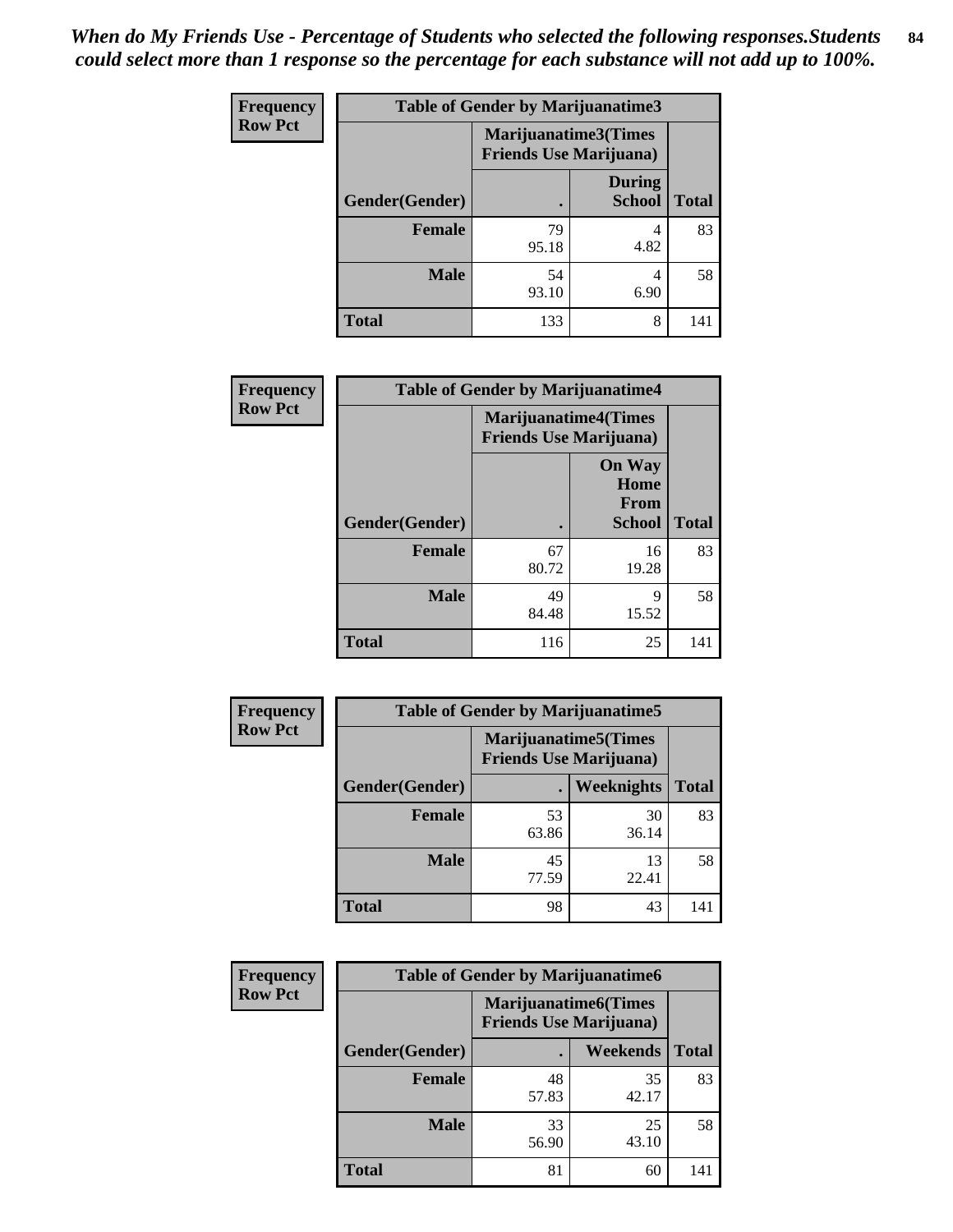*When do My Friends Use - Percentage of Students who selected the following responses.Students could select more than 1 response so the percentage for each substance will not add up to 100%.*

**Frequency**
**Row Pct**

| Table of Gender by Marijuanatime3 | | | |
|---|---|---|---|
| | Marijuanatime3(Times Friends Use Marijuana) | | |
| Gender(Gender) | . | During School | Total |
| **Female** | 79<br>95.18 | 4<br>4.82 | 83 |
| **Male** | 54<br>93.10 | 4<br>6.90 | 58 |
| **Total** | 133 | 8 | 141 |

**Frequency**
**Row Pct**

| Table of Gender by Marijuanatime4 | | | |
|---|---|---|---|
| | Marijuanatime4(Times Friends Use Marijuana) | | |
| Gender(Gender) | . | On Way Home From School | Total |
| **Female** | 67<br>80.72 | 16<br>19.28 | 83 |
| **Male** | 49<br>84.48 | 9<br>15.52 | 58 |
| **Total** | 116 | 25 | 141 |

**Frequency**
**Row Pct**

| Table of Gender by Marijuanatime5 | | | |
|---|---|---|---|
| | Marijuanatime5(Times Friends Use Marijuana) | | |
| Gender(Gender) | . | Weeknights | Total |
| **Female** | 53<br>63.86 | 30<br>36.14 | 83 |
| **Male** | 45<br>77.59 | 13<br>22.41 | 58 |
| **Total** | 98 | 43 | 141 |

**Frequency**
**Row Pct**

| Table of Gender by Marijuanatime6 | | | |
|---|---|---|---|
| | Marijuanatime6(Times Friends Use Marijuana) | | |
| Gender(Gender) | . | Weekends | Total |
| **Female** | 48<br>57.83 | 35<br>42.17 | 83 |
| **Male** | 33<br>56.90 | 25<br>43.10 | 58 |
| **Total** | 81 | 60 | 141 |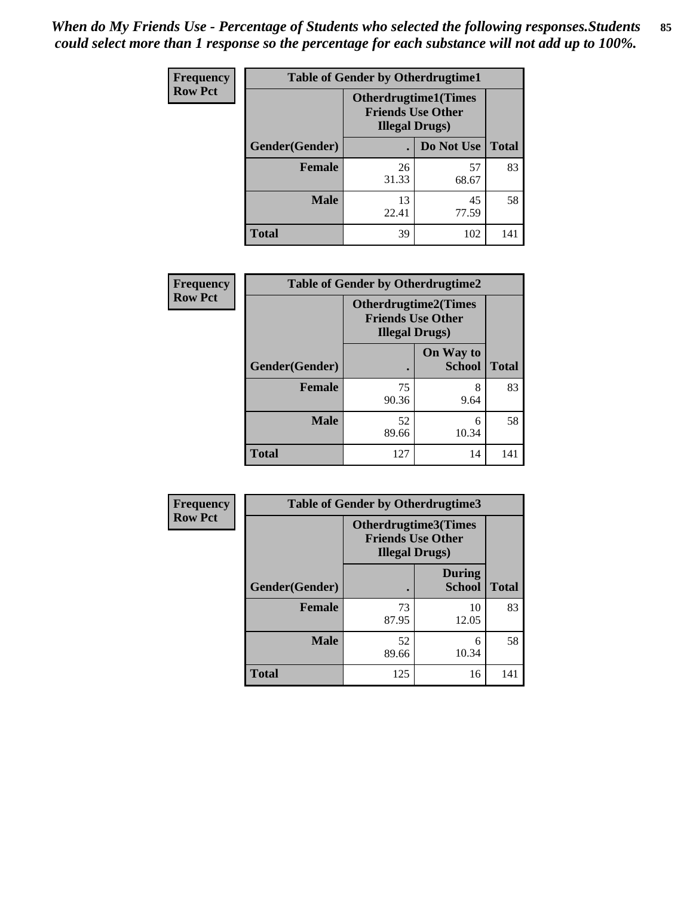*When do My Friends Use - Percentage of Students who selected the following responses.Students could select more than 1 response so the percentage for each substance will not add up to 100%.*

**Frequency**
**Row Pct**

| Table of Gender by Otherdrugtime1 | | | |
|---|---|---|---|
| | Otherdrugtime1(Times Friends Use Other Illegal Drugs) | | |
| Gender(Gender) | . | Do Not Use | Total |
| Female | 26<br>31.33 | 57<br>68.67 | 83 |
| Male | 13<br>22.41 | 45<br>77.59 | 58 |
| Total | 39 | 102 | 141 |

**Frequency**
**Row Pct**

| Table of Gender by Otherdrugtime2 | | | |
|---|---|---|---|
| | Otherdrugtime2(Times Friends Use Other Illegal Drugs) | | |
| Gender(Gender) | . | On Way to School | Total |
| Female | 75<br>90.36 | 8<br>9.64 | 83 |
| Male | 52<br>89.66 | 6<br>10.34 | 58 |
| Total | 127 | 14 | 141 |

**Frequency**
**Row Pct**

| Table of Gender by Otherdrugtime3 | | | |
|---|---|---|---|
| | Otherdrugtime3(Times Friends Use Other Illegal Drugs) | | |
| Gender(Gender) | . | During School | Total |
| Female | 73<br>87.95 | 10<br>12.05 | 83 |
| Male | 52<br>89.66 | 6<br>10.34 | 58 |
| Total | 125 | 16 | 141 |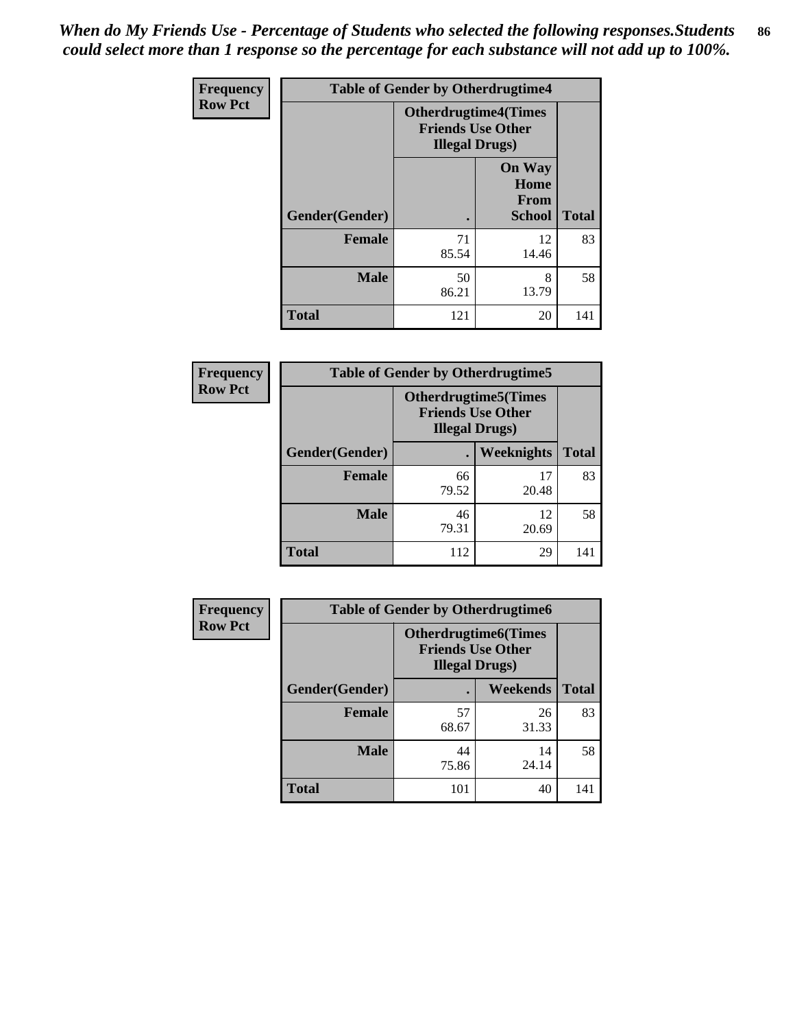*When do My Friends Use - Percentage of Students who selected the following responses.Students could select more than 1 response so the percentage for each substance will not add up to 100%.*

**Frequency**
**Row Pct**

| Table of Gender by Otherdrugtime4 | | | |
|---|---|---|---|
| | Otherdrugtime4(Times Friends Use Other Illegal Drugs) | | |
| Gender(Gender) | . | On Way Home From School | Total |
| Female | 71<br>85.54 | 12<br>14.46 | 83 |
| Male | 50<br>86.21 | 8<br>13.79 | 58 |
| Total | 121 | 20 | 141 |

**Frequency**
**Row Pct**

| Table of Gender by Otherdrugtime5 | | | |
|---|---|---|---|
| | Otherdrugtime5(Times Friends Use Other Illegal Drugs) | | |
| Gender(Gender) | . | Weeknights | Total |
| Female | 66<br>79.52 | 17<br>20.48 | 83 |
| Male | 46<br>79.31 | 12<br>20.69 | 58 |
| Total | 112 | 29 | 141 |

**Frequency**
**Row Pct**

| Table of Gender by Otherdrugtime6 | | | |
|---|---|---|---|
| | Otherdrugtime6(Times Friends Use Other Illegal Drugs) | | |
| Gender(Gender) | . | Weekends | Total |
| Female | 57<br>68.67 | 26<br>31.33 | 83 |
| Male | 44<br>75.86 | 14<br>24.14 | 58 |
| Total | 101 | 40 | 141 |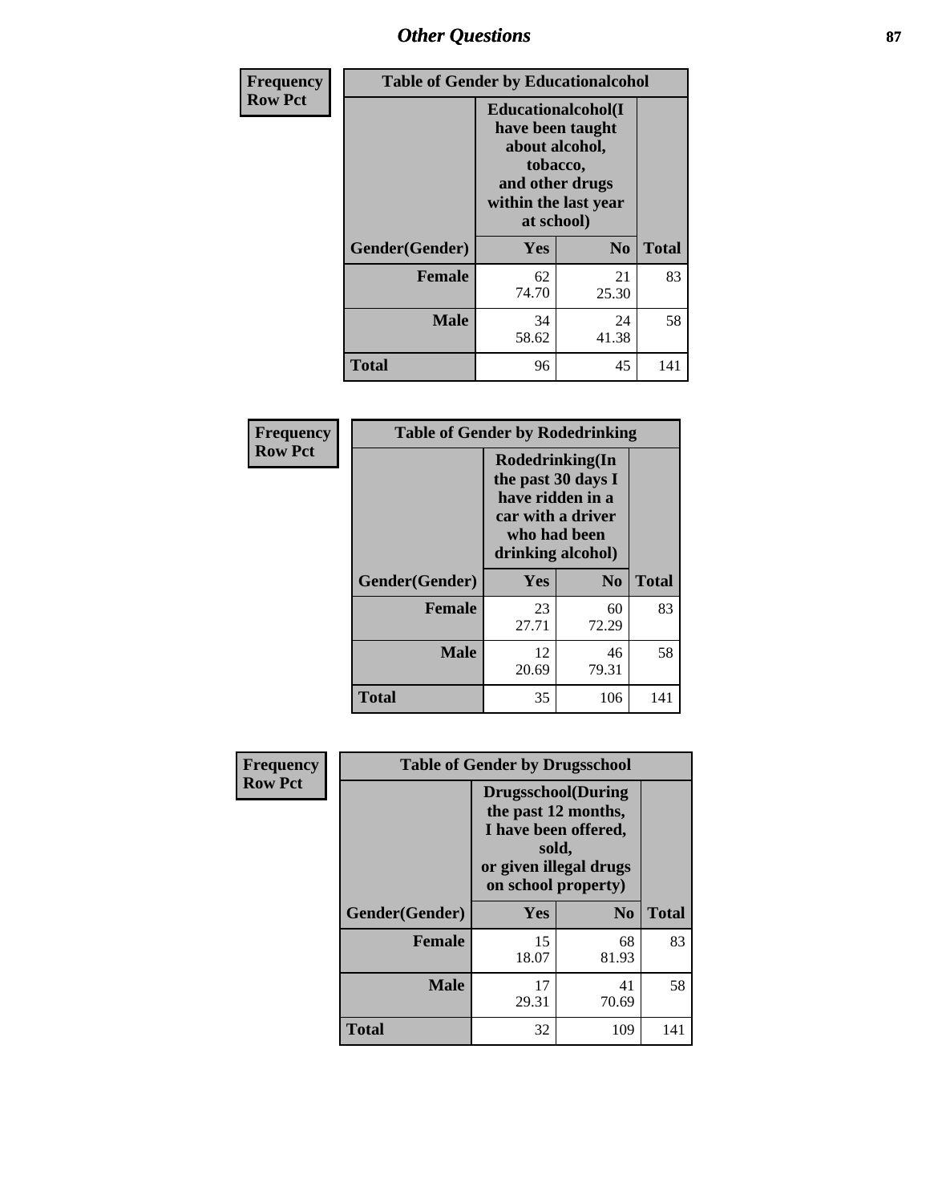| Frequency Row Pct | Table of Gender by Educationalcohol | | |
|---|---|---|---|
| | Educationalcohol(I have been taught about alcohol, tobacco, and other drugs within the last year at school) | | |
| Gender(Gender) | Yes | No | Total |
| Female | 62<br>74.70 | 21<br>25.30 | 83 |
| Male | 34<br>58.62 | 24<br>41.38 | 58 |
| Total | 96 | 45 | 141 |

| Frequency Row Pct | Table of Gender by Rodedrinking | | |
|---|---|---|---|
| | Rodedrinking(In the past 30 days I have ridden in a car with a driver who had been drinking alcohol) | | |
| Gender(Gender) | Yes | No | Total |
| Female | 23<br>27.71 | 60<br>72.29 | 83 |
| Male | 12<br>20.69 | 46<br>79.31 | 58 |
| Total | 35 | 106 | 141 |

| Frequency Row Pct | Table of Gender by Drugsschool | | |
|---|---|---|---|
| | Drugsschool(During the past 12 months, I have been offered, sold, or given illegal drugs on school property) | | |
| Gender(Gender) | Yes | No | Total |
| Female | 15<br>18.07 | 68<br>81.93 | 83 |
| Male | 17<br>29.31 | 41<br>70.69 | 58 |
| Total | 32 | 109 | 141 |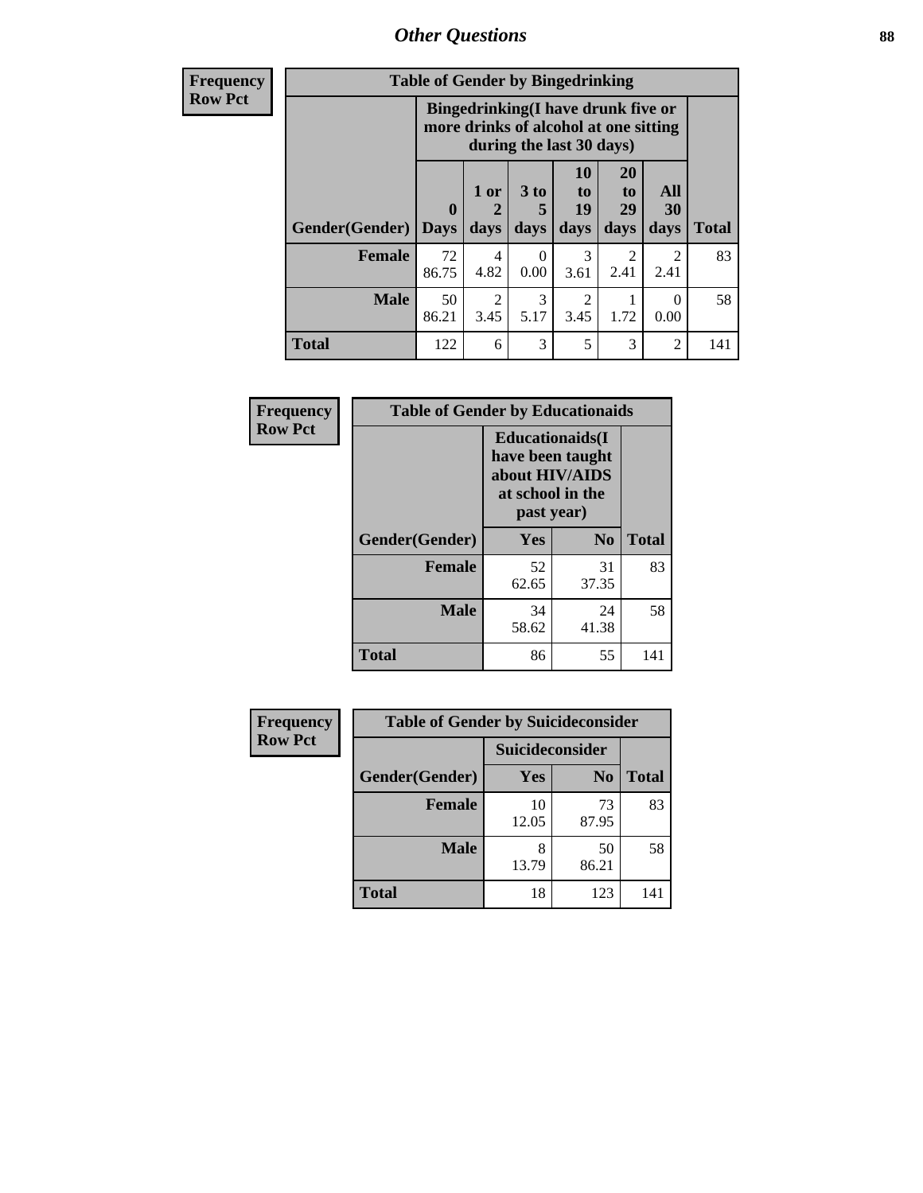## Other Questions

**Frequency**
**Row Pct**

**Table of Gender by Bingedrinking**

| Gender(Gender) | Bingedrinking(I have drunk five or more drinks of alcohol at one sitting during the last 30 days) | | | | | | Total |
|---|---|---|---|---|---|---|---|
| | 0 Days | 1 or 2 days | 3 to 5 days | 10 to 19 days | 20 to 29 days | All 30 days | |
| **Female** | 72<br>86.75 | 4<br>4.82 | 0<br>0.00 | 3<br>3.61 | 2<br>2.41 | 2<br>2.41 | 83 |
| **Male** | 50<br>86.21 | 2<br>3.45 | 3<br>5.17 | 2<br>3.45 | 1<br>1.72 | 0<br>0.00 | 58 |
| **Total** | 122 | 6 | 3 | 5 | 3 | 2 | 141 |

**Frequency**
**Row Pct**

**Table of Gender by Educationaids**

| Gender(Gender) | Educationaids(I have been taught about HIV/AIDS at school in the past year) | | Total |
|---|---|---|---|
| | Yes | No | |
| **Female** | 52<br>62.65 | 31<br>37.35 | 83 |
| **Male** | 34<br>58.62 | 24<br>41.38 | 58 |
| **Total** | 86 | 55 | 141 |

**Frequency**
**Row Pct**

**Table of Gender by Suicideconsider**

| Gender(Gender) | Suicideconsider | | Total |
|---|---|---|---|
| | Yes | No | |
| **Female** | 10<br>12.05 | 73<br>87.95 | 83 |
| **Male** | 8<br>13.79 | 50<br>86.21 | 58 |
| **Total** | 18 | 123 | 141 |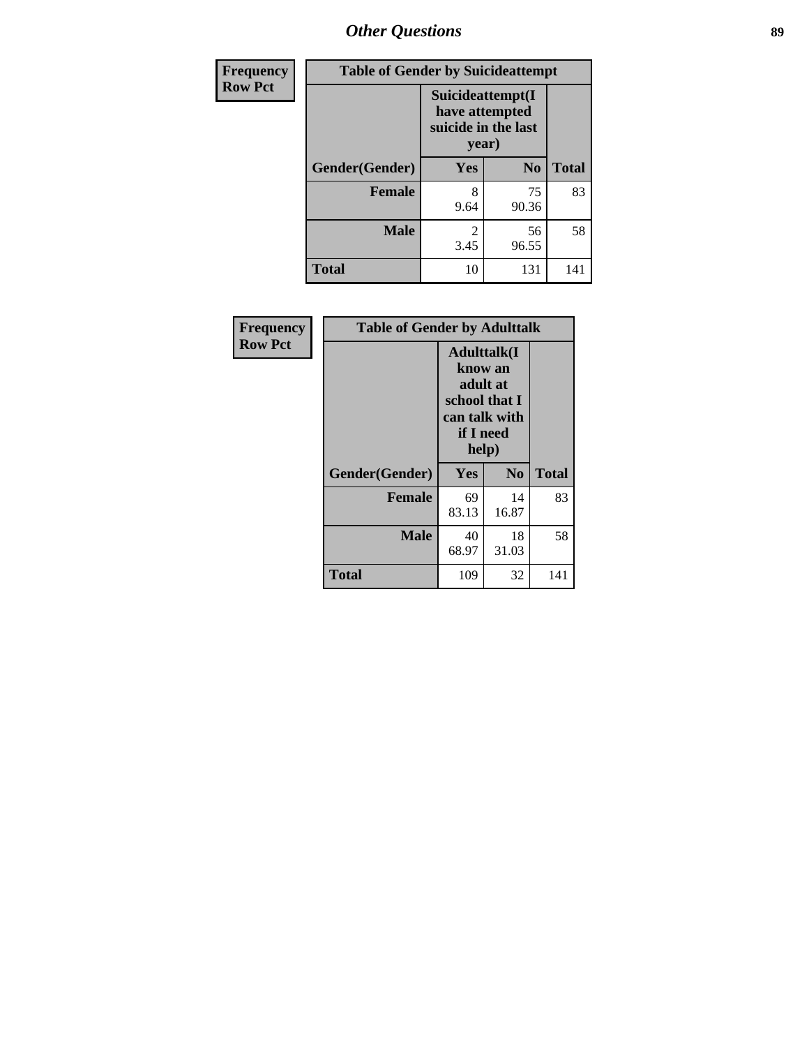| Frequency<br>Row Pct | Table of Gender by Suicideattempt | | |
|---|---|---|---|
| | Suicideattempt(I have attempted suicide in the last year) | | |
| Gender(Gender) | Yes | No | Total |
| Female | 8<br>9.64 | 75<br>90.36 | 83 |
| Male | 2<br>3.45 | 56<br>96.55 | 58 |
| Total | 10 | 131 | 141 |

| Frequency<br>Row Pct | Table of Gender by Adulttalk | | |
|---|---|---|---|
| | Adulttalk(I know an adult at school that I can talk with if I need help) | | |
| Gender(Gender) | Yes | No | Total |
| Female | 69<br>83.13 | 14<br>16.87 | 83 |
| Male | 40<br>68.97 | 18<br>31.03 | 58 |
| Total | 109 | 32 | 141 |